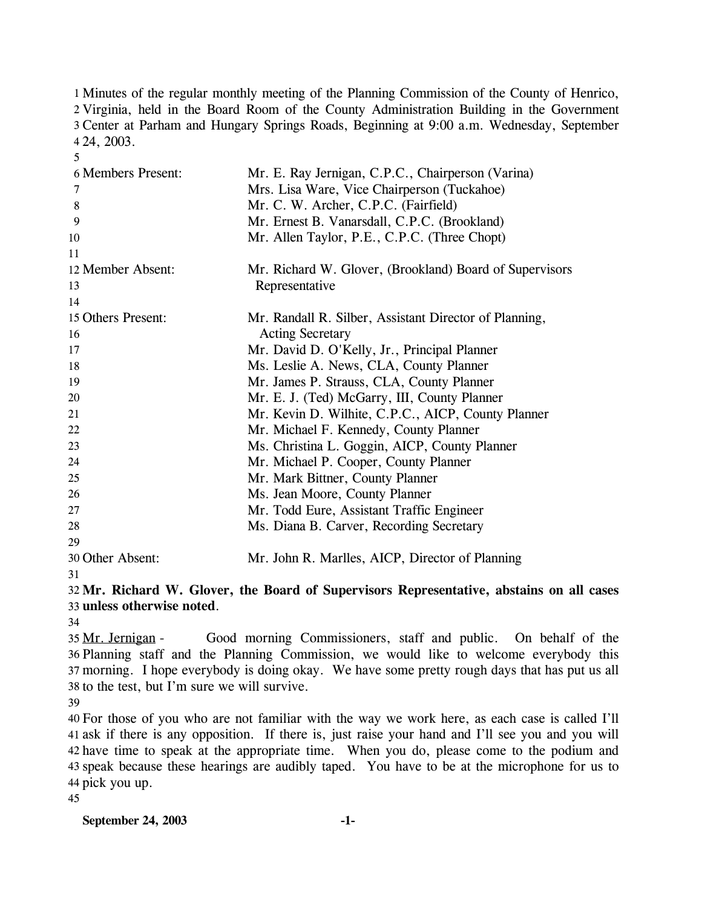Minutes of the regular monthly meeting of the Planning Commission of the County of Henrico, Virginia, held in the Board Room of the County Administration Building in the Government Center at Parham and Hungary Springs Roads, Beginning at 9:00 a.m. Wednesday, September 24, 2003.

| | |
|---|---|
| Members Present: | Mr. E. Ray Jernigan, C.P.C., Chairperson (Varina) |
| | Mrs. Lisa Ware, Vice Chairperson (Tuckahoe) |
| | Mr. C. W. Archer, C.P.C. (Fairfield) |
| | Mr. Ernest B. Vanarsdall, C.P.C. (Brookland) |
| | Mr. Allen Taylor, P.E., C.P.C. (Three Chopt) |
| Member Absent: | Mr. Richard W. Glover, (Brookland) Board of Supervisors Representative |
| Others Present: | Mr. Randall R. Silber, Assistant Director of Planning, Acting Secretary |
| | Mr. David D. O'Kelly, Jr., Principal Planner |
| | Ms. Leslie A. News, CLA, County Planner |
| | Mr. James P. Strauss, CLA, County Planner |
| | Mr. E. J. (Ted) McGarry, III, County Planner |
| | Mr. Kevin D. Wilhite, C.P.C., AICP, County Planner |
| | Mr. Michael F. Kennedy, County Planner |
| | Ms. Christina L. Goggin, AICP, County Planner |
| | Mr. Michael P. Cooper, County Planner |
| | Mr. Mark Bittner, County Planner |
| | Ms. Jean Moore, County Planner |
| | Mr. Todd Eure, Assistant Traffic Engineer |
| | Ms. Diana B. Carver, Recording Secretary |
| Other Absent: | Mr. John R. Marlles, AICP, Director of Planning |

**Mr. Richard W. Glover, the Board of Supervisors Representative, abstains on all cases unless otherwise noted**.

Mr. Jernigan - Good morning Commissioners, staff and public. On behalf of the Planning staff and the Planning Commission, we would like to welcome everybody this morning. I hope everybody is doing okay. We have some pretty rough days that has put us all to the test, but I'm sure we will survive.

For those of you who are not familiar with the way we work here, as each case is called I'll ask if there is any opposition. If there is, just raise your hand and I'll see you and you will have time to speak at the appropriate time. When you do, please come to the podium and speak because these hearings are audibly taped. You have to be at the microphone for us to pick you up.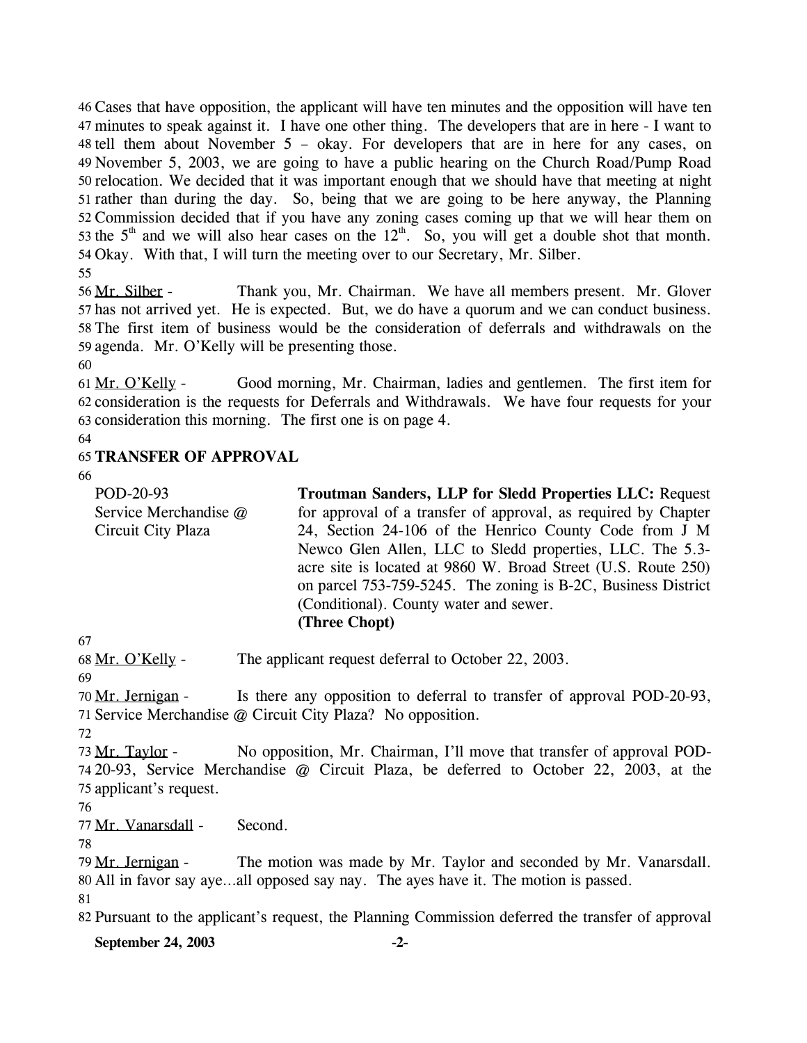Cases that have opposition, the applicant will have ten minutes and the opposition will have ten minutes to speak against it. I have one other thing. The developers that are in here - I want to tell them about November 5 – okay. For developers that are in here for any cases, on November 5, 2003, we are going to have a public hearing on the Church Road/Pump Road relocation. We decided that it was important enough that we should have that meeting at night rather than during the day. So, being that we are going to be here anyway, the Planning Commission decided that if you have any zoning cases coming up that we will hear them on the 5th and we will also hear cases on the 12th. So, you will get a double shot that month. Okay. With that, I will turn the meeting over to our Secretary, Mr. Silber.

Mr. Silber - Thank you, Mr. Chairman. We have all members present. Mr. Glover has not arrived yet. He is expected. But, we do have a quorum and we can conduct business. The first item of business would be the consideration of deferrals and withdrawals on the agenda. Mr. O'Kelly will be presenting those.

Mr. O'Kelly - Good morning, Mr. Chairman, ladies and gentlemen. The first item for consideration is the requests for Deferrals and Withdrawals. We have four requests for your consideration this morning. The first one is on page 4.

**TRANSFER OF APPROVAL**

POD-20-93
Service Merchandise @
Circuit City Plaza

**Troutman Sanders, LLP for Sledd Properties LLC:** Request for approval of a transfer of approval, as required by Chapter 24, Section 24-106 of the Henrico County Code from J M Newco Glen Allen, LLC to Sledd properties, LLC. The 5.3-acre site is located at 9860 W. Broad Street (U.S. Route 250) on parcel 753-759-5245. The zoning is B-2C, Business District (Conditional). County water and sewer.
**(Three Chopt)**

Mr. O'Kelly - The applicant request deferral to October 22, 2003.

Mr. Jernigan - Is there any opposition to deferral to transfer of approval POD-20-93, Service Merchandise @ Circuit City Plaza? No opposition.

Mr. Taylor - No opposition, Mr. Chairman, I'll move that transfer of approval POD-20-93, Service Merchandise @ Circuit Plaza, be deferred to October 22, 2003, at the applicant's request.

Mr. Vanarsdall - Second.

Mr. Jernigan - The motion was made by Mr. Taylor and seconded by Mr. Vanarsdall. All in favor say aye…all opposed say nay. The ayes have it. The motion is passed.

Pursuant to the applicant's request, the Planning Commission deferred the transfer of approval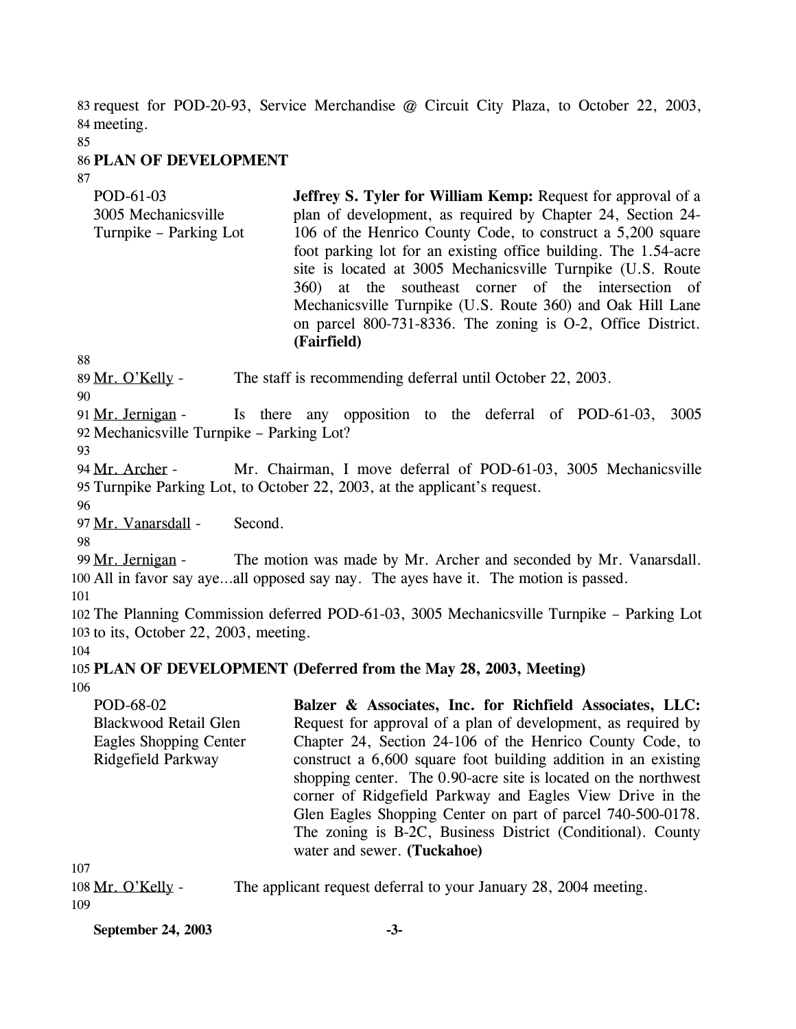request for POD-20-93, Service Merchandise @ Circuit City Plaza, to October 22, 2003, meeting.

## PLAN OF DEVELOPMENT

| | |
|---|---|
| POD-61-03<br>3005 Mechanicsville Turnpike – Parking Lot | **Jeffrey S. Tyler for William Kemp:** Request for approval of a plan of development, as required by Chapter 24, Section 24-106 of the Henrico County Code, to construct a 5,200 square foot parking lot for an existing office building. The 1.54-acre site is located at 3005 Mechanicsville Turnpike (U.S. Route 360) at the southeast corner of the intersection of Mechanicsville Turnpike (U.S. Route 360) and Oak Hill Lane on parcel 800-731-8336. The zoning is O-2, Office District. **(Fairfield)** |

Mr. O'Kelly - The staff is recommending deferral until October 22, 2003.

Mr. Jernigan - Is there any opposition to the deferral of POD-61-03, 3005 Mechanicsville Turnpike – Parking Lot?

Mr. Archer - Mr. Chairman, I move deferral of POD-61-03, 3005 Mechanicsville Turnpike Parking Lot, to October 22, 2003, at the applicant's request.

Mr. Vanarsdall - Second.

Mr. Jernigan - The motion was made by Mr. Archer and seconded by Mr. Vanarsdall. All in favor say aye…all opposed say nay. The ayes have it. The motion is passed.

The Planning Commission deferred POD-61-03, 3005 Mechanicsville Turnpike – Parking Lot to its, October 22, 2003, meeting.

## PLAN OF DEVELOPMENT (Deferred from the May 28, 2003, Meeting)

| | |
|---|---|
| POD-68-02<br>Blackwood Retail Glen Eagles Shopping Center Ridgefield Parkway | **Balzer & Associates, Inc. for Richfield Associates, LLC:** Request for approval of a plan of development, as required by Chapter 24, Section 24-106 of the Henrico County Code, to construct a 6,600 square foot building addition in an existing shopping center. The 0.90-acre site is located on the northwest corner of Ridgefield Parkway and Eagles View Drive in the Glen Eagles Shopping Center on part of parcel 740-500-0178. The zoning is B-2C, Business District (Conditional). County water and sewer. **(Tuckahoe)** |

Mr. O'Kelly - The applicant request deferral to your January 28, 2004 meeting.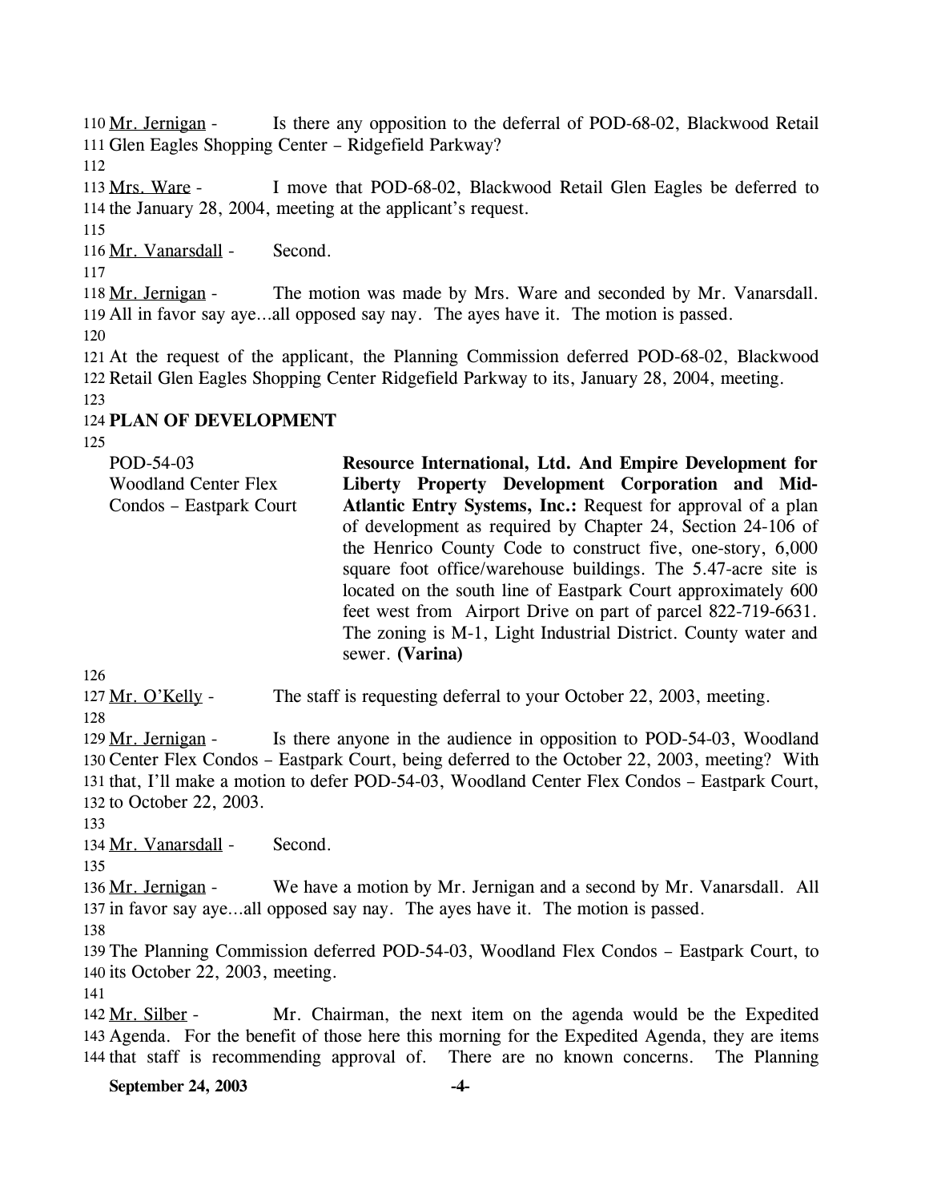Mr. Jernigan - Is there any opposition to the deferral of POD-68-02, Blackwood Retail Glen Eagles Shopping Center – Ridgefield Parkway?

Mrs. Ware - I move that POD-68-02, Blackwood Retail Glen Eagles be deferred to the January 28, 2004, meeting at the applicant's request.

Mr. Vanarsdall - Second.

Mr. Jernigan - The motion was made by Mrs. Ware and seconded by Mr. Vanarsdall. All in favor say aye…all opposed say nay. The ayes have it. The motion is passed.

At the request of the applicant, the Planning Commission deferred POD-68-02, Blackwood Retail Glen Eagles Shopping Center Ridgefield Parkway to its, January 28, 2004, meeting.

## PLAN OF DEVELOPMENT

| | |
|---|---|
| POD-54-03<br>Woodland Center Flex Condos – Eastpark Court | **Resource International, Ltd. And Empire Development for Liberty Property Development Corporation and Mid-Atlantic Entry Systems, Inc.:** Request for approval of a plan of development as required by Chapter 24, Section 24-106 of the Henrico County Code to construct five, one-story, 6,000 square foot office/warehouse buildings. The 5.47-acre site is located on the south line of Eastpark Court approximately 600 feet west from Airport Drive on part of parcel 822-719-6631. The zoning is M-1, Light Industrial District. County water and sewer. **(Varina)** |

Mr. O'Kelly - The staff is requesting deferral to your October 22, 2003, meeting.

Mr. Jernigan - Is there anyone in the audience in opposition to POD-54-03, Woodland Center Flex Condos – Eastpark Court, being deferred to the October 22, 2003, meeting? With that, I'll make a motion to defer POD-54-03, Woodland Center Flex Condos – Eastpark Court, to October 22, 2003.

Mr. Vanarsdall - Second.

Mr. Jernigan - We have a motion by Mr. Jernigan and a second by Mr. Vanarsdall. All in favor say aye…all opposed say nay. The ayes have it. The motion is passed.

The Planning Commission deferred POD-54-03, Woodland Flex Condos – Eastpark Court, to its October 22, 2003, meeting.

Mr. Silber - Mr. Chairman, the next item on the agenda would be the Expedited Agenda. For the benefit of those here this morning for the Expedited Agenda, they are items that staff is recommending approval of. There are no known concerns. The Planning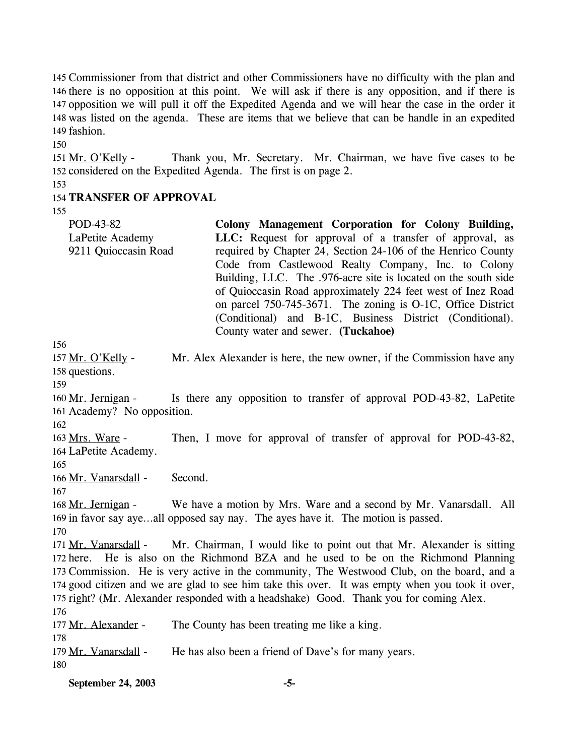Commissioner from that district and other Commissioners have no difficulty with the plan and there is no opposition at this point. We will ask if there is any opposition, and if there is opposition we will pull it off the Expedited Agenda and we will hear the case in the order it was listed on the agenda. These are items that we believe that can be handle in an expedited fashion.

Mr. O'Kelly - Thank you, Mr. Secretary. Mr. Chairman, we have five cases to be considered on the Expedited Agenda. The first is on page 2.

**TRANSFER OF APPROVAL**

POD-43-82
LaPetite Academy
9211 Quioccasin Road

**Colony Management Corporation for Colony Building, LLC:** Request for approval of a transfer of approval, as required by Chapter 24, Section 24-106 of the Henrico County Code from Castlewood Realty Company, Inc. to Colony Building, LLC. The .976-acre site is located on the south side of Quioccasin Road approximately 224 feet west of Inez Road on parcel 750-745-3671. The zoning is O-1C, Office District (Conditional) and B-1C, Business District (Conditional). County water and sewer. **(Tuckahoe)**

Mr. O'Kelly - Mr. Alex Alexander is here, the new owner, if the Commission have any questions.

Mr. Jernigan - Is there any opposition to transfer of approval POD-43-82, LaPetite Academy? No opposition.

Mrs. Ware - Then, I move for approval of transfer of approval for POD-43-82, LaPetite Academy.

Mr. Vanarsdall - Second.

Mr. Jernigan - We have a motion by Mrs. Ware and a second by Mr. Vanarsdall. All in favor say aye…all opposed say nay. The ayes have it. The motion is passed.

Mr. Vanarsdall - Mr. Chairman, I would like to point out that Mr. Alexander is sitting here. He is also on the Richmond BZA and he used to be on the Richmond Planning Commission. He is very active in the community, The Westwood Club, on the board, and a good citizen and we are glad to see him take this over. It was empty when you took it over, right? (Mr. Alexander responded with a headshake) Good. Thank you for coming Alex.

Mr. Alexander - The County has been treating me like a king.

Mr. Vanarsdall - He has also been a friend of Dave's for many years.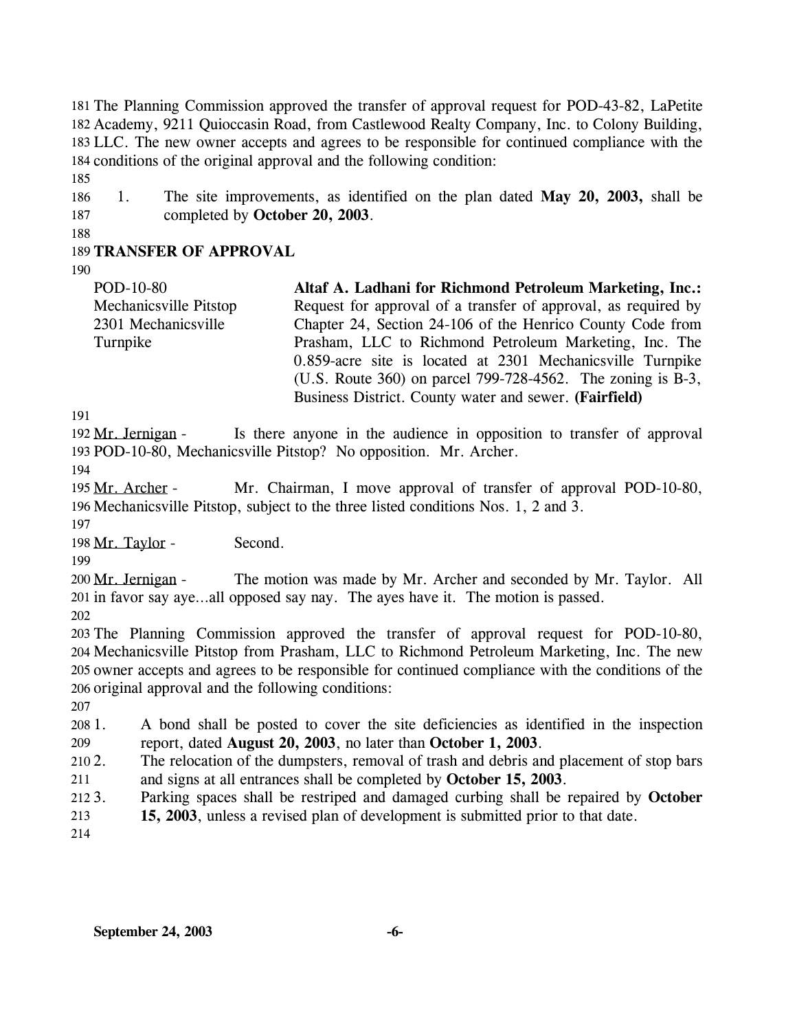The Planning Commission approved the transfer of approval request for POD-43-82, LaPetite Academy, 9211 Quioccasin Road, from Castlewood Realty Company, Inc. to Colony Building, LLC. The new owner accepts and agrees to be responsible for continued compliance with the conditions of the original approval and the following condition:

1. The site improvements, as identified on the plan dated **May 20, 2003,** shall be completed by **October 20, 2003**.

## TRANSFER OF APPROVAL

| | |
|---|---|
| POD-10-80<br>Mechanicsville Pitstop<br>2301 Mechanicsville Turnpike | **Altaf A. Ladhani for Richmond Petroleum Marketing, Inc.:** Request for approval of a transfer of approval, as required by Chapter 24, Section 24-106 of the Henrico County Code from Prasham, LLC to Richmond Petroleum Marketing, Inc. The 0.859-acre site is located at 2301 Mechanicsville Turnpike (U.S. Route 360) on parcel 799-728-4562. The zoning is B-3, Business District. County water and sewer. **(Fairfield)** |

Mr. Jernigan - Is there anyone in the audience in opposition to transfer of approval POD-10-80, Mechanicsville Pitstop? No opposition. Mr. Archer.

Mr. Archer - Mr. Chairman, I move approval of transfer of approval POD-10-80, Mechanicsville Pitstop, subject to the three listed conditions Nos. 1, 2 and 3.

Mr. Taylor - Second.

Mr. Jernigan - The motion was made by Mr. Archer and seconded by Mr. Taylor. All in favor say aye…all opposed say nay. The ayes have it. The motion is passed.

The Planning Commission approved the transfer of approval request for POD-10-80, Mechanicsville Pitstop from Prasham, LLC to Richmond Petroleum Marketing, Inc. The new owner accepts and agrees to be responsible for continued compliance with the conditions of the original approval and the following conditions:

1. A bond shall be posted to cover the site deficiencies as identified in the inspection report, dated **August 20, 2003**, no later than **October 1, 2003**.
2. The relocation of the dumpsters, removal of trash and debris and placement of stop bars and signs at all entrances shall be completed by **October 15, 2003**.
3. Parking spaces shall be restriped and damaged curbing shall be repaired by **October 15, 2003**, unless a revised plan of development is submitted prior to that date.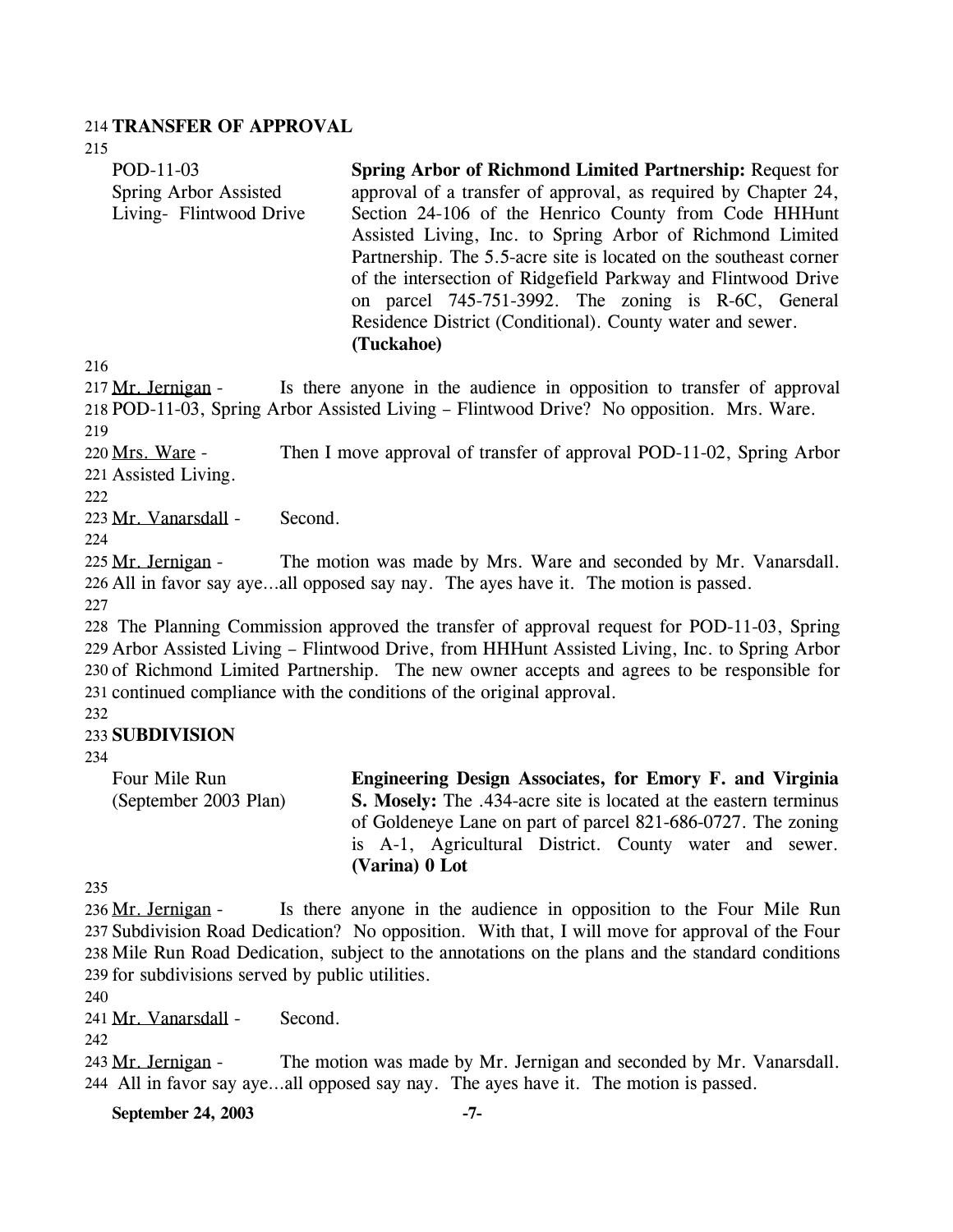**TRANSFER OF APPROVAL**

POD-11-03
Spring Arbor Assisted Living- Flintwood Drive

**Spring Arbor of Richmond Limited Partnership:** Request for approval of a transfer of approval, as required by Chapter 24, Section 24-106 of the Henrico County from Code HHHunt Assisted Living, Inc. to Spring Arbor of Richmond Limited Partnership. The 5.5-acre site is located on the southeast corner of the intersection of Ridgefield Parkway and Flintwood Drive on parcel 745-751-3992. The zoning is R-6C, General Residence District (Conditional). County water and sewer. **(Tuckahoe)**

Mr. Jernigan - Is there anyone in the audience in opposition to transfer of approval POD-11-03, Spring Arbor Assisted Living – Flintwood Drive? No opposition. Mrs. Ware.

Mrs. Ware - Then I move approval of transfer of approval POD-11-02, Spring Arbor Assisted Living.

Mr. Vanarsdall - Second.

Mr. Jernigan - The motion was made by Mrs. Ware and seconded by Mr. Vanarsdall. All in favor say aye…all opposed say nay. The ayes have it. The motion is passed.

The Planning Commission approved the transfer of approval request for POD-11-03, Spring Arbor Assisted Living – Flintwood Drive, from HHHunt Assisted Living, Inc. to Spring Arbor of Richmond Limited Partnership. The new owner accepts and agrees to be responsible for continued compliance with the conditions of the original approval.

**SUBDIVISION**

Four Mile Run
(September 2003 Plan)

**Engineering Design Associates, for Emory F. and Virginia S. Mosely:** The .434-acre site is located at the eastern terminus of Goldeneye Lane on part of parcel 821-686-0727. The zoning is A-1, Agricultural District. County water and sewer. **(Varina) 0 Lot**

Mr. Jernigan - Is there anyone in the audience in opposition to the Four Mile Run Subdivision Road Dedication? No opposition. With that, I will move for approval of the Four Mile Run Road Dedication, subject to the annotations on the plans and the standard conditions for subdivisions served by public utilities.

Mr. Vanarsdall - Second.

Mr. Jernigan - The motion was made by Mr. Jernigan and seconded by Mr. Vanarsdall. All in favor say aye…all opposed say nay. The ayes have it. The motion is passed.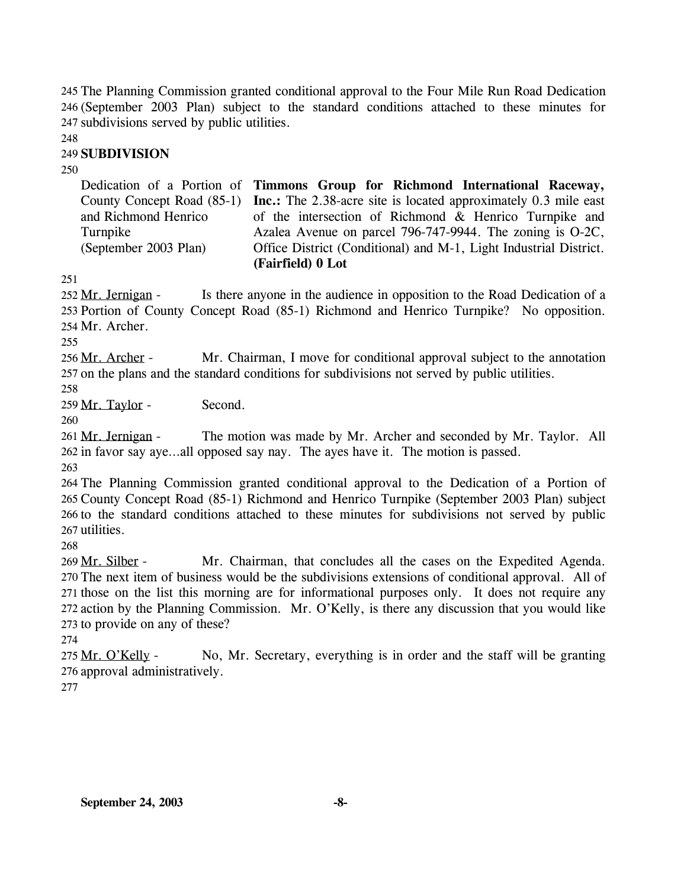The Planning Commission granted conditional approval to the Four Mile Run Road Dedication (September 2003 Plan) subject to the standard conditions attached to these minutes for subdivisions served by public utilities.

**SUBDIVISION**

| | |
|---|---|
| Dedication of a Portion of County Concept Road (85-1) and Richmond Henrico Turnpike (September 2003 Plan) | **Timmons Group for Richmond International Raceway, Inc.:** The 2.38-acre site is located approximately 0.3 mile east of the intersection of Richmond & Henrico Turnpike and Azalea Avenue on parcel 796-747-9944. The zoning is O-2C, Office District (Conditional) and M-1, Light Industrial District. **(Fairfield) 0 Lot** |

Mr. Jernigan - Is there anyone in the audience in opposition to the Road Dedication of a Portion of County Concept Road (85-1) Richmond and Henrico Turnpike? No opposition. Mr. Archer.

Mr. Archer - Mr. Chairman, I move for conditional approval subject to the annotation on the plans and the standard conditions for subdivisions not served by public utilities.

Mr. Taylor - Second.

Mr. Jernigan - The motion was made by Mr. Archer and seconded by Mr. Taylor. All in favor say aye…all opposed say nay. The ayes have it. The motion is passed.

The Planning Commission granted conditional approval to the Dedication of a Portion of County Concept Road (85-1) Richmond and Henrico Turnpike (September 2003 Plan) subject to the standard conditions attached to these minutes for subdivisions not served by public utilities.

Mr. Silber - Mr. Chairman, that concludes all the cases on the Expedited Agenda. The next item of business would be the subdivisions extensions of conditional approval. All of those on the list this morning are for informational purposes only. It does not require any action by the Planning Commission. Mr. O'Kelly, is there any discussion that you would like to provide on any of these?

Mr. O'Kelly - No, Mr. Secretary, everything is in order and the staff will be granting approval administratively.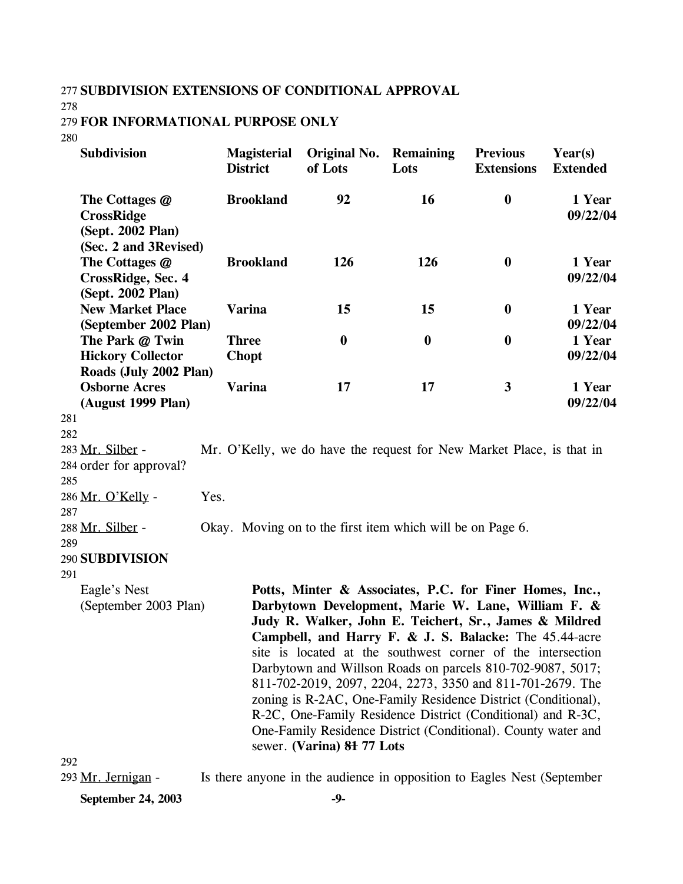**SUBDIVISION EXTENSIONS OF CONDITIONAL APPROVAL**

**FOR INFORMATIONAL PURPOSE ONLY**

| Subdivision | Magisterial District | Original No. of Lots | Remaining Lots | Previous Extensions | Year(s) Extended |
|---|---|---|---|---|---|
| **The Cottages @ CrossRidge (Sept. 2002 Plan) (Sec. 2 and 3Revised)** | **Brookland** | **92** | **16** | **0** | **1 Year 09/22/04** |
| **The Cottages @ CrossRidge, Sec. 4 (Sept. 2002 Plan)** | **Brookland** | **126** | **126** | **0** | **1 Year 09/22/04** |
| **New Market Place (September 2002 Plan)** | **Varina** | **15** | **15** | **0** | **1 Year 09/22/04** |
| **The Park @ Twin Hickory Collector Roads (July 2002 Plan)** | **Three Chopt** | **0** | **0** | **0** | **1 Year 09/22/04** |
| **Osborne Acres (August 1999 Plan)** | **Varina** | **17** | **17** | **3** | **1 Year 09/22/04** |

Mr. Silber - Mr. O'Kelly, we do have the request for New Market Place, is that in order for approval?

Mr. O'Kelly - Yes.

Mr. Silber - Okay. Moving on to the first item which will be on Page 6.

**SUBDIVISION**

Eagle's Nest (September 2003 Plan)

**Potts, Minter & Associates, P.C. for Finer Homes, Inc., Darbytown Development, Marie W. Lane, William F. & Judy R. Walker, John E. Teichert, Sr., James & Mildred Campbell, and Harry F. & J. S. Balacke:** The 45.44-acre site is located at the southwest corner of the intersection Darbytown and Willson Roads on parcels 810-702-9087, 5017; 811-702-2019, 2097, 2204, 2273, 3350 and 811-701-2679. The zoning is R-2AC, One-Family Residence District (Conditional), R-2C, One-Family Residence District (Conditional) and R-3C, One-Family Residence District (Conditional). County water and sewer. **(Varina) ~~81~~ 77 Lots**

Mr. Jernigan - Is there anyone in the audience in opposition to Eagles Nest (September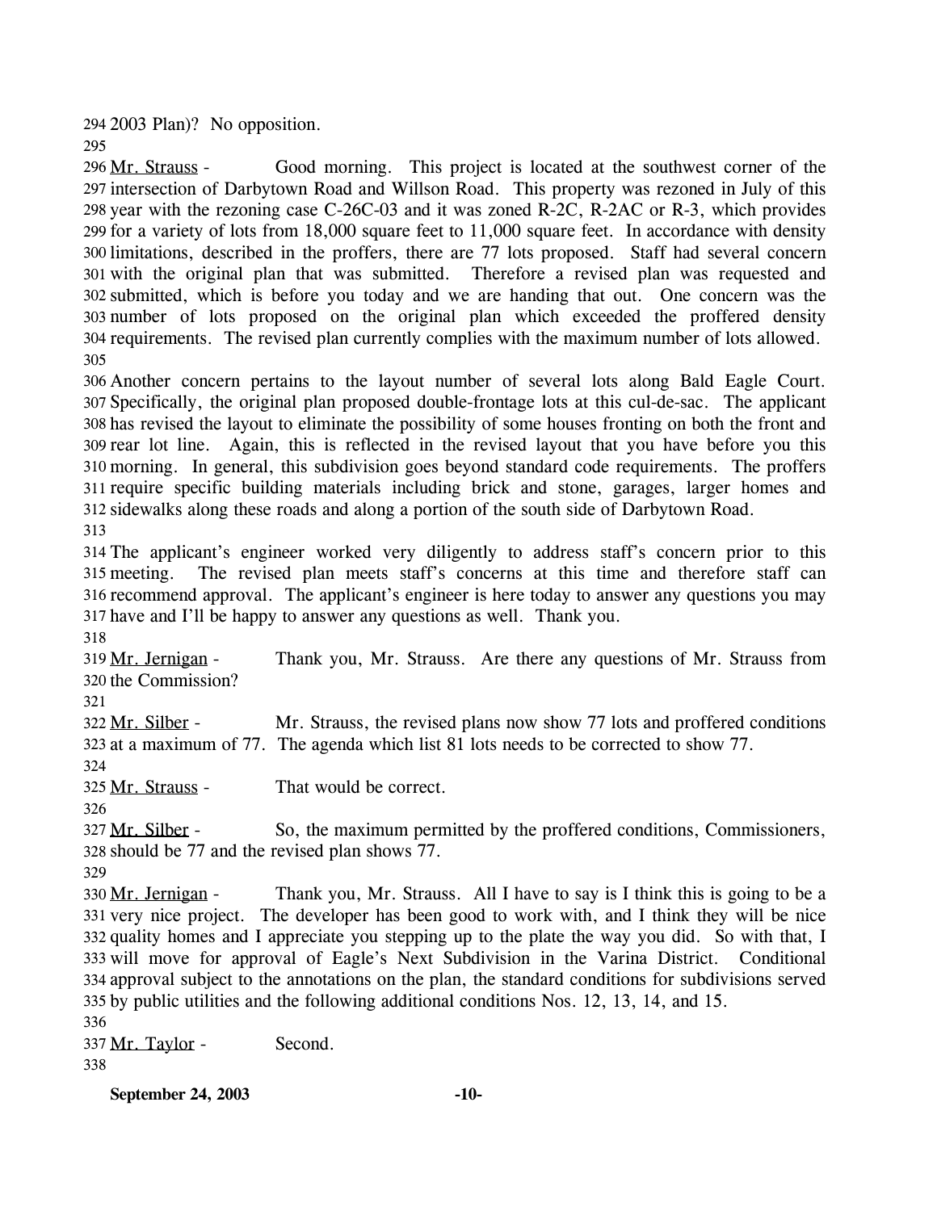2003 Plan)? No opposition.

Mr. Strauss - Good morning. This project is located at the southwest corner of the intersection of Darbytown Road and Willson Road. This property was rezoned in July of this year with the rezoning case C-26C-03 and it was zoned R-2C, R-2AC or R-3, which provides for a variety of lots from 18,000 square feet to 11,000 square feet. In accordance with density limitations, described in the proffers, there are 77 lots proposed. Staff had several concern with the original plan that was submitted. Therefore a revised plan was requested and submitted, which is before you today and we are handing that out. One concern was the number of lots proposed on the original plan which exceeded the proffered density requirements. The revised plan currently complies with the maximum number of lots allowed.

Another concern pertains to the layout number of several lots along Bald Eagle Court. Specifically, the original plan proposed double-frontage lots at this cul-de-sac. The applicant has revised the layout to eliminate the possibility of some houses fronting on both the front and rear lot line. Again, this is reflected in the revised layout that you have before you this morning. In general, this subdivision goes beyond standard code requirements. The proffers require specific building materials including brick and stone, garages, larger homes and sidewalks along these roads and along a portion of the south side of Darbytown Road.

The applicant's engineer worked very diligently to address staff's concern prior to this meeting. The revised plan meets staff's concerns at this time and therefore staff can recommend approval. The applicant's engineer is here today to answer any questions you may have and I'll be happy to answer any questions as well. Thank you.

Mr. Jernigan - Thank you, Mr. Strauss. Are there any questions of Mr. Strauss from the Commission?

Mr. Silber - Mr. Strauss, the revised plans now show 77 lots and proffered conditions at a maximum of 77. The agenda which list 81 lots needs to be corrected to show 77.

Mr. Strauss - That would be correct.

Mr. Silber - So, the maximum permitted by the proffered conditions, Commissioners, should be 77 and the revised plan shows 77.

Mr. Jernigan - Thank you, Mr. Strauss. All I have to say is I think this is going to be a very nice project. The developer has been good to work with, and I think they will be nice quality homes and I appreciate you stepping up to the plate the way you did. So with that, I will move for approval of Eagle's Next Subdivision in the Varina District. Conditional approval subject to the annotations on the plan, the standard conditions for subdivisions served by public utilities and the following additional conditions Nos. 12, 13, 14, and 15.

Mr. Taylor - Second.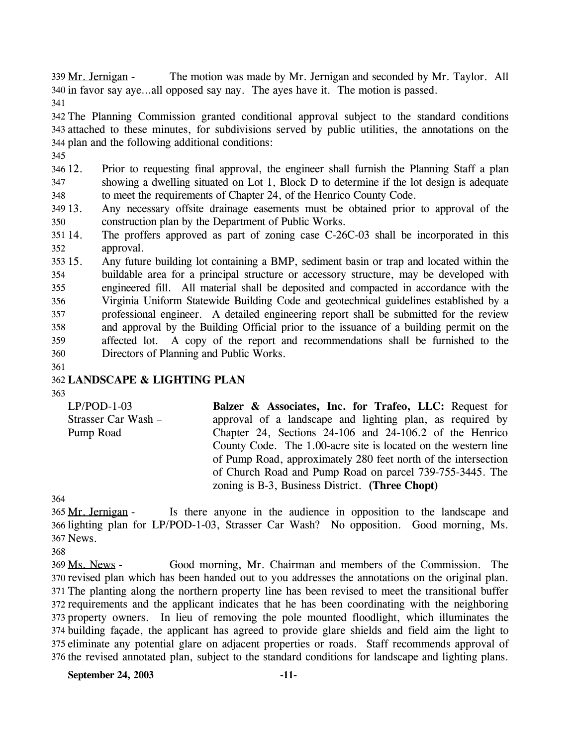Mr. Jernigan - The motion was made by Mr. Jernigan and seconded by Mr. Taylor. All in favor say aye…all opposed say nay. The ayes have it. The motion is passed.

The Planning Commission granted conditional approval subject to the standard conditions attached to these minutes, for subdivisions served by public utilities, the annotations on the plan and the following additional conditions:

12. Prior to requesting final approval, the engineer shall furnish the Planning Staff a plan showing a dwelling situated on Lot 1, Block D to determine if the lot design is adequate to meet the requirements of Chapter 24, of the Henrico County Code.
13. Any necessary offsite drainage easements must be obtained prior to approval of the construction plan by the Department of Public Works.
14. The proffers approved as part of zoning case C-26C-03 shall be incorporated in this approval.
15. Any future building lot containing a BMP, sediment basin or trap and located within the buildable area for a principal structure or accessory structure, may be developed with engineered fill. All material shall be deposited and compacted in accordance with the Virginia Uniform Statewide Building Code and geotechnical guidelines established by a professional engineer. A detailed engineering report shall be submitted for the review and approval by the Building Official prior to the issuance of a building permit on the affected lot. A copy of the report and recommendations shall be furnished to the Directors of Planning and Public Works.

## LANDSCAPE & LIGHTING PLAN

LP/POD-1-03
Strasser Car Wash – Pump Road

**Balzer & Associates, Inc. for Trafeo, LLC:** Request for approval of a landscape and lighting plan, as required by Chapter 24, Sections 24-106 and 24-106.2 of the Henrico County Code. The 1.00-acre site is located on the western line of Pump Road, approximately 280 feet north of the intersection of Church Road and Pump Road on parcel 739-755-3445. The zoning is B-3, Business District. **(Three Chopt)**

Mr. Jernigan - Is there anyone in the audience in opposition to the landscape and lighting plan for LP/POD-1-03, Strasser Car Wash? No opposition. Good morning, Ms. News.

Ms. News - Good morning, Mr. Chairman and members of the Commission. The revised plan which has been handed out to you addresses the annotations on the original plan. The planting along the northern property line has been revised to meet the transitional buffer requirements and the applicant indicates that he has been coordinating with the neighboring property owners. In lieu of removing the pole mounted floodlight, which illuminates the building façade, the applicant has agreed to provide glare shields and field aim the light to eliminate any potential glare on adjacent properties or roads. Staff recommends approval of the revised annotated plan, subject to the standard conditions for landscape and lighting plans.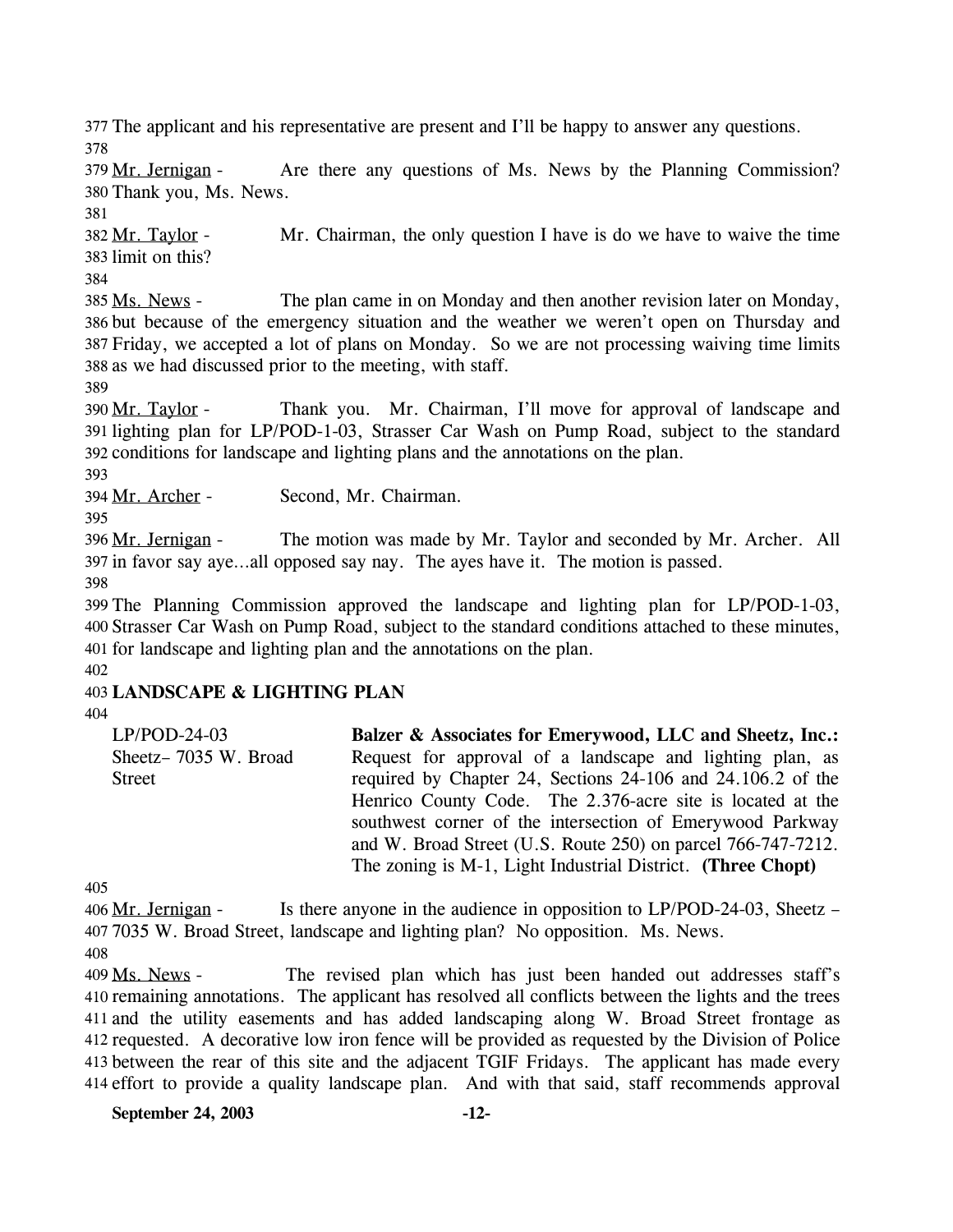The applicant and his representative are present and I'll be happy to answer any questions.

Mr. Jernigan - Are there any questions of Ms. News by the Planning Commission? Thank you, Ms. News.

Mr. Taylor - Mr. Chairman, the only question I have is do we have to waive the time limit on this?

Ms. News - The plan came in on Monday and then another revision later on Monday, but because of the emergency situation and the weather we weren't open on Thursday and Friday, we accepted a lot of plans on Monday. So we are not processing waiving time limits as we had discussed prior to the meeting, with staff.

Mr. Taylor - Thank you. Mr. Chairman, I'll move for approval of landscape and lighting plan for LP/POD-1-03, Strasser Car Wash on Pump Road, subject to the standard conditions for landscape and lighting plans and the annotations on the plan.

Mr. Archer - Second, Mr. Chairman.

Mr. Jernigan - The motion was made by Mr. Taylor and seconded by Mr. Archer. All in favor say aye…all opposed say nay. The ayes have it. The motion is passed.

The Planning Commission approved the landscape and lighting plan for LP/POD-1-03, Strasser Car Wash on Pump Road, subject to the standard conditions attached to these minutes, for landscape and lighting plan and the annotations on the plan.

## LANDSCAPE & LIGHTING PLAN

LP/POD-24-03
Sheetz– 7035 W. Broad Street

**Balzer & Associates for Emerywood, LLC and Sheetz, Inc.:** Request for approval of a landscape and lighting plan, as required by Chapter 24, Sections 24-106 and 24.106.2 of the Henrico County Code. The 2.376-acre site is located at the southwest corner of the intersection of Emerywood Parkway and W. Broad Street (U.S. Route 250) on parcel 766-747-7212. The zoning is M-1, Light Industrial District. **(Three Chopt)**

Mr. Jernigan - Is there anyone in the audience in opposition to LP/POD-24-03, Sheetz – 7035 W. Broad Street, landscape and lighting plan? No opposition. Ms. News.

Ms. News - The revised plan which has just been handed out addresses staff's remaining annotations. The applicant has resolved all conflicts between the lights and the trees and the utility easements and has added landscaping along W. Broad Street frontage as requested. A decorative low iron fence will be provided as requested by the Division of Police between the rear of this site and the adjacent TGIF Fridays. The applicant has made every effort to provide a quality landscape plan. And with that said, staff recommends approval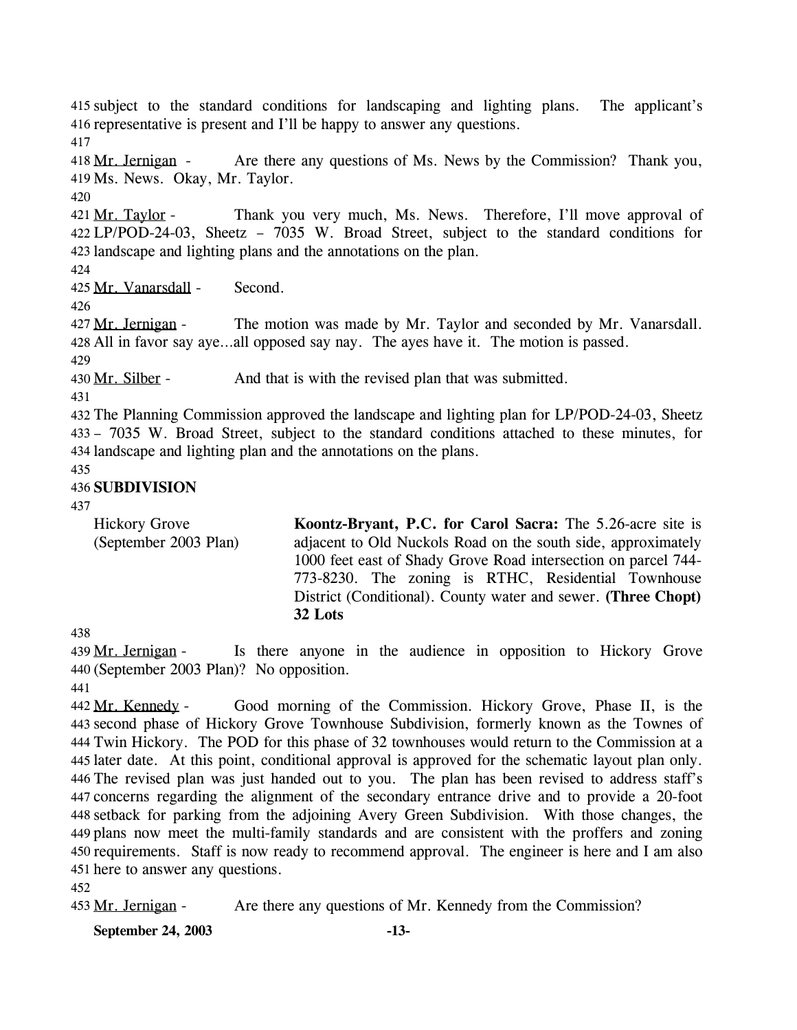subject to the standard conditions for landscaping and lighting plans. The applicant's representative is present and I'll be happy to answer any questions.

Mr. Jernigan - Are there any questions of Ms. News by the Commission? Thank you, Ms. News. Okay, Mr. Taylor.

Mr. Taylor - Thank you very much, Ms. News. Therefore, I'll move approval of LP/POD-24-03, Sheetz – 7035 W. Broad Street, subject to the standard conditions for landscape and lighting plans and the annotations on the plan.

Mr. Vanarsdall - Second.

Mr. Jernigan - The motion was made by Mr. Taylor and seconded by Mr. Vanarsdall. All in favor say aye…all opposed say nay. The ayes have it. The motion is passed.

Mr. Silber - And that is with the revised plan that was submitted.

The Planning Commission approved the landscape and lighting plan for LP/POD-24-03, Sheetz – 7035 W. Broad Street, subject to the standard conditions attached to these minutes, for landscape and lighting plan and the annotations on the plans.

**SUBDIVISION**

Hickory Grove (September 2003 Plan)

**Koontz-Bryant, P.C. for Carol Sacra:** The 5.26-acre site is adjacent to Old Nuckols Road on the south side, approximately 1000 feet east of Shady Grove Road intersection on parcel 744-773-8230. The zoning is RTHC, Residential Townhouse District (Conditional). County water and sewer. **(Three Chopt) 32 Lots**

Mr. Jernigan - Is there anyone in the audience in opposition to Hickory Grove (September 2003 Plan)? No opposition.

Mr. Kennedy - Good morning of the Commission. Hickory Grove, Phase II, is the second phase of Hickory Grove Townhouse Subdivision, formerly known as the Townes of Twin Hickory. The POD for this phase of 32 townhouses would return to the Commission at a later date. At this point, conditional approval is approved for the schematic layout plan only. The revised plan was just handed out to you. The plan has been revised to address staff's concerns regarding the alignment of the secondary entrance drive and to provide a 20-foot setback for parking from the adjoining Avery Green Subdivision. With those changes, the plans now meet the multi-family standards and are consistent with the proffers and zoning requirements. Staff is now ready to recommend approval. The engineer is here and I am also here to answer any questions.

Mr. Jernigan - Are there any questions of Mr. Kennedy from the Commission?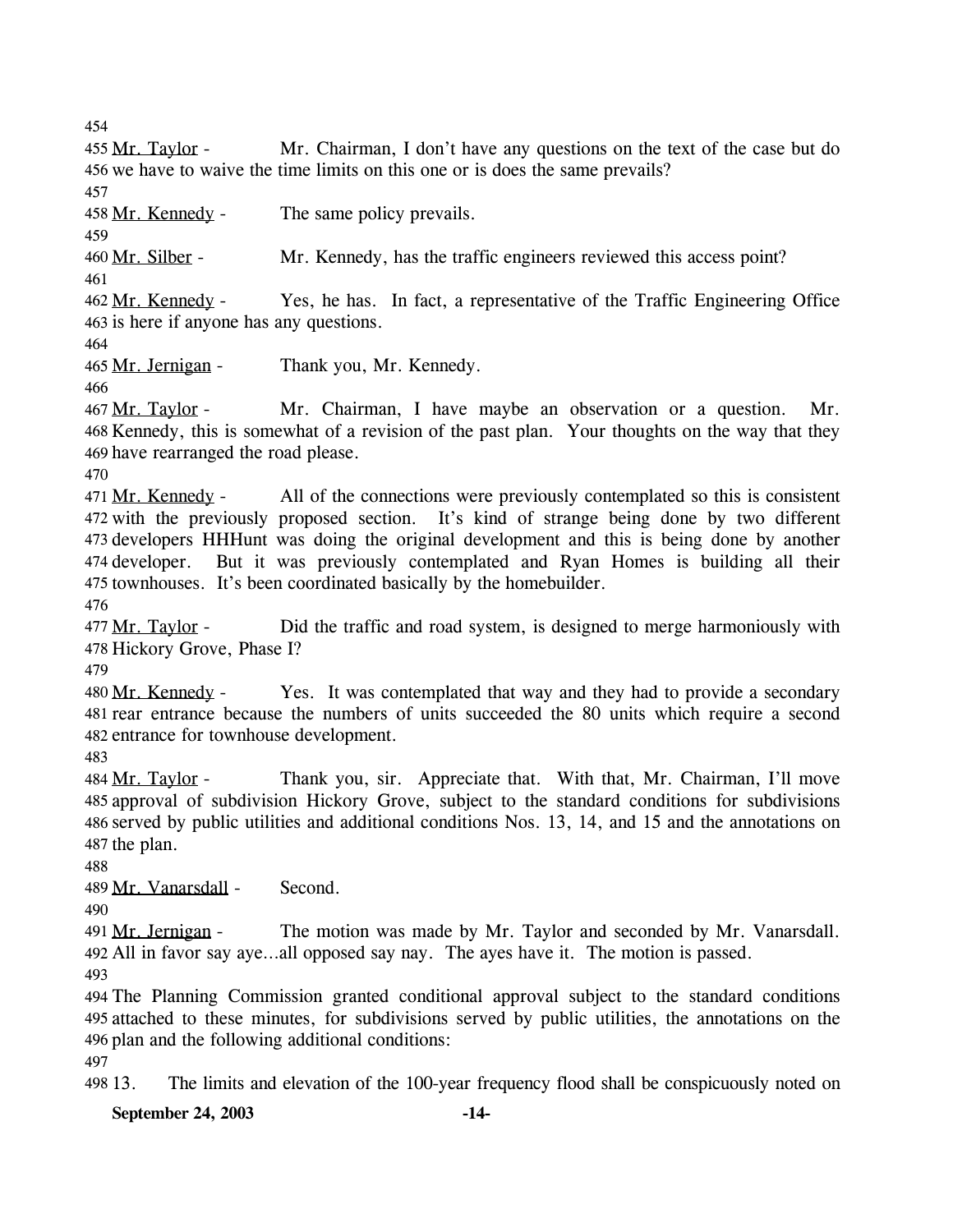Mr. Taylor - Mr. Chairman, I don't have any questions on the text of the case but do we have to waive the time limits on this one or is does the same prevails?

Mr. Kennedy - The same policy prevails.

Mr. Silber - Mr. Kennedy, has the traffic engineers reviewed this access point?

Mr. Kennedy - Yes, he has. In fact, a representative of the Traffic Engineering Office is here if anyone has any questions.

Mr. Jernigan - Thank you, Mr. Kennedy.

Mr. Taylor - Mr. Chairman, I have maybe an observation or a question. Mr. Kennedy, this is somewhat of a revision of the past plan. Your thoughts on the way that they have rearranged the road please.

Mr. Kennedy - All of the connections were previously contemplated so this is consistent with the previously proposed section. It's kind of strange being done by two different developers HHHunt was doing the original development and this is being done by another developer. But it was previously contemplated and Ryan Homes is building all their townhouses. It's been coordinated basically by the homebuilder.

Mr. Taylor - Did the traffic and road system, is designed to merge harmoniously with Hickory Grove, Phase I?

Mr. Kennedy - Yes. It was contemplated that way and they had to provide a secondary rear entrance because the numbers of units succeeded the 80 units which require a second entrance for townhouse development.

Mr. Taylor - Thank you, sir. Appreciate that. With that, Mr. Chairman, I'll move approval of subdivision Hickory Grove, subject to the standard conditions for subdivisions served by public utilities and additional conditions Nos. 13, 14, and 15 and the annotations on the plan.

Mr. Vanarsdall - Second.

Mr. Jernigan - The motion was made by Mr. Taylor and seconded by Mr. Vanarsdall. All in favor say aye…all opposed say nay. The ayes have it. The motion is passed.

The Planning Commission granted conditional approval subject to the standard conditions attached to these minutes, for subdivisions served by public utilities, the annotations on the plan and the following additional conditions:

13. The limits and elevation of the 100-year frequency flood shall be conspicuously noted on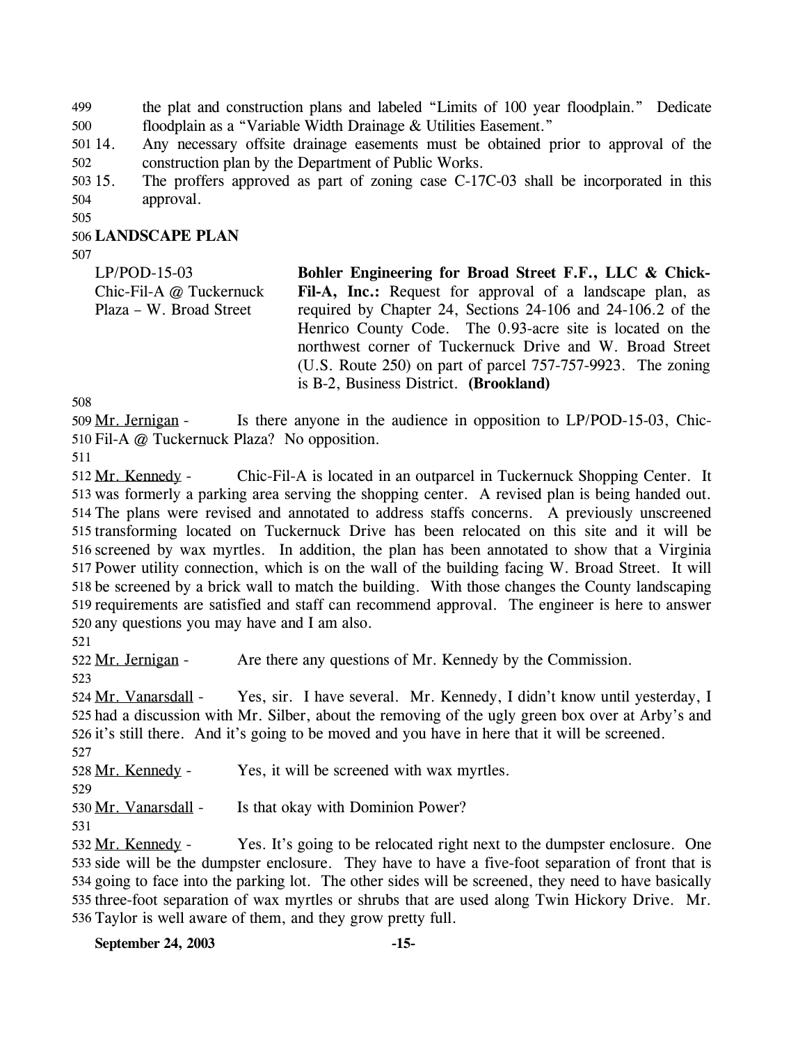the plat and construction plans and labeled "Limits of 100 year floodplain." Dedicate floodplain as a "Variable Width Drainage & Utilities Easement."

14. Any necessary offsite drainage easements must be obtained prior to approval of the construction plan by the Department of Public Works.
15. The proffers approved as part of zoning case C-17C-03 shall be incorporated in this approval.

## LANDSCAPE PLAN

| | |
|---|---|
| LP/POD-15-03<br>Chic-Fil-A @ Tuckernuck Plaza – W. Broad Street | **Bohler Engineering for Broad Street F.F., LLC & Chick-Fil-A, Inc.:** Request for approval of a landscape plan, as required by Chapter 24, Sections 24-106 and 24-106.2 of the Henrico County Code. The 0.93-acre site is located on the northwest corner of Tuckernuck Drive and W. Broad Street (U.S. Route 250) on part of parcel 757-757-9923. The zoning is B-2, Business District. **(Brookland)** |

Mr. Jernigan - Is there anyone in the audience in opposition to LP/POD-15-03, Chic-Fil-A @ Tuckernuck Plaza? No opposition.

Mr. Kennedy - Chic-Fil-A is located in an outparcel in Tuckernuck Shopping Center. It was formerly a parking area serving the shopping center. A revised plan is being handed out. The plans were revised and annotated to address staffs concerns. A previously unscreened transforming located on Tuckernuck Drive has been relocated on this site and it will be screened by wax myrtles. In addition, the plan has been annotated to show that a Virginia Power utility connection, which is on the wall of the building facing W. Broad Street. It will be screened by a brick wall to match the building. With those changes the County landscaping requirements are satisfied and staff can recommend approval. The engineer is here to answer any questions you may have and I am also.

Mr. Jernigan - Are there any questions of Mr. Kennedy by the Commission.

Mr. Vanarsdall - Yes, sir. I have several. Mr. Kennedy, I didn't know until yesterday, I had a discussion with Mr. Silber, about the removing of the ugly green box over at Arby's and it's still there. And it's going to be moved and you have in here that it will be screened.

Mr. Kennedy - Yes, it will be screened with wax myrtles.

Mr. Vanarsdall - Is that okay with Dominion Power?

Mr. Kennedy - Yes. It's going to be relocated right next to the dumpster enclosure. One side will be the dumpster enclosure. They have to have a five-foot separation of front that is going to face into the parking lot. The other sides will be screened, they need to have basically three-foot separation of wax myrtles or shrubs that are used along Twin Hickory Drive. Mr. Taylor is well aware of them, and they grow pretty full.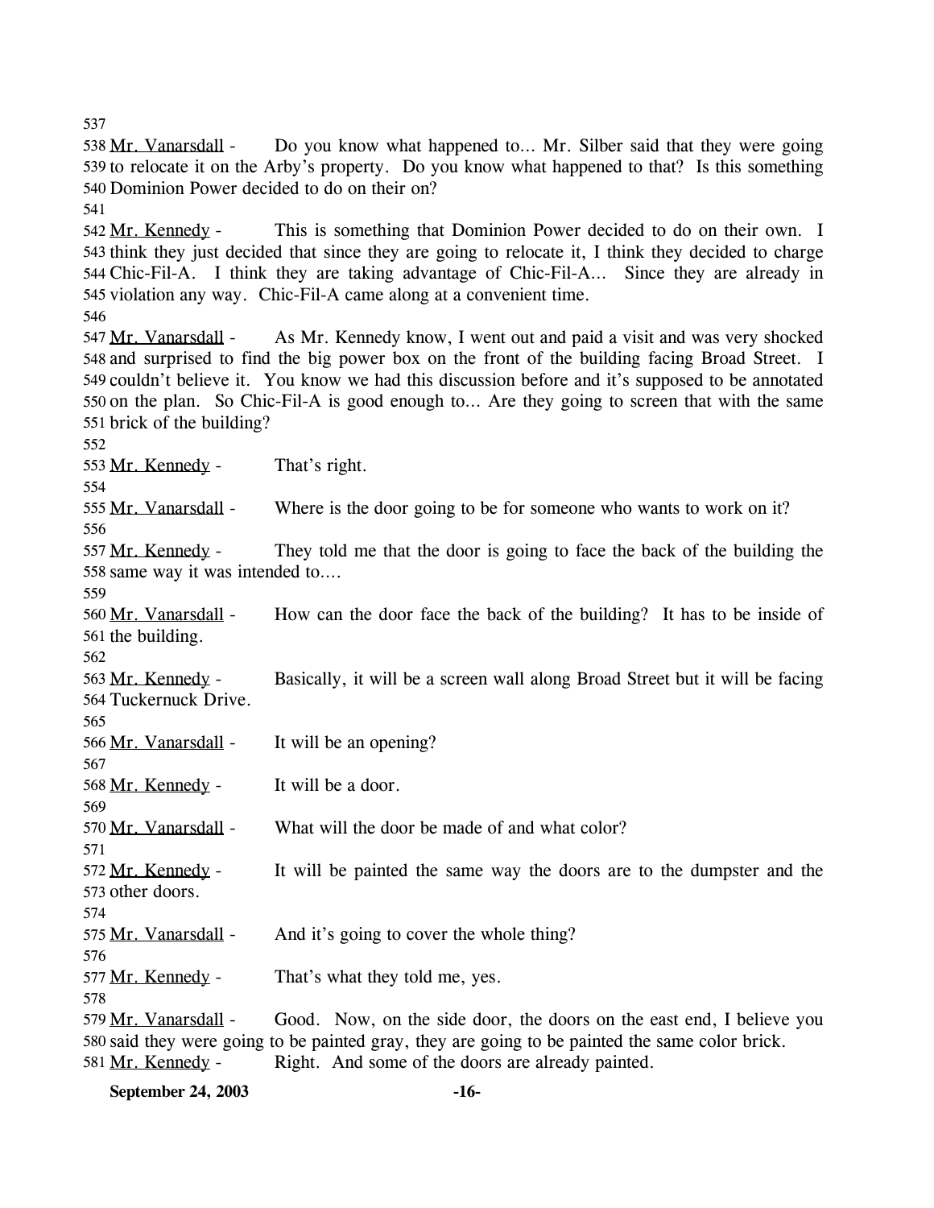537

538 Mr. Vanarsdall - Do you know what happened to... Mr. Silber said that they were going 539 to relocate it on the Arby's property. Do you know what happened to that? Is this something 540 Dominion Power decided to do on their on?

541

542 Mr. Kennedy - This is something that Dominion Power decided to do on their own. I 543 think they just decided that since they are going to relocate it, I think they decided to charge 544 Chic-Fil-A. I think they are taking advantage of Chic-Fil-A... Since they are already in 545 violation any way. Chic-Fil-A came along at a convenient time.

546

547 Mr. Vanarsdall - As Mr. Kennedy know, I went out and paid a visit and was very shocked 548 and surprised to find the big power box on the front of the building facing Broad Street. I 549 couldn't believe it. You know we had this discussion before and it's supposed to be annotated 550 on the plan. So Chic-Fil-A is good enough to... Are they going to screen that with the same 551 brick of the building?

552

553 Mr. Kennedy - That's right.

554

555 Mr. Vanarsdall - Where is the door going to be for someone who wants to work on it?

556

557 Mr. Kennedy - They told me that the door is going to face the back of the building the 558 same way it was intended to....

559

560 Mr. Vanarsdall - How can the door face the back of the building? It has to be inside of 561 the building.

562

563 Mr. Kennedy - Basically, it will be a screen wall along Broad Street but it will be facing 564 Tuckernuck Drive.

565

566 Mr. Vanarsdall - It will be an opening?

567

568 Mr. Kennedy - It will be a door.

569

570 Mr. Vanarsdall - What will the door be made of and what color?

571

572 Mr. Kennedy - It will be painted the same way the doors are to the dumpster and the 573 other doors.

574

575 Mr. Vanarsdall - And it's going to cover the whole thing?

576

577 Mr. Kennedy - That's what they told me, yes.

578

579 Mr. Vanarsdall - Good. Now, on the side door, the doors on the east end, I believe you 580 said they were going to be painted gray, they are going to be painted the same color brick.

581 Mr. Kennedy - Right. And some of the doors are already painted.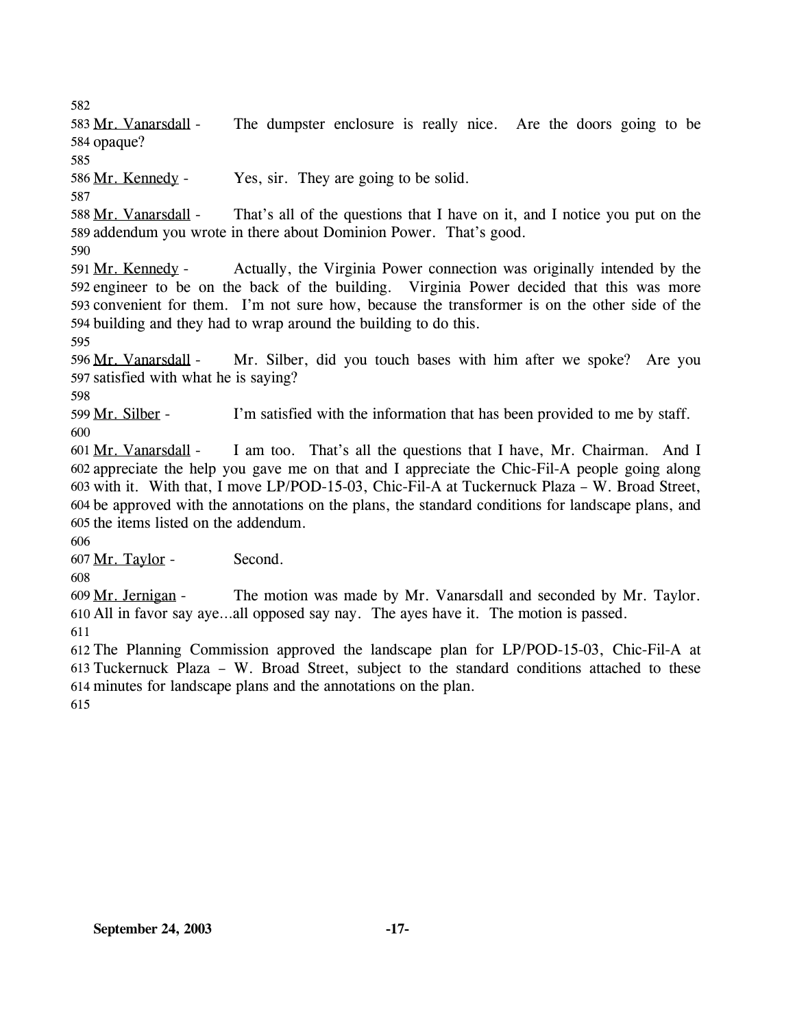Mr. Vanarsdall - The dumpster enclosure is really nice. Are the doors going to be opaque?

Mr. Kennedy - Yes, sir. They are going to be solid.

Mr. Vanarsdall - That's all of the questions that I have on it, and I notice you put on the addendum you wrote in there about Dominion Power. That's good.

Mr. Kennedy - Actually, the Virginia Power connection was originally intended by the engineer to be on the back of the building. Virginia Power decided that this was more convenient for them. I'm not sure how, because the transformer is on the other side of the building and they had to wrap around the building to do this.

Mr. Vanarsdall - Mr. Silber, did you touch bases with him after we spoke? Are you satisfied with what he is saying?

Mr. Silber - I'm satisfied with the information that has been provided to me by staff.

Mr. Vanarsdall - I am too. That's all the questions that I have, Mr. Chairman. And I appreciate the help you gave me on that and I appreciate the Chic-Fil-A people going along with it. With that, I move LP/POD-15-03, Chic-Fil-A at Tuckernuck Plaza – W. Broad Street, be approved with the annotations on the plans, the standard conditions for landscape plans, and the items listed on the addendum.

Mr. Taylor - Second.

Mr. Jernigan - The motion was made by Mr. Vanarsdall and seconded by Mr. Taylor. All in favor say aye…all opposed say nay. The ayes have it. The motion is passed.

The Planning Commission approved the landscape plan for LP/POD-15-03, Chic-Fil-A at Tuckernuck Plaza – W. Broad Street, subject to the standard conditions attached to these minutes for landscape plans and the annotations on the plan.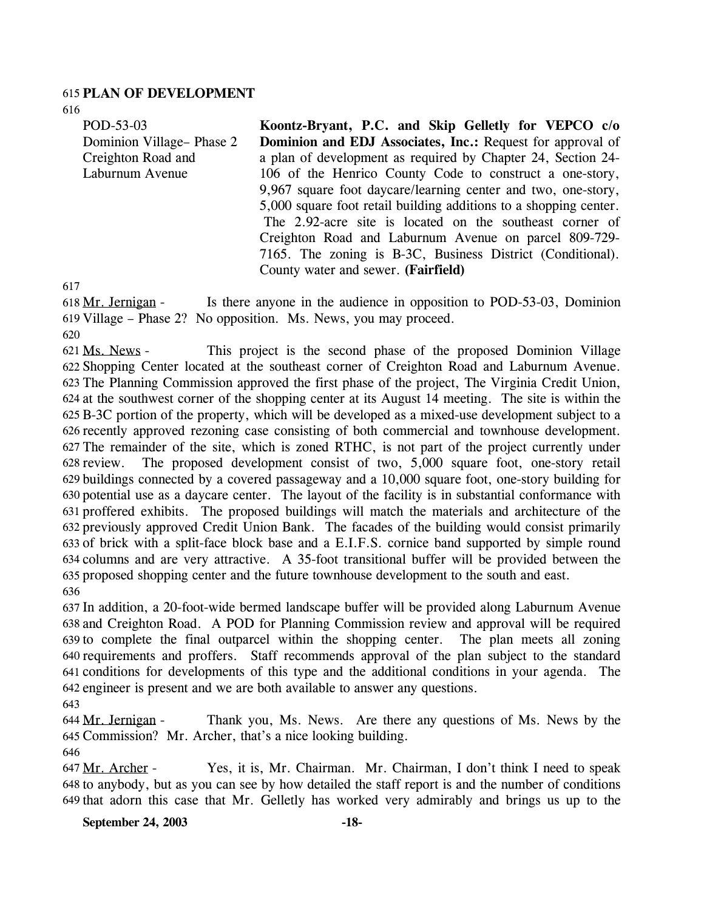## PLAN OF DEVELOPMENT

POD-53-03
Dominion Village– Phase 2
Creighton Road and
Laburnum Avenue

**Koontz-Bryant, P.C. and Skip Gelletly for VEPCO c/o Dominion and EDJ Associates, Inc.:** Request for approval of a plan of development as required by Chapter 24, Section 24-106 of the Henrico County Code to construct a one-story, 9,967 square foot daycare/learning center and two, one-story, 5,000 square foot retail building additions to a shopping center. The 2.92-acre site is located on the southeast corner of Creighton Road and Laburnum Avenue on parcel 809-729-7165. The zoning is B-3C, Business District (Conditional). County water and sewer. **(Fairfield)**

Mr. Jernigan - Is there anyone in the audience in opposition to POD-53-03, Dominion Village – Phase 2? No opposition. Ms. News, you may proceed.

Ms. News - This project is the second phase of the proposed Dominion Village Shopping Center located at the southeast corner of Creighton Road and Laburnum Avenue. The Planning Commission approved the first phase of the project, The Virginia Credit Union, at the southwest corner of the shopping center at its August 14 meeting. The site is within the B-3C portion of the property, which will be developed as a mixed-use development subject to a recently approved rezoning case consisting of both commercial and townhouse development. The remainder of the site, which is zoned RTHC, is not part of the project currently under review. The proposed development consist of two, 5,000 square foot, one-story retail buildings connected by a covered passageway and a 10,000 square foot, one-story building for potential use as a daycare center. The layout of the facility is in substantial conformance with proffered exhibits. The proposed buildings will match the materials and architecture of the previously approved Credit Union Bank. The facades of the building would consist primarily of brick with a split-face block base and a E.I.F.S. cornice band supported by simple round columns and are very attractive. A 35-foot transitional buffer will be provided between the proposed shopping center and the future townhouse development to the south and east.

In addition, a 20-foot-wide bermed landscape buffer will be provided along Laburnum Avenue and Creighton Road. A POD for Planning Commission review and approval will be required to complete the final outparcel within the shopping center. The plan meets all zoning requirements and proffers. Staff recommends approval of the plan subject to the standard conditions for developments of this type and the additional conditions in your agenda. The engineer is present and we are both available to answer any questions.

Mr. Jernigan - Thank you, Ms. News. Are there any questions of Ms. News by the Commission? Mr. Archer, that's a nice looking building.

Mr. Archer - Yes, it is, Mr. Chairman. Mr. Chairman, I don't think I need to speak to anybody, but as you can see by how detailed the staff report is and the number of conditions that adorn this case that Mr. Gelletly has worked very admirably and brings us up to the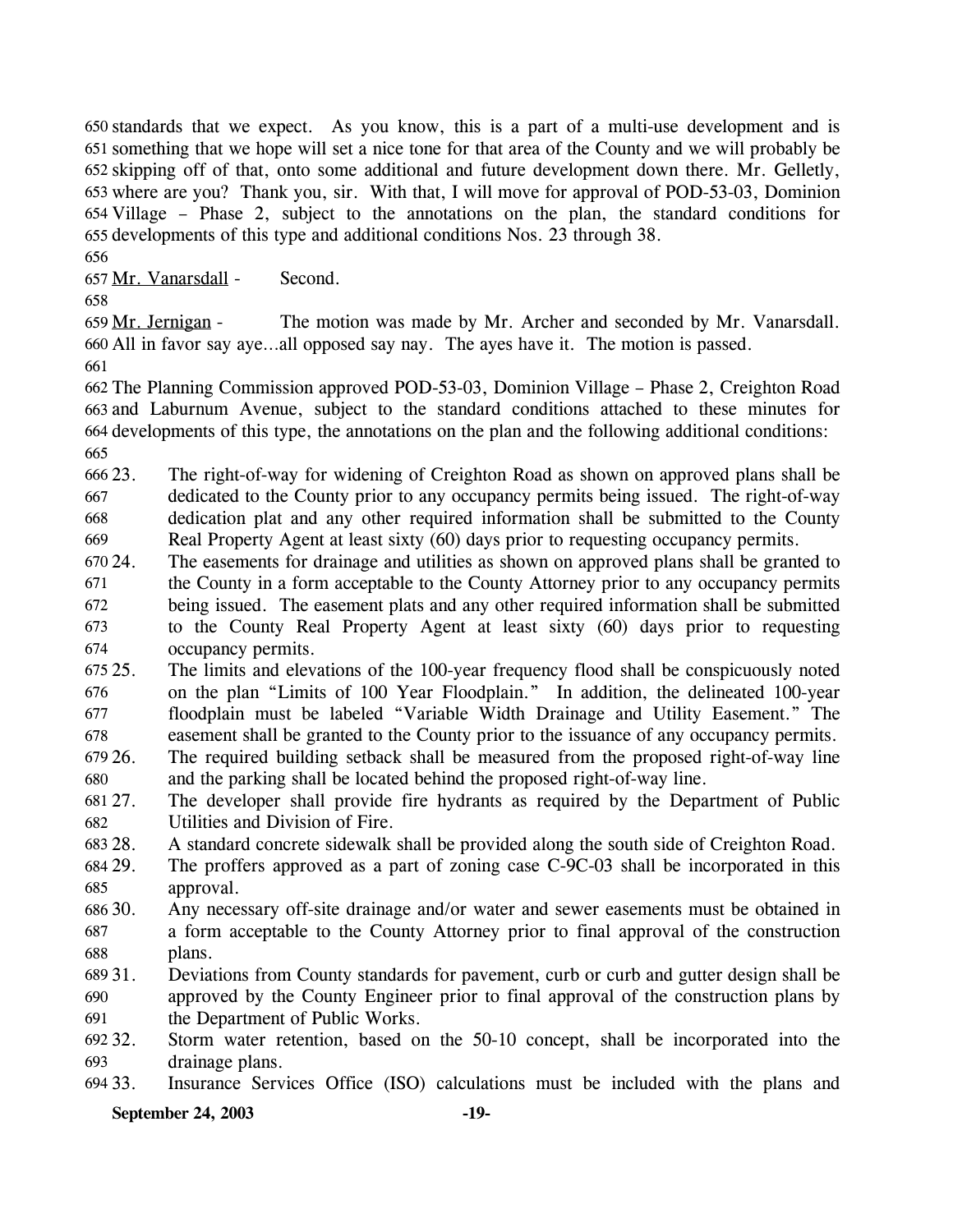standards that we expect. As you know, this is a part of a multi-use development and is something that we hope will set a nice tone for that area of the County and we will probably be skipping off of that, onto some additional and future development down there. Mr. Gelletly, where are you? Thank you, sir. With that, I will move for approval of POD-53-03, Dominion Village – Phase 2, subject to the annotations on the plan, the standard conditions for developments of this type and additional conditions Nos. 23 through 38.

Mr. Vanarsdall - Second.

Mr. Jernigan - The motion was made by Mr. Archer and seconded by Mr. Vanarsdall. All in favor say aye…all opposed say nay. The ayes have it. The motion is passed.

The Planning Commission approved POD-53-03, Dominion Village – Phase 2, Creighton Road and Laburnum Avenue, subject to the standard conditions attached to these minutes for developments of this type, the annotations on the plan and the following additional conditions:

23. The right-of-way for widening of Creighton Road as shown on approved plans shall be dedicated to the County prior to any occupancy permits being issued. The right-of-way dedication plat and any other required information shall be submitted to the County Real Property Agent at least sixty (60) days prior to requesting occupancy permits.
24. The easements for drainage and utilities as shown on approved plans shall be granted to the County in a form acceptable to the County Attorney prior to any occupancy permits being issued. The easement plats and any other required information shall be submitted to the County Real Property Agent at least sixty (60) days prior to requesting occupancy permits.
25. The limits and elevations of the 100-year frequency flood shall be conspicuously noted on the plan "Limits of 100 Year Floodplain." In addition, the delineated 100-year floodplain must be labeled "Variable Width Drainage and Utility Easement." The easement shall be granted to the County prior to the issuance of any occupancy permits.
26. The required building setback shall be measured from the proposed right-of-way line and the parking shall be located behind the proposed right-of-way line.
27. The developer shall provide fire hydrants as required by the Department of Public Utilities and Division of Fire.
28. A standard concrete sidewalk shall be provided along the south side of Creighton Road.
29. The proffers approved as a part of zoning case C-9C-03 shall be incorporated in this approval.
30. Any necessary off-site drainage and/or water and sewer easements must be obtained in a form acceptable to the County Attorney prior to final approval of the construction plans.
31. Deviations from County standards for pavement, curb or curb and gutter design shall be approved by the County Engineer prior to final approval of the construction plans by the Department of Public Works.
32. Storm water retention, based on the 50-10 concept, shall be incorporated into the drainage plans.
33. Insurance Services Office (ISO) calculations must be included with the plans and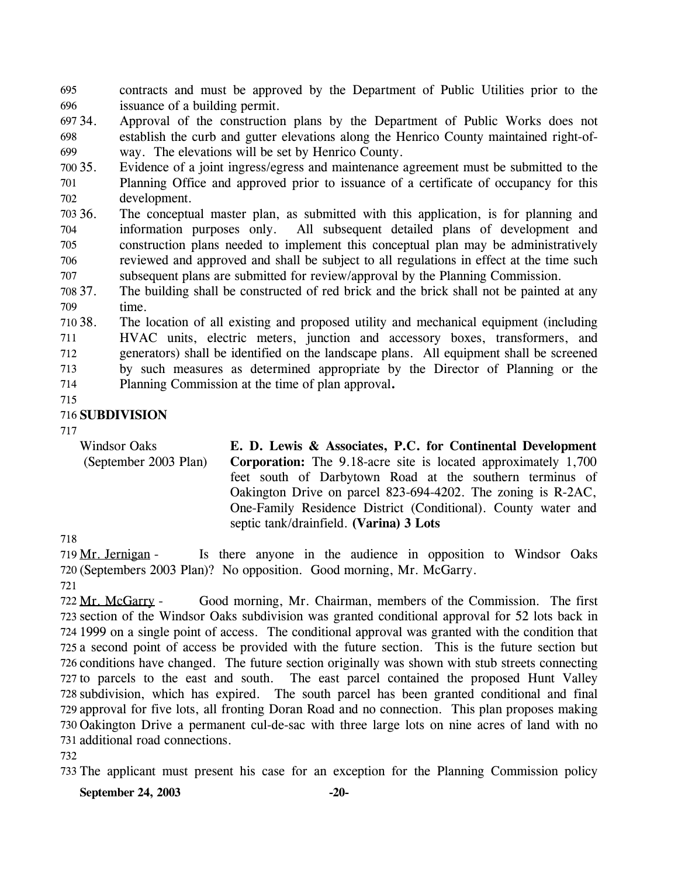contracts and must be approved by the Department of Public Utilities prior to the issuance of a building permit.

34. Approval of the construction plans by the Department of Public Works does not establish the curb and gutter elevations along the Henrico County maintained right-of-way. The elevations will be set by Henrico County.
35. Evidence of a joint ingress/egress and maintenance agreement must be submitted to the Planning Office and approved prior to issuance of a certificate of occupancy for this development.
36. The conceptual master plan, as submitted with this application, is for planning and information purposes only. All subsequent detailed plans of development and construction plans needed to implement this conceptual plan may be administratively reviewed and approved and shall be subject to all regulations in effect at the time such subsequent plans are submitted for review/approval by the Planning Commission.
37. The building shall be constructed of red brick and the brick shall not be painted at any time.
38. The location of all existing and proposed utility and mechanical equipment (including HVAC units, electric meters, junction and accessory boxes, transformers, and generators) shall be identified on the landscape plans. All equipment shall be screened by such measures as determined appropriate by the Director of Planning or the Planning Commission at the time of plan approval**.**

## SUBDIVISION

Windsor Oaks (September 2003 Plan)

**E. D. Lewis & Associates, P.C. for Continental Development Corporation:** The 9.18-acre site is located approximately 1,700 feet south of Darbytown Road at the southern terminus of Oakington Drive on parcel 823-694-4202. The zoning is R-2AC, One-Family Residence District (Conditional). County water and septic tank/drainfield. **(Varina) 3 Lots**

Mr. Jernigan - Is there anyone in the audience in opposition to Windsor Oaks (Septembers 2003 Plan)? No opposition. Good morning, Mr. McGarry.

Mr. McGarry - Good morning, Mr. Chairman, members of the Commission. The first section of the Windsor Oaks subdivision was granted conditional approval for 52 lots back in 1999 on a single point of access. The conditional approval was granted with the condition that a second point of access be provided with the future section. This is the future section but conditions have changed. The future section originally was shown with stub streets connecting to parcels to the east and south. The east parcel contained the proposed Hunt Valley subdivision, which has expired. The south parcel has been granted conditional and final approval for five lots, all fronting Doran Road and no connection. This plan proposes making Oakington Drive a permanent cul-de-sac with three large lots on nine acres of land with no additional road connections.

The applicant must present his case for an exception for the Planning Commission policy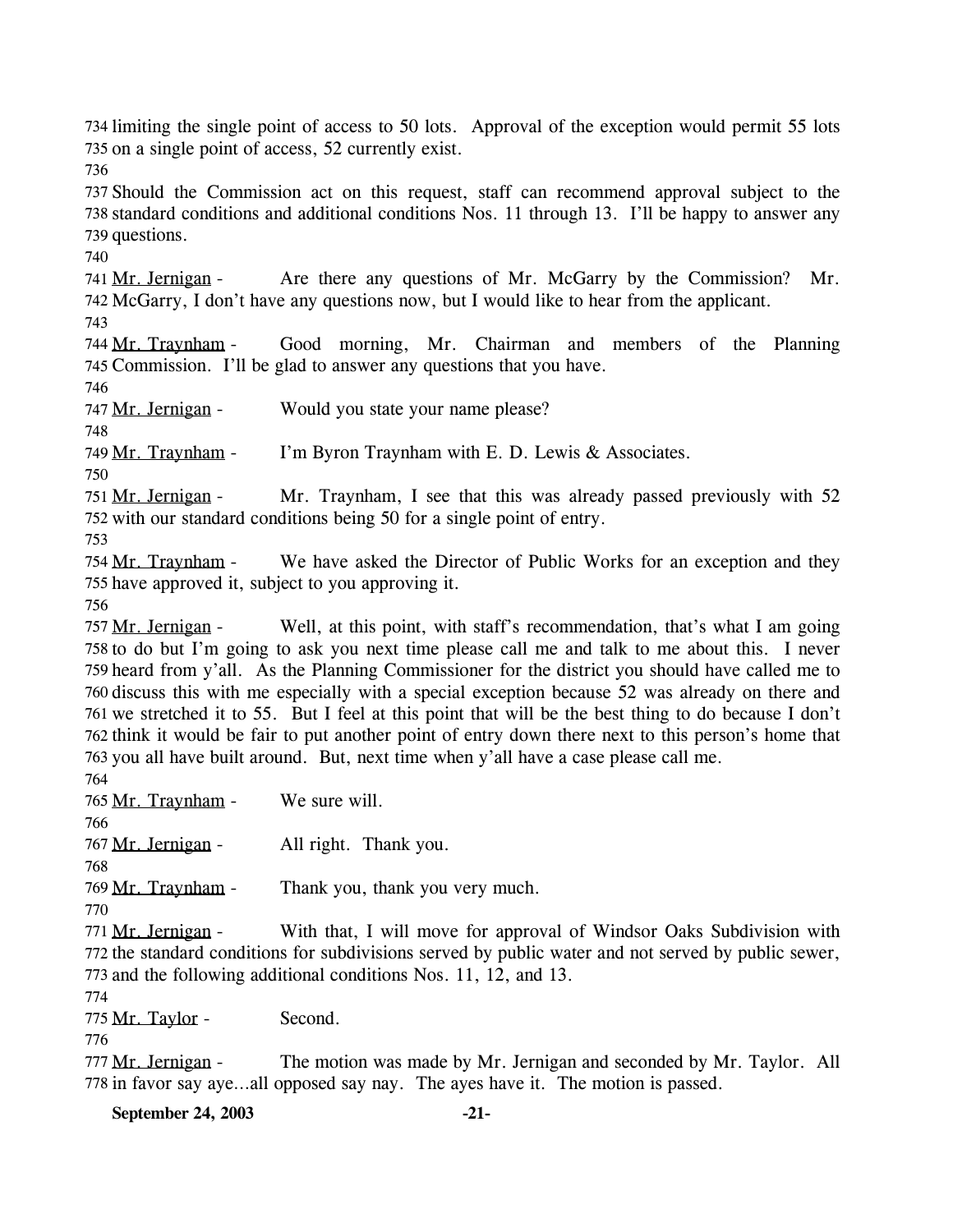limiting the single point of access to 50 lots. Approval of the exception would permit 55 lots on a single point of access, 52 currently exist.

Should the Commission act on this request, staff can recommend approval subject to the standard conditions and additional conditions Nos. 11 through 13. I'll be happy to answer any questions.

Mr. Jernigan - Are there any questions of Mr. McGarry by the Commission? Mr. McGarry, I don't have any questions now, but I would like to hear from the applicant.

Mr. Traynham - Good morning, Mr. Chairman and members of the Planning Commission. I'll be glad to answer any questions that you have.

Mr. Jernigan - Would you state your name please?

Mr. Traynham - I'm Byron Traynham with E. D. Lewis & Associates.

Mr. Jernigan - Mr. Traynham, I see that this was already passed previously with 52 with our standard conditions being 50 for a single point of entry.

Mr. Traynham - We have asked the Director of Public Works for an exception and they have approved it, subject to you approving it.

Mr. Jernigan - Well, at this point, with staff's recommendation, that's what I am going to do but I'm going to ask you next time please call me and talk to me about this. I never heard from y'all. As the Planning Commissioner for the district you should have called me to discuss this with me especially with a special exception because 52 was already on there and we stretched it to 55. But I feel at this point that will be the best thing to do because I don't think it would be fair to put another point of entry down there next to this person's home that you all have built around. But, next time when y'all have a case please call me.

Mr. Traynham - We sure will.

Mr. Jernigan - All right. Thank you.

Mr. Traynham - Thank you, thank you very much.

Mr. Jernigan - With that, I will move for approval of Windsor Oaks Subdivision with the standard conditions for subdivisions served by public water and not served by public sewer, and the following additional conditions Nos. 11, 12, and 13.

Mr. Taylor - Second.

Mr. Jernigan - The motion was made by Mr. Jernigan and seconded by Mr. Taylor. All in favor say aye…all opposed say nay. The ayes have it. The motion is passed.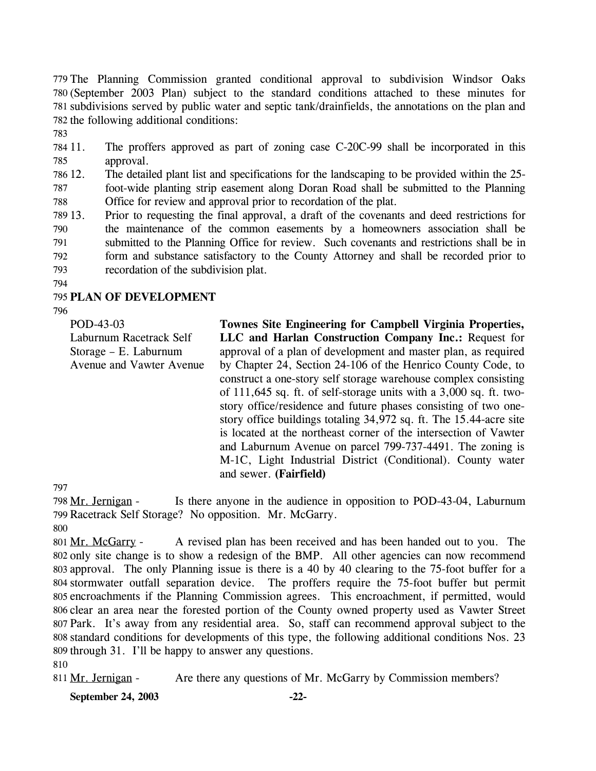The Planning Commission granted conditional approval to subdivision Windsor Oaks (September 2003 Plan) subject to the standard conditions attached to these minutes for subdivisions served by public water and septic tank/drainfields, the annotations on the plan and the following additional conditions:

11. The proffers approved as part of zoning case C-20C-99 shall be incorporated in this approval.
12. The detailed plant list and specifications for the landscaping to be provided within the 25-foot-wide planting strip easement along Doran Road shall be submitted to the Planning Office for review and approval prior to recordation of the plat.
13. Prior to requesting the final approval, a draft of the covenants and deed restrictions for the maintenance of the common easements by a homeowners association shall be submitted to the Planning Office for review. Such covenants and restrictions shall be in form and substance satisfactory to the County Attorney and shall be recorded prior to recordation of the subdivision plat.

## PLAN OF DEVELOPMENT

POD-43-03
Laburnum Racetrack Self Storage – E. Laburnum Avenue and Vawter Avenue

**Townes Site Engineering for Campbell Virginia Properties, LLC and Harlan Construction Company Inc.:** Request for approval of a plan of development and master plan, as required by Chapter 24, Section 24-106 of the Henrico County Code, to construct a one-story self storage warehouse complex consisting of 111,645 sq. ft. of self-storage units with a 3,000 sq. ft. two-story office/residence and future phases consisting of two one-story office buildings totaling 34,972 sq. ft. The 15.44-acre site is located at the northeast corner of the intersection of Vawter and Laburnum Avenue on parcel 799-737-4491. The zoning is M-1C, Light Industrial District (Conditional). County water and sewer. **(Fairfield)**

Mr. Jernigan - Is there anyone in the audience in opposition to POD-43-04, Laburnum Racetrack Self Storage? No opposition. Mr. McGarry.

Mr. McGarry - A revised plan has been received and has been handed out to you. The only site change is to show a redesign of the BMP. All other agencies can now recommend approval. The only Planning issue is there is a 40 by 40 clearing to the 75-foot buffer for a stormwater outfall separation device. The proffers require the 75-foot buffer but permit encroachments if the Planning Commission agrees. This encroachment, if permitted, would clear an area near the forested portion of the County owned property used as Vawter Street Park. It's away from any residential area. So, staff can recommend approval subject to the standard conditions for developments of this type, the following additional conditions Nos. 23 through 31. I'll be happy to answer any questions.

Mr. Jernigan - Are there any questions of Mr. McGarry by Commission members?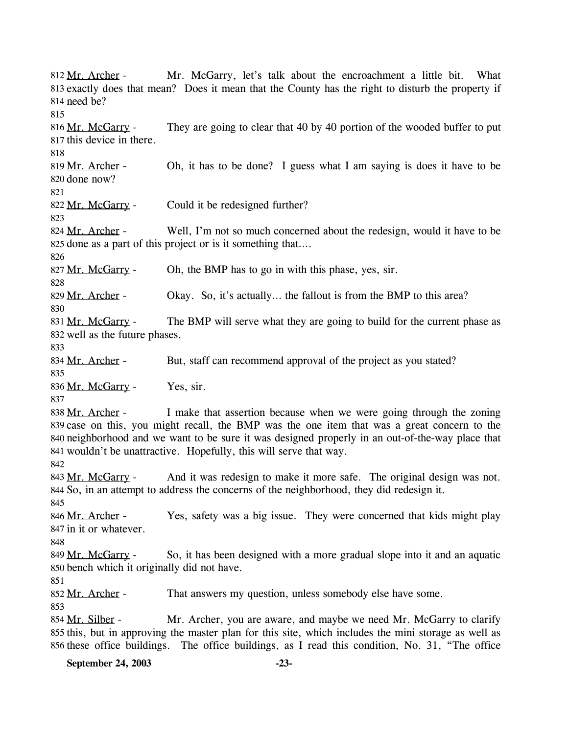812 Mr. Archer - Mr. McGarry, let's talk about the encroachment a little bit. What 813 exactly does that mean? Does it mean that the County has the right to disturb the property if 814 need be?

815

816 Mr. McGarry - They are going to clear that 40 by 40 portion of the wooded buffer to put 817 this device in there.

818

819 Mr. Archer - Oh, it has to be done? I guess what I am saying is does it have to be 820 done now?

821

822 Mr. McGarry - Could it be redesigned further?

823

824 Mr. Archer - Well, I'm not so much concerned about the redesign, would it have to be 825 done as a part of this project or is it something that….

826

827 Mr. McGarry - Oh, the BMP has to go in with this phase, yes, sir.

828

829 Mr. Archer - Okay. So, it's actually… the fallout is from the BMP to this area?

830

831 Mr. McGarry - The BMP will serve what they are going to build for the current phase as 832 well as the future phases.

833

834 Mr. Archer - But, staff can recommend approval of the project as you stated?

835

836 Mr. McGarry - Yes, sir.

837

838 Mr. Archer - I make that assertion because when we were going through the zoning 839 case on this, you might recall, the BMP was the one item that was a great concern to the 840 neighborhood and we want to be sure it was designed properly in an out-of-the-way place that 841 wouldn't be unattractive. Hopefully, this will serve that way.

842

843 Mr. McGarry - And it was redesign to make it more safe. The original design was not. 844 So, in an attempt to address the concerns of the neighborhood, they did redesign it.

845

846 Mr. Archer - Yes, safety was a big issue. They were concerned that kids might play 847 in it or whatever.

848

849 Mr. McGarry - So, it has been designed with a more gradual slope into it and an aquatic 850 bench which it originally did not have.

851

852 Mr. Archer - That answers my question, unless somebody else have some.

853

854 Mr. Silber - Mr. Archer, you are aware, and maybe we need Mr. McGarry to clarify 855 this, but in approving the master plan for this site, which includes the mini storage as well as 856 these office buildings. The office buildings, as I read this condition, No. 31, "The office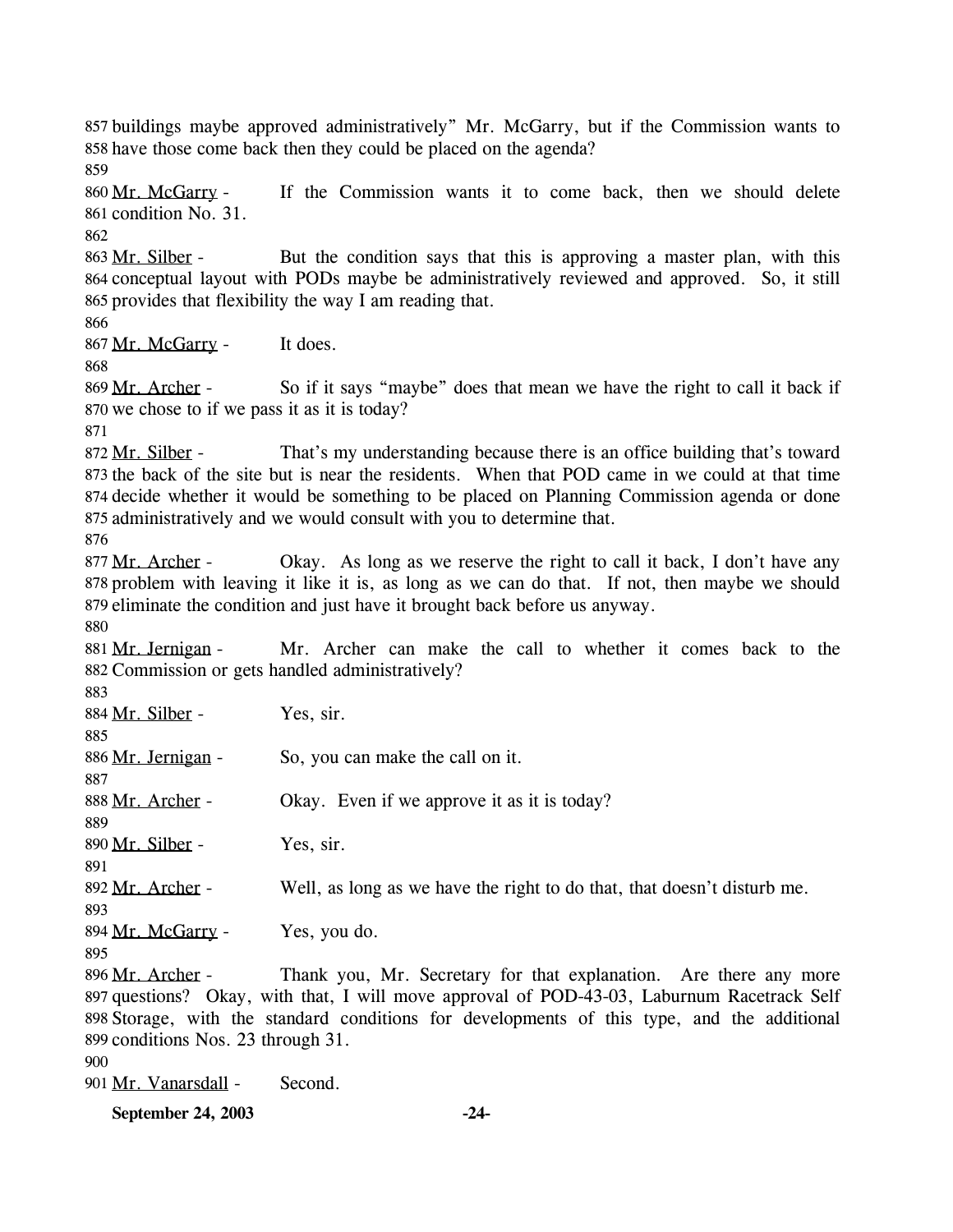857 buildings maybe approved administratively" Mr. McGarry, but if the Commission wants to
858 have those come back then they could be placed on the agenda?
859
860 Mr. McGarry - If the Commission wants it to come back, then we should delete
861 condition No. 31.
862
863 Mr. Silber - But the condition says that this is approving a master plan, with this
864 conceptual layout with PODs maybe be administratively reviewed and approved. So, it still
865 provides that flexibility the way I am reading that.
866
867 Mr. McGarry - It does.
868
869 Mr. Archer - So if it says "maybe" does that mean we have the right to call it back if
870 we chose to if we pass it as it is today?
871
872 Mr. Silber - That's my understanding because there is an office building that's toward
873 the back of the site but is near the residents. When that POD came in we could at that time
874 decide whether it would be something to be placed on Planning Commission agenda or done
875 administratively and we would consult with you to determine that.
876
877 Mr. Archer - Okay. As long as we reserve the right to call it back, I don't have any
878 problem with leaving it like it is, as long as we can do that. If not, then maybe we should
879 eliminate the condition and just have it brought back before us anyway.
880
881 Mr. Jernigan - Mr. Archer can make the call to whether it comes back to the
882 Commission or gets handled administratively?
883
884 Mr. Silber - Yes, sir.
885
886 Mr. Jernigan - So, you can make the call on it.
887
888 Mr. Archer - Okay. Even if we approve it as it is today?
889
890 Mr. Silber - Yes, sir.
891
892 Mr. Archer - Well, as long as we have the right to do that, that doesn't disturb me.
893
894 Mr. McGarry - Yes, you do.
895
896 Mr. Archer - Thank you, Mr. Secretary for that explanation. Are there any more
897 questions? Okay, with that, I will move approval of POD-43-03, Laburnum Racetrack Self
898 Storage, with the standard conditions for developments of this type, and the additional
899 conditions Nos. 23 through 31.
900
901 Mr. Vanarsdall - Second.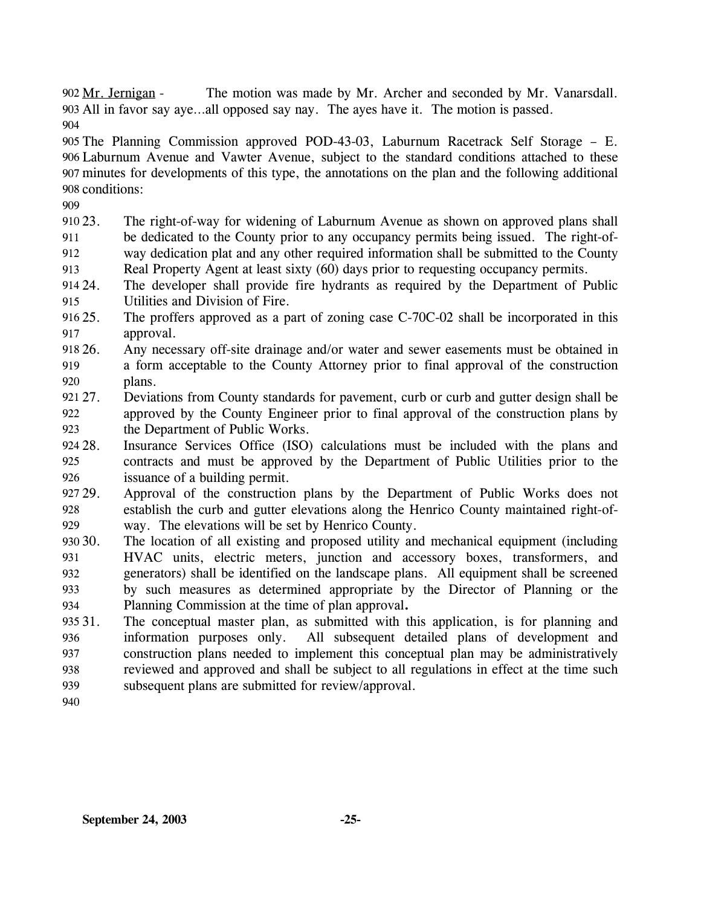Mr. Jernigan - The motion was made by Mr. Archer and seconded by Mr. Vanarsdall. All in favor say aye…all opposed say nay. The ayes have it. The motion is passed.

The Planning Commission approved POD-43-03, Laburnum Racetrack Self Storage – E. Laburnum Avenue and Vawter Avenue, subject to the standard conditions attached to these minutes for developments of this type, the annotations on the plan and the following additional conditions:

23. The right-of-way for widening of Laburnum Avenue as shown on approved plans shall be dedicated to the County prior to any occupancy permits being issued. The right-of-way dedication plat and any other required information shall be submitted to the County Real Property Agent at least sixty (60) days prior to requesting occupancy permits.
24. The developer shall provide fire hydrants as required by the Department of Public Utilities and Division of Fire.
25. The proffers approved as a part of zoning case C-70C-02 shall be incorporated in this approval.
26. Any necessary off-site drainage and/or water and sewer easements must be obtained in a form acceptable to the County Attorney prior to final approval of the construction plans.
27. Deviations from County standards for pavement, curb or curb and gutter design shall be approved by the County Engineer prior to final approval of the construction plans by the Department of Public Works.
28. Insurance Services Office (ISO) calculations must be included with the plans and contracts and must be approved by the Department of Public Utilities prior to the issuance of a building permit.
29. Approval of the construction plans by the Department of Public Works does not establish the curb and gutter elevations along the Henrico County maintained right-of-way. The elevations will be set by Henrico County.
30. The location of all existing and proposed utility and mechanical equipment (including HVAC units, electric meters, junction and accessory boxes, transformers, and generators) shall be identified on the landscape plans. All equipment shall be screened by such measures as determined appropriate by the Director of Planning or the Planning Commission at the time of plan approval**.**
31. The conceptual master plan, as submitted with this application, is for planning and information purposes only. All subsequent detailed plans of development and construction plans needed to implement this conceptual plan may be administratively reviewed and approved and shall be subject to all regulations in effect at the time such subsequent plans are submitted for review/approval.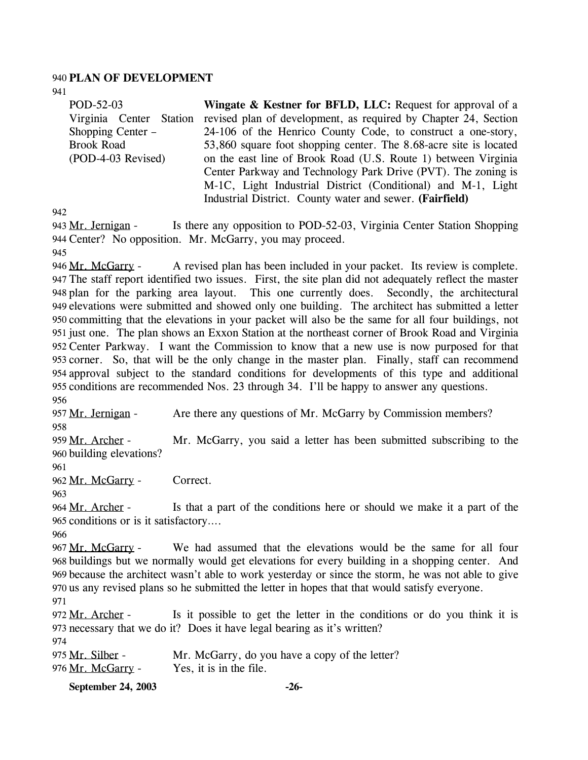**PLAN OF DEVELOPMENT**

| | |
|---|---|
| POD-52-03<br>Virginia Center Station Shopping Center – Brook Road<br>(POD-4-03 Revised) | **Wingate & Kestner for BFLD, LLC:** Request for approval of a revised plan of development, as required by Chapter 24, Section 24-106 of the Henrico County Code, to construct a one-story, 53,860 square foot shopping center. The 8.68-acre site is located on the east line of Brook Road (U.S. Route 1) between Virginia Center Parkway and Technology Park Drive (PVT). The zoning is M-1C, Light Industrial District (Conditional) and M-1, Light Industrial District. County water and sewer. **(Fairfield)** |

Mr. Jernigan - Is there any opposition to POD-52-03, Virginia Center Station Shopping Center? No opposition. Mr. McGarry, you may proceed.

Mr. McGarry - A revised plan has been included in your packet. Its review is complete. The staff report identified two issues. First, the site plan did not adequately reflect the master plan for the parking area layout. This one currently does. Secondly, the architectural elevations were submitted and showed only one building. The architect has submitted a letter committing that the elevations in your packet will also be the same for all four buildings, not just one. The plan shows an Exxon Station at the northeast corner of Brook Road and Virginia Center Parkway. I want the Commission to know that a new use is now purposed for that corner. So, that will be the only change in the master plan. Finally, staff can recommend approval subject to the standard conditions for developments of this type and additional conditions are recommended Nos. 23 through 34. I'll be happy to answer any questions.

Mr. Jernigan - Are there any questions of Mr. McGarry by Commission members?

Mr. Archer - Mr. McGarry, you said a letter has been submitted subscribing to the building elevations?

Mr. McGarry - Correct.

Mr. Archer - Is that a part of the conditions here or should we make it a part of the conditions or is it satisfactory….

Mr. McGarry - We had assumed that the elevations would be the same for all four buildings but we normally would get elevations for every building in a shopping center. And because the architect wasn't able to work yesterday or since the storm, he was not able to give us any revised plans so he submitted the letter in hopes that that would satisfy everyone.

Mr. Archer - Is it possible to get the letter in the conditions or do you think it is necessary that we do it? Does it have legal bearing as it's written?

Mr. Silber - Mr. McGarry, do you have a copy of the letter?

Mr. McGarry - Yes, it is in the file.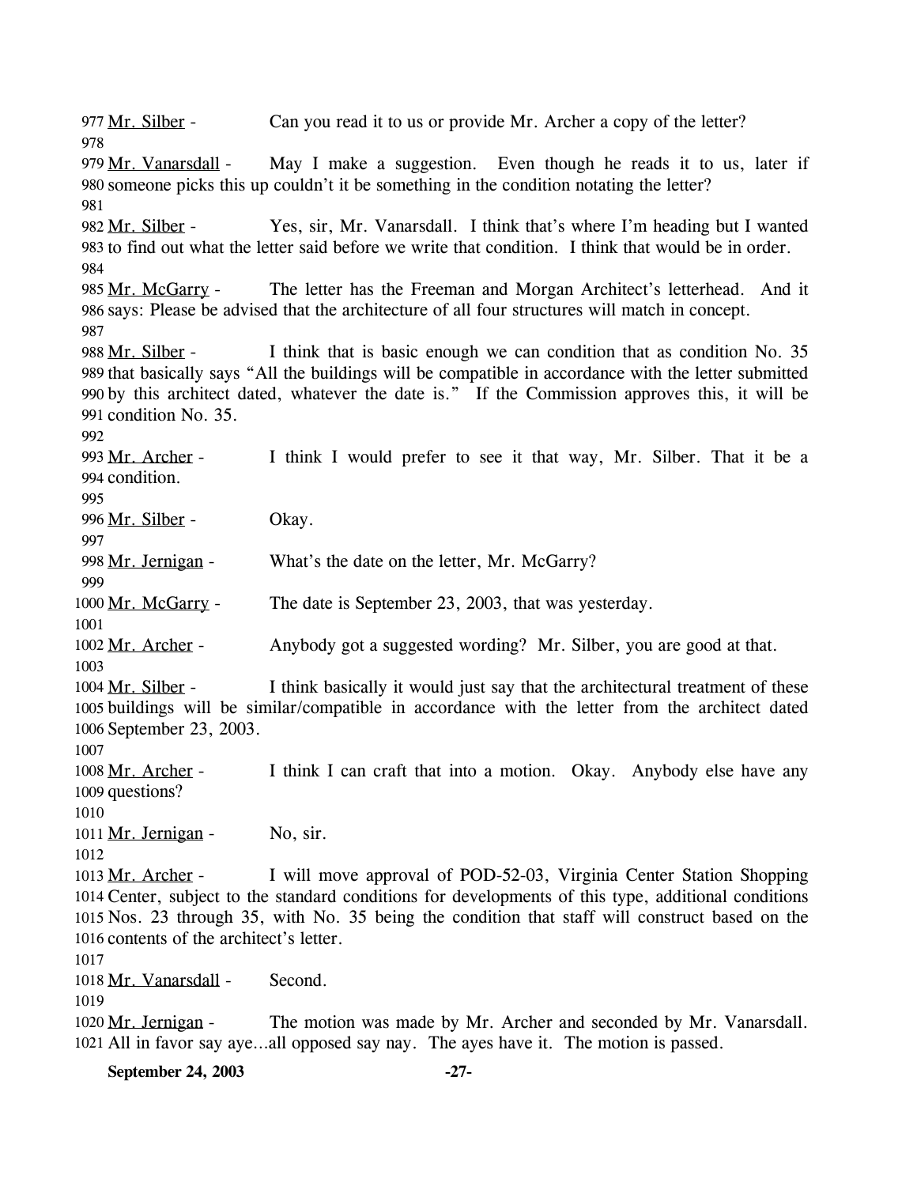977 Mr. Silber - Can you read it to us or provide Mr. Archer a copy of the letter?

978

979 Mr. Vanarsdall - May I make a suggestion. Even though he reads it to us, later if
980 someone picks this up couldn't it be something in the condition notating the letter?

981

982 Mr. Silber - Yes, sir, Mr. Vanarsdall. I think that's where I'm heading but I wanted
983 to find out what the letter said before we write that condition. I think that would be in order.

984

985 Mr. McGarry - The letter has the Freeman and Morgan Architect's letterhead. And it
986 says: Please be advised that the architecture of all four structures will match in concept.

987

988 Mr. Silber - I think that is basic enough we can condition that as condition No. 35
989 that basically says "All the buildings will be compatible in accordance with the letter submitted
990 by this architect dated, whatever the date is." If the Commission approves this, it will be
991 condition No. 35.

992

993 Mr. Archer - I think I would prefer to see it that way, Mr. Silber. That it be a
994 condition.

995

996 Mr. Silber - Okay.

997

998 Mr. Jernigan - What's the date on the letter, Mr. McGarry?

999

1000 Mr. McGarry - The date is September 23, 2003, that was yesterday.

1001

1002 Mr. Archer - Anybody got a suggested wording? Mr. Silber, you are good at that.

1003

1004 Mr. Silber - I think basically it would just say that the architectural treatment of these
1005 buildings will be similar/compatible in accordance with the letter from the architect dated
1006 September 23, 2003.

1007

1008 Mr. Archer - I think I can craft that into a motion. Okay. Anybody else have any
1009 questions?

1010

1011 Mr. Jernigan - No, sir.

1012

1013 Mr. Archer - I will move approval of POD-52-03, Virginia Center Station Shopping
1014 Center, subject to the standard conditions for developments of this type, additional conditions
1015 Nos. 23 through 35, with No. 35 being the condition that staff will construct based on the
1016 contents of the architect's letter.

1017

1018 Mr. Vanarsdall - Second.

1019

1020 Mr. Jernigan - The motion was made by Mr. Archer and seconded by Mr. Vanarsdall.
1021 All in favor say aye…all opposed say nay. The ayes have it. The motion is passed.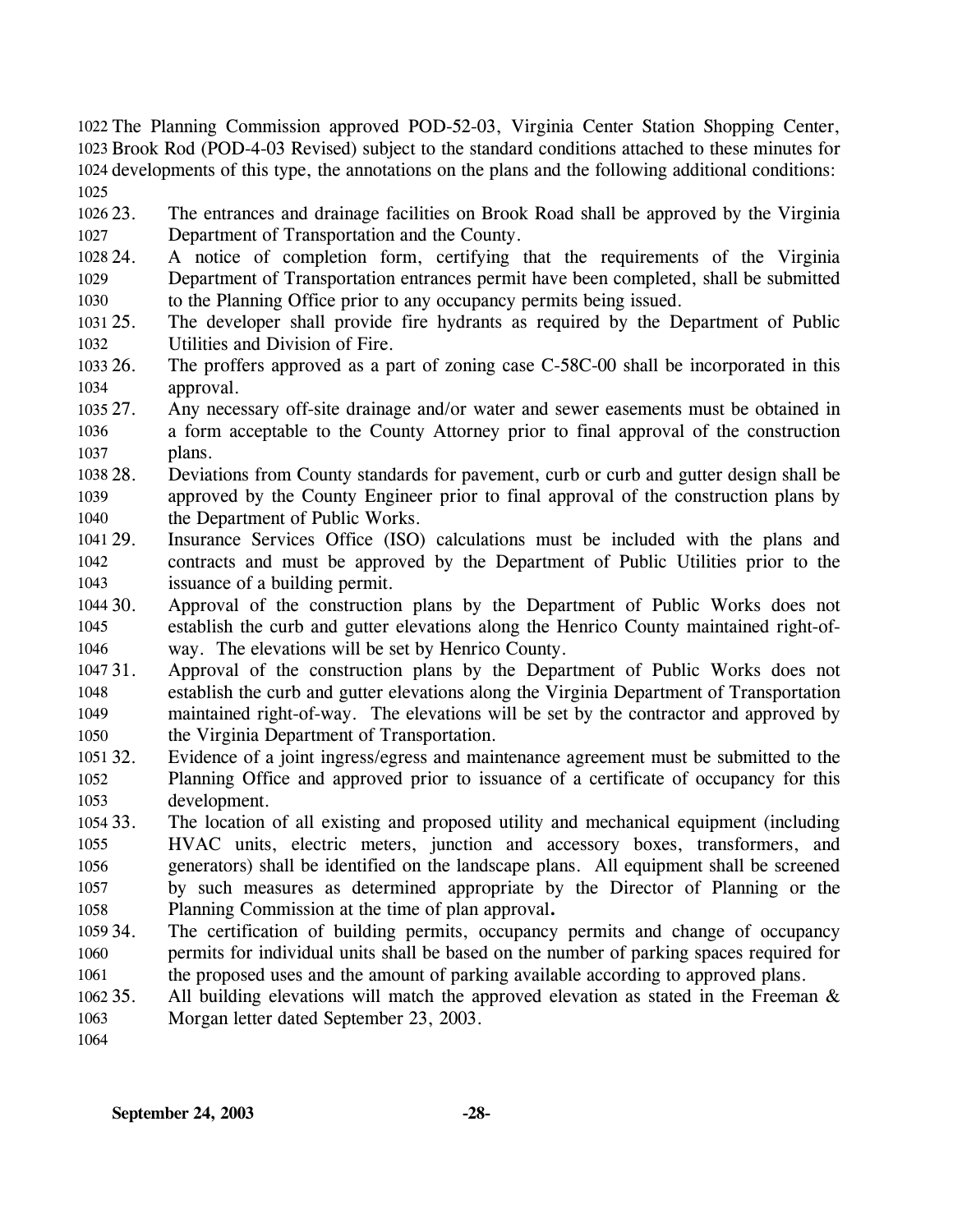The Planning Commission approved POD-52-03, Virginia Center Station Shopping Center, Brook Rod (POD-4-03 Revised) subject to the standard conditions attached to these minutes for developments of this type, the annotations on the plans and the following additional conditions:

23. The entrances and drainage facilities on Brook Road shall be approved by the Virginia Department of Transportation and the County.
24. A notice of completion form, certifying that the requirements of the Virginia Department of Transportation entrances permit have been completed, shall be submitted to the Planning Office prior to any occupancy permits being issued.
25. The developer shall provide fire hydrants as required by the Department of Public Utilities and Division of Fire.
26. The proffers approved as a part of zoning case C-58C-00 shall be incorporated in this approval.
27. Any necessary off-site drainage and/or water and sewer easements must be obtained in a form acceptable to the County Attorney prior to final approval of the construction plans.
28. Deviations from County standards for pavement, curb or curb and gutter design shall be approved by the County Engineer prior to final approval of the construction plans by the Department of Public Works.
29. Insurance Services Office (ISO) calculations must be included with the plans and contracts and must be approved by the Department of Public Utilities prior to the issuance of a building permit.
30. Approval of the construction plans by the Department of Public Works does not establish the curb and gutter elevations along the Henrico County maintained right-of-way. The elevations will be set by Henrico County.
31. Approval of the construction plans by the Department of Public Works does not establish the curb and gutter elevations along the Virginia Department of Transportation maintained right-of-way. The elevations will be set by the contractor and approved by the Virginia Department of Transportation.
32. Evidence of a joint ingress/egress and maintenance agreement must be submitted to the Planning Office and approved prior to issuance of a certificate of occupancy for this development.
33. The location of all existing and proposed utility and mechanical equipment (including HVAC units, electric meters, junction and accessory boxes, transformers, and generators) shall be identified on the landscape plans. All equipment shall be screened by such measures as determined appropriate by the Director of Planning or the Planning Commission at the time of plan approval**.**
34. The certification of building permits, occupancy permits and change of occupancy permits for individual units shall be based on the number of parking spaces required for the proposed uses and the amount of parking available according to approved plans.
35. All building elevations will match the approved elevation as stated in the Freeman & Morgan letter dated September 23, 2003.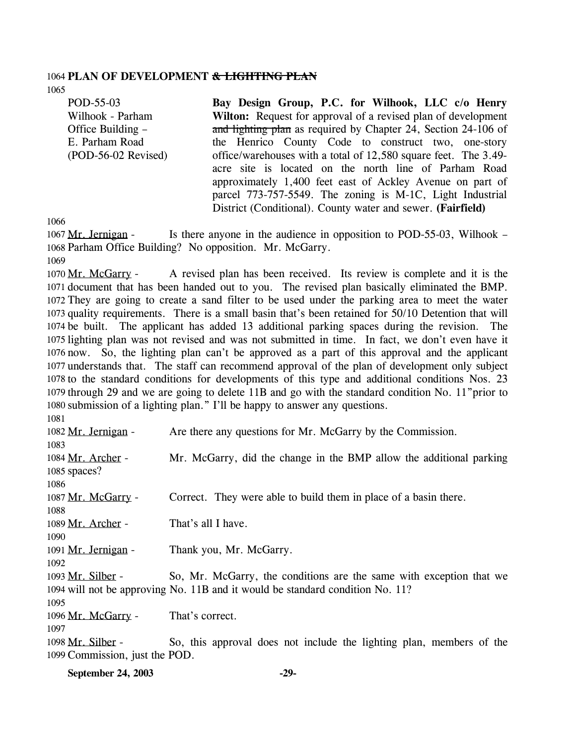**PLAN OF DEVELOPMENT ~~& LIGHTING PLAN~~**

| | |
|---|---|
| POD-55-03<br>Wilhook - Parham Office Building –<br>E. Parham Road<br>(POD-56-02 Revised) | **Bay Design Group, P.C. for Wilhook, LLC c/o Henry Wilton:** Request for approval of a revised plan of development ~~and lighting plan~~ as required by Chapter 24, Section 24-106 of the Henrico County Code to construct two, one-story office/warehouses with a total of 12,580 square feet. The 3.49-acre site is located on the north line of Parham Road approximately 1,400 feet east of Ackley Avenue on part of parcel 773-757-5549. The zoning is M-1C, Light Industrial District (Conditional). County water and sewer. **(Fairfield)** |

Mr. Jernigan - Is there anyone in the audience in opposition to POD-55-03, Wilhook – Parham Office Building? No opposition. Mr. McGarry.

Mr. McGarry - A revised plan has been received. Its review is complete and it is the document that has been handed out to you. The revised plan basically eliminated the BMP. They are going to create a sand filter to be used under the parking area to meet the water quality requirements. There is a small basin that's been retained for 50/10 Detention that will be built. The applicant has added 13 additional parking spaces during the revision. The lighting plan was not revised and was not submitted in time. In fact, we don't even have it now. So, the lighting plan can't be approved as a part of this approval and the applicant understands that. The staff can recommend approval of the plan of development only subject to the standard conditions for developments of this type and additional conditions Nos. 23 through 29 and we are going to delete 11B and go with the standard condition No. 11"prior to submission of a lighting plan." I'll be happy to answer any questions.

Mr. Jernigan - Are there any questions for Mr. McGarry by the Commission.

Mr. Archer - Mr. McGarry, did the change in the BMP allow the additional parking spaces?

Mr. McGarry - Correct. They were able to build them in place of a basin there.

Mr. Archer - That's all I have.

Mr. Jernigan - Thank you, Mr. McGarry.

Mr. Silber - So, Mr. McGarry, the conditions are the same with exception that we will not be approving No. 11B and it would be standard condition No. 11?

Mr. McGarry - That's correct.

Mr. Silber - So, this approval does not include the lighting plan, members of the Commission, just the POD.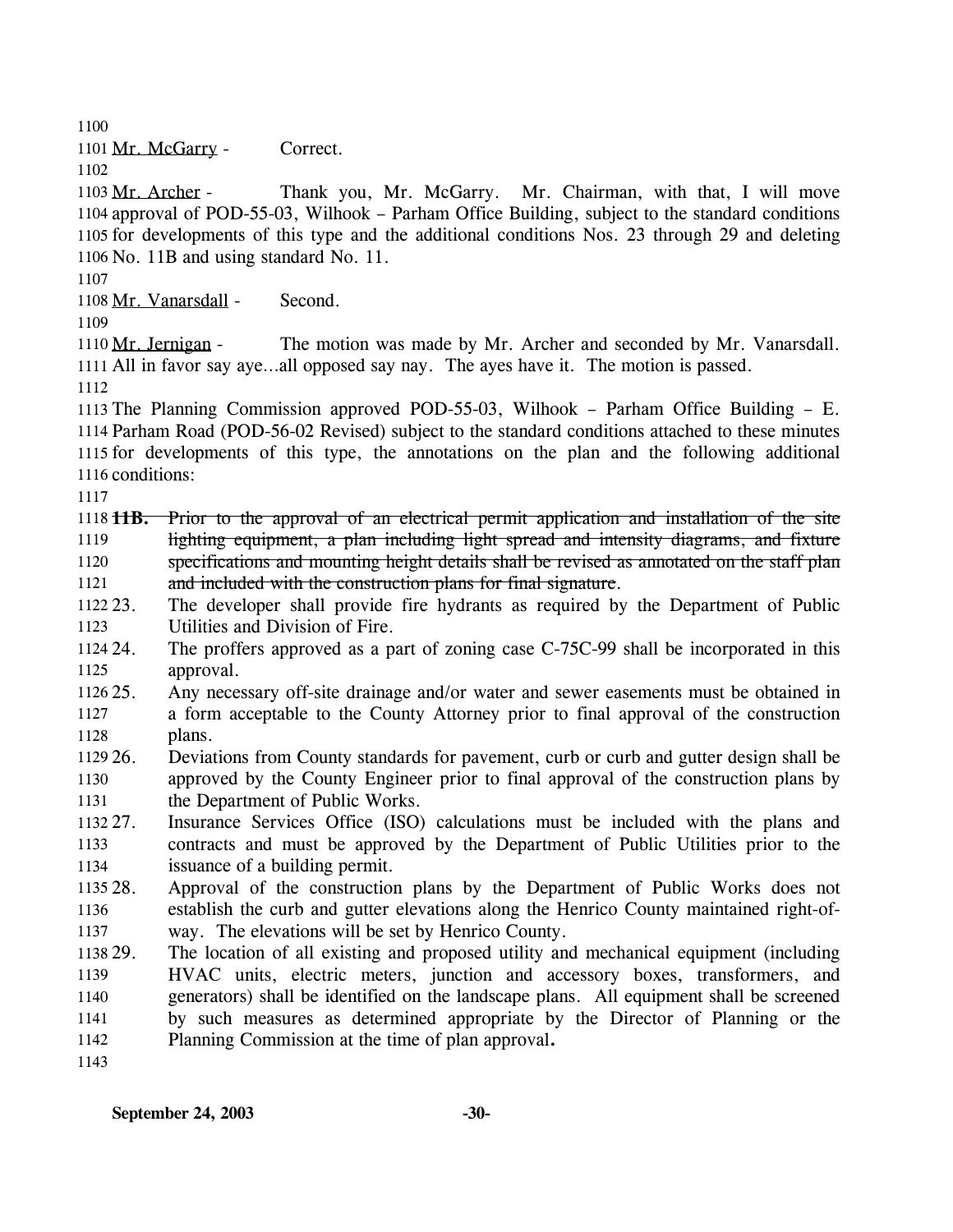Mr. McGarry - Correct.

Mr. Archer - Thank you, Mr. McGarry. Mr. Chairman, with that, I will move approval of POD-55-03, Wilhook – Parham Office Building, subject to the standard conditions for developments of this type and the additional conditions Nos. 23 through 29 and deleting No. 11B and using standard No. 11.

Mr. Vanarsdall - Second.

Mr. Jernigan - The motion was made by Mr. Archer and seconded by Mr. Vanarsdall. All in favor say aye…all opposed say nay. The ayes have it. The motion is passed.

The Planning Commission approved POD-55-03, Wilhook – Parham Office Building – E. Parham Road (POD-56-02 Revised) subject to the standard conditions attached to these minutes for developments of this type, the annotations on the plan and the following additional conditions:

~~**11B.** Prior to the approval of an electrical permit application and installation of the site lighting equipment, a plan including light spread and intensity diagrams, and fixture specifications and mounting height details shall be revised as annotated on the staff plan and included with the construction plans for final signature~~.

23. The developer shall provide fire hydrants as required by the Department of Public Utilities and Division of Fire.
24. The proffers approved as a part of zoning case C-75C-99 shall be incorporated in this approval.
25. Any necessary off-site drainage and/or water and sewer easements must be obtained in a form acceptable to the County Attorney prior to final approval of the construction plans.
26. Deviations from County standards for pavement, curb or curb and gutter design shall be approved by the County Engineer prior to final approval of the construction plans by the Department of Public Works.
27. Insurance Services Office (ISO) calculations must be included with the plans and contracts and must be approved by the Department of Public Utilities prior to the issuance of a building permit.
28. Approval of the construction plans by the Department of Public Works does not establish the curb and gutter elevations along the Henrico County maintained right-of-way. The elevations will be set by Henrico County.
29. The location of all existing and proposed utility and mechanical equipment (including HVAC units, electric meters, junction and accessory boxes, transformers, and generators) shall be identified on the landscape plans. All equipment shall be screened by such measures as determined appropriate by the Director of Planning or the Planning Commission at the time of plan approval.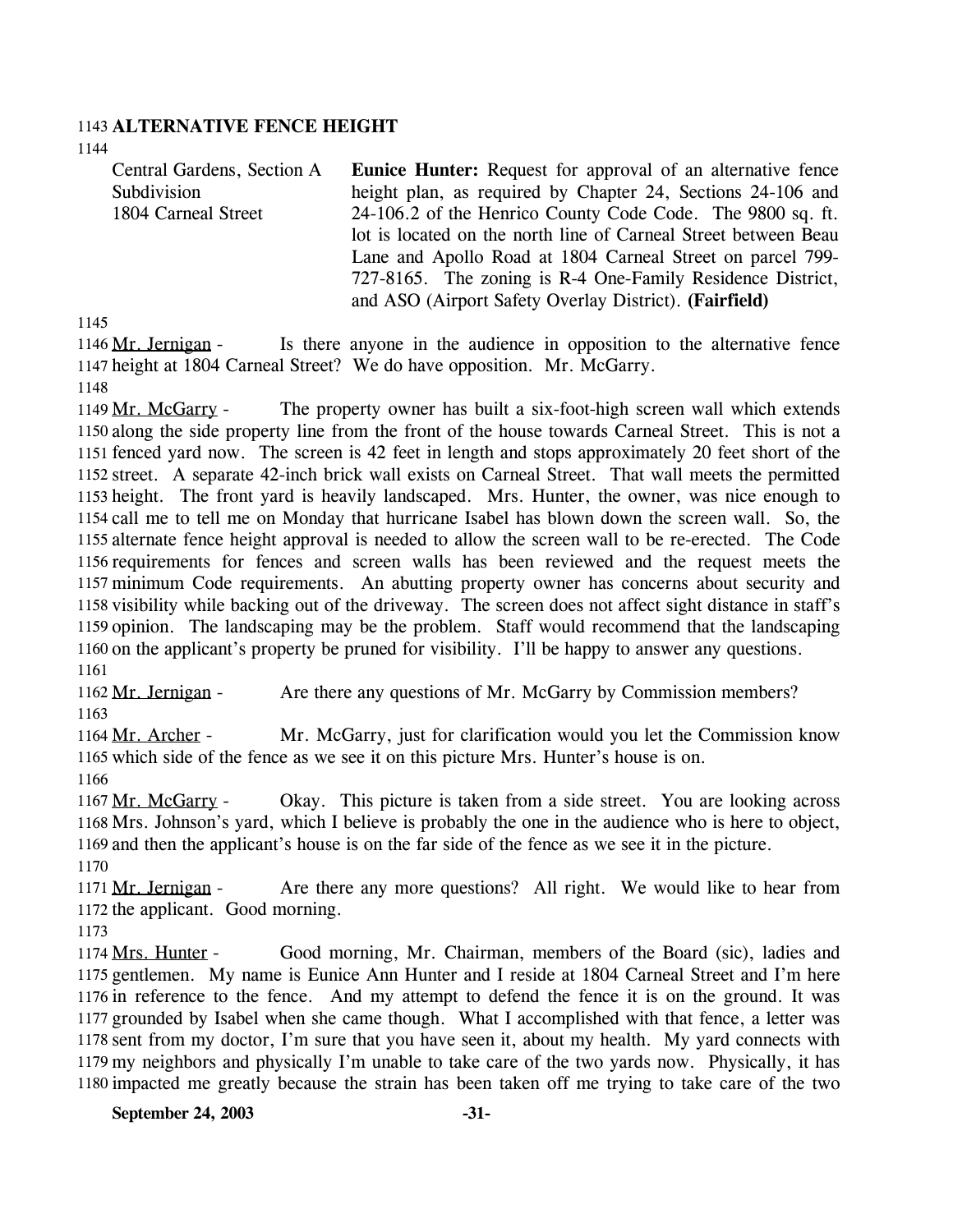## ALTERNATIVE FENCE HEIGHT

| | |
|---|---|
| Central Gardens, Section A Subdivision<br>1804 Carneal Street | **Eunice Hunter:** Request for approval of an alternative fence height plan, as required by Chapter 24, Sections 24-106 and 24-106.2 of the Henrico County Code Code. The 9800 sq. ft. lot is located on the north line of Carneal Street between Beau Lane and Apollo Road at 1804 Carneal Street on parcel 799-727-8165. The zoning is R-4 One-Family Residence District, and ASO (Airport Safety Overlay District). **(Fairfield)** |

Mr. Jernigan - Is there anyone in the audience in opposition to the alternative fence height at 1804 Carneal Street? We do have opposition. Mr. McGarry.

Mr. McGarry - The property owner has built a six-foot-high screen wall which extends along the side property line from the front of the house towards Carneal Street. This is not a fenced yard now. The screen is 42 feet in length and stops approximately 20 feet short of the street. A separate 42-inch brick wall exists on Carneal Street. That wall meets the permitted height. The front yard is heavily landscaped. Mrs. Hunter, the owner, was nice enough to call me to tell me on Monday that hurricane Isabel has blown down the screen wall. So, the alternate fence height approval is needed to allow the screen wall to be re-erected. The Code requirements for fences and screen walls has been reviewed and the request meets the minimum Code requirements. An abutting property owner has concerns about security and visibility while backing out of the driveway. The screen does not affect sight distance in staff's opinion. The landscaping may be the problem. Staff would recommend that the landscaping on the applicant's property be pruned for visibility. I'll be happy to answer any questions.

Mr. Jernigan - Are there any questions of Mr. McGarry by Commission members?

Mr. Archer - Mr. McGarry, just for clarification would you let the Commission know which side of the fence as we see it on this picture Mrs. Hunter's house is on.

Mr. McGarry - Okay. This picture is taken from a side street. You are looking across Mrs. Johnson's yard, which I believe is probably the one in the audience who is here to object, and then the applicant's house is on the far side of the fence as we see it in the picture.

Mr. Jernigan - Are there any more questions? All right. We would like to hear from the applicant. Good morning.

Mrs. Hunter - Good morning, Mr. Chairman, members of the Board (sic), ladies and gentlemen. My name is Eunice Ann Hunter and I reside at 1804 Carneal Street and I'm here in reference to the fence. And my attempt to defend the fence it is on the ground. It was grounded by Isabel when she came though. What I accomplished with that fence, a letter was sent from my doctor, I'm sure that you have seen it, about my health. My yard connects with my neighbors and physically I'm unable to take care of the two yards now. Physically, it has impacted me greatly because the strain has been taken off me trying to take care of the two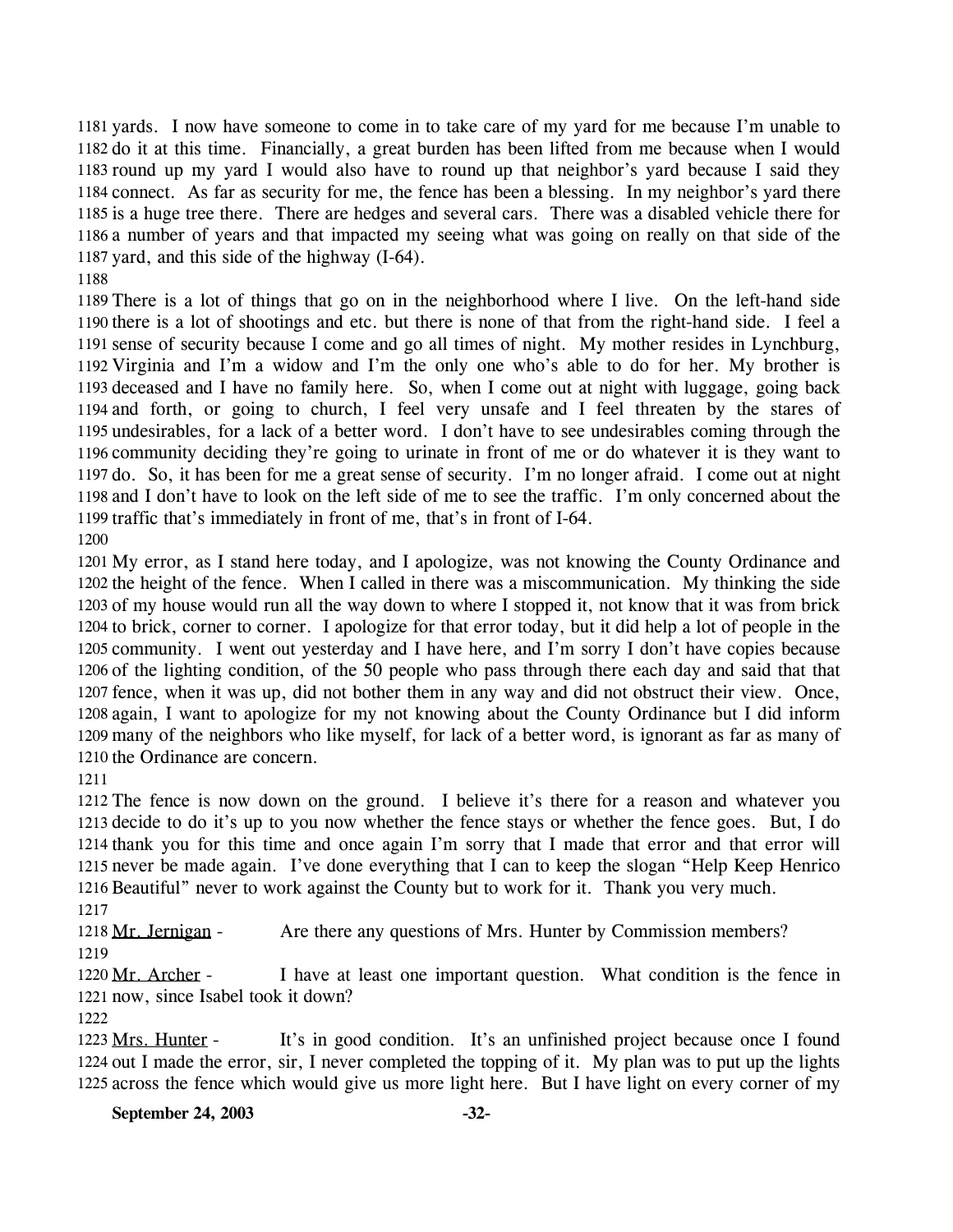yards. I now have someone to come in to take care of my yard for me because I'm unable to do it at this time. Financially, a great burden has been lifted from me because when I would round up my yard I would also have to round up that neighbor's yard because I said they connect. As far as security for me, the fence has been a blessing. In my neighbor's yard there is a huge tree there. There are hedges and several cars. There was a disabled vehicle there for a number of years and that impacted my seeing what was going on really on that side of the yard, and this side of the highway (I-64).

There is a lot of things that go on in the neighborhood where I live. On the left-hand side there is a lot of shootings and etc. but there is none of that from the right-hand side. I feel a sense of security because I come and go all times of night. My mother resides in Lynchburg, Virginia and I'm a widow and I'm the only one who's able to do for her. My brother is deceased and I have no family here. So, when I come out at night with luggage, going back and forth, or going to church, I feel very unsafe and I feel threaten by the stares of undesirables, for a lack of a better word. I don't have to see undesirables coming through the community deciding they're going to urinate in front of me or do whatever it is they want to do. So, it has been for me a great sense of security. I'm no longer afraid. I come out at night and I don't have to look on the left side of me to see the traffic. I'm only concerned about the traffic that's immediately in front of me, that's in front of I-64.

My error, as I stand here today, and I apologize, was not knowing the County Ordinance and the height of the fence. When I called in there was a miscommunication. My thinking the side of my house would run all the way down to where I stopped it, not know that it was from brick to brick, corner to corner. I apologize for that error today, but it did help a lot of people in the community. I went out yesterday and I have here, and I'm sorry I don't have copies because of the lighting condition, of the 50 people who pass through there each day and said that that fence, when it was up, did not bother them in any way and did not obstruct their view. Once, again, I want to apologize for my not knowing about the County Ordinance but I did inform many of the neighbors who like myself, for lack of a better word, is ignorant as far as many of the Ordinance are concern.

The fence is now down on the ground. I believe it's there for a reason and whatever you decide to do it's up to you now whether the fence stays or whether the fence goes. But, I do thank you for this time and once again I'm sorry that I made that error and that error will never be made again. I've done everything that I can to keep the slogan "Help Keep Henrico Beautiful" never to work against the County but to work for it. Thank you very much.

Mr. Jernigan - Are there any questions of Mrs. Hunter by Commission members?

Mr. Archer - I have at least one important question. What condition is the fence in now, since Isabel took it down?

Mrs. Hunter - It's in good condition. It's an unfinished project because once I found out I made the error, sir, I never completed the topping of it. My plan was to put up the lights across the fence which would give us more light here. But I have light on every corner of my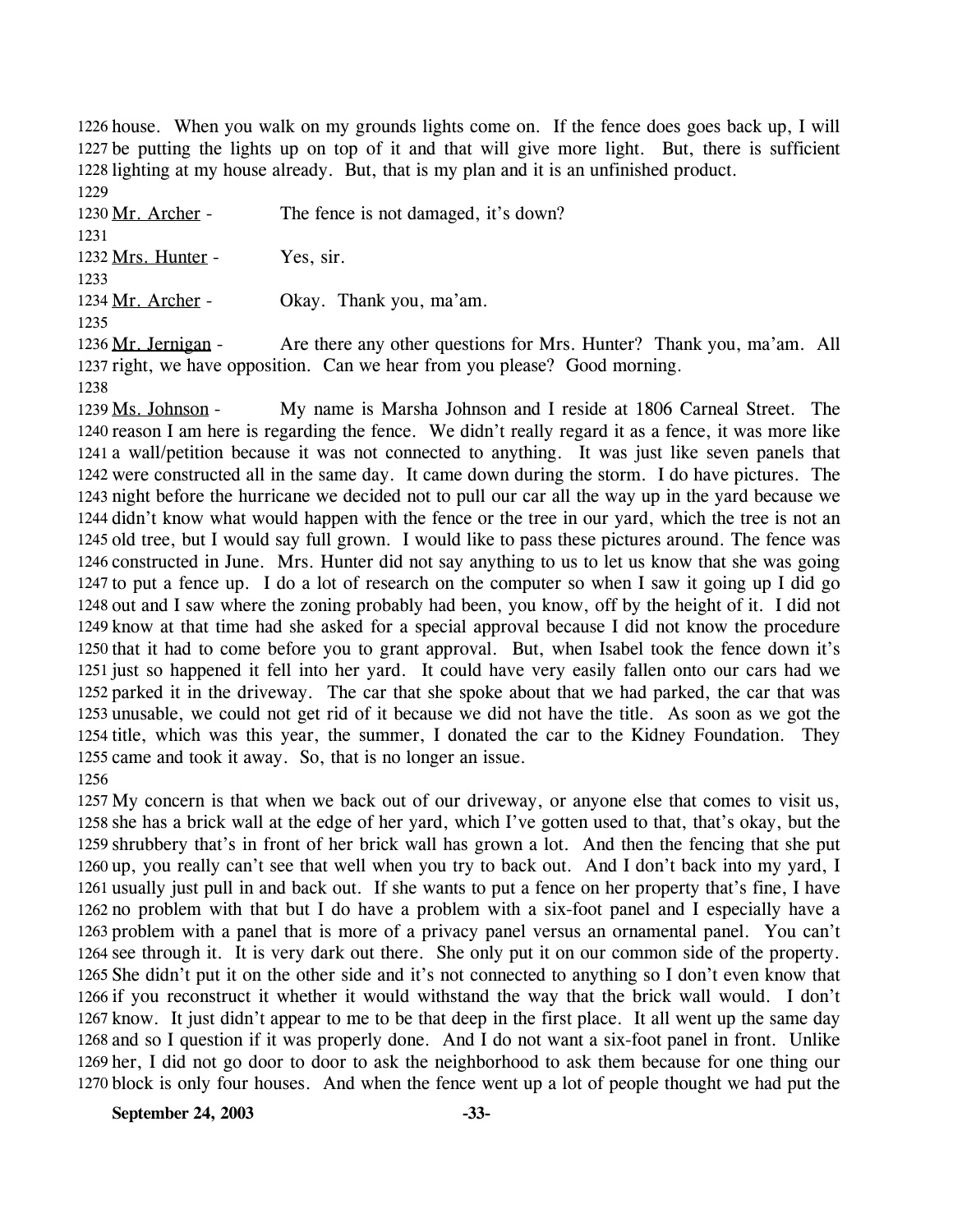1226 house. When you walk on my grounds lights come on. If the fence does goes back up, I will
1227 be putting the lights up on top of it and that will give more light. But, there is sufficient
1228 lighting at my house already. But, that is my plan and it is an unfinished product.
1229
1230 Mr. Archer - The fence is not damaged, it's down?
1231
1232 Mrs. Hunter - Yes, sir.
1233
1234 Mr. Archer - Okay. Thank you, ma'am.
1235
1236 Mr. Jernigan - Are there any other questions for Mrs. Hunter? Thank you, ma'am. All
1237 right, we have opposition. Can we hear from you please? Good morning.
1238
1239 Ms. Johnson - My name is Marsha Johnson and I reside at 1806 Carneal Street. The
1240 reason I am here is regarding the fence. We didn't really regard it as a fence, it was more like
1241 a wall/petition because it was not connected to anything. It was just like seven panels that
1242 were constructed all in the same day. It came down during the storm. I do have pictures. The
1243 night before the hurricane we decided not to pull our car all the way up in the yard because we
1244 didn't know what would happen with the fence or the tree in our yard, which the tree is not an
1245 old tree, but I would say full grown. I would like to pass these pictures around. The fence was
1246 constructed in June. Mrs. Hunter did not say anything to us to let us know that she was going
1247 to put a fence up. I do a lot of research on the computer so when I saw it going up I did go
1248 out and I saw where the zoning probably had been, you know, off by the height of it. I did not
1249 know at that time had she asked for a special approval because I did not know the procedure
1250 that it had to come before you to grant approval. But, when Isabel took the fence down it's
1251 just so happened it fell into her yard. It could have very easily fallen onto our cars had we
1252 parked it in the driveway. The car that she spoke about that we had parked, the car that was
1253 unusable, we could not get rid of it because we did not have the title. As soon as we got the
1254 title, which was this year, the summer, I donated the car to the Kidney Foundation. They
1255 came and took it away. So, that is no longer an issue.
1256
1257 My concern is that when we back out of our driveway, or anyone else that comes to visit us,
1258 she has a brick wall at the edge of her yard, which I've gotten used to that, that's okay, but the
1259 shrubbery that's in front of her brick wall has grown a lot. And then the fencing that she put
1260 up, you really can't see that well when you try to back out. And I don't back into my yard, I
1261 usually just pull in and back out. If she wants to put a fence on her property that's fine, I have
1262 no problem with that but I do have a problem with a six-foot panel and I especially have a
1263 problem with a panel that is more of a privacy panel versus an ornamental panel. You can't
1264 see through it. It is very dark out there. She only put it on our common side of the property.
1265 She didn't put it on the other side and it's not connected to anything so I don't even know that
1266 if you reconstruct it whether it would withstand the way that the brick wall would. I don't
1267 know. It just didn't appear to me to be that deep in the first place. It all went up the same day
1268 and so I question if it was properly done. And I do not want a six-foot panel in front. Unlike
1269 her, I did not go door to door to ask the neighborhood to ask them because for one thing our
1270 block is only four houses. And when the fence went up a lot of people thought we had put the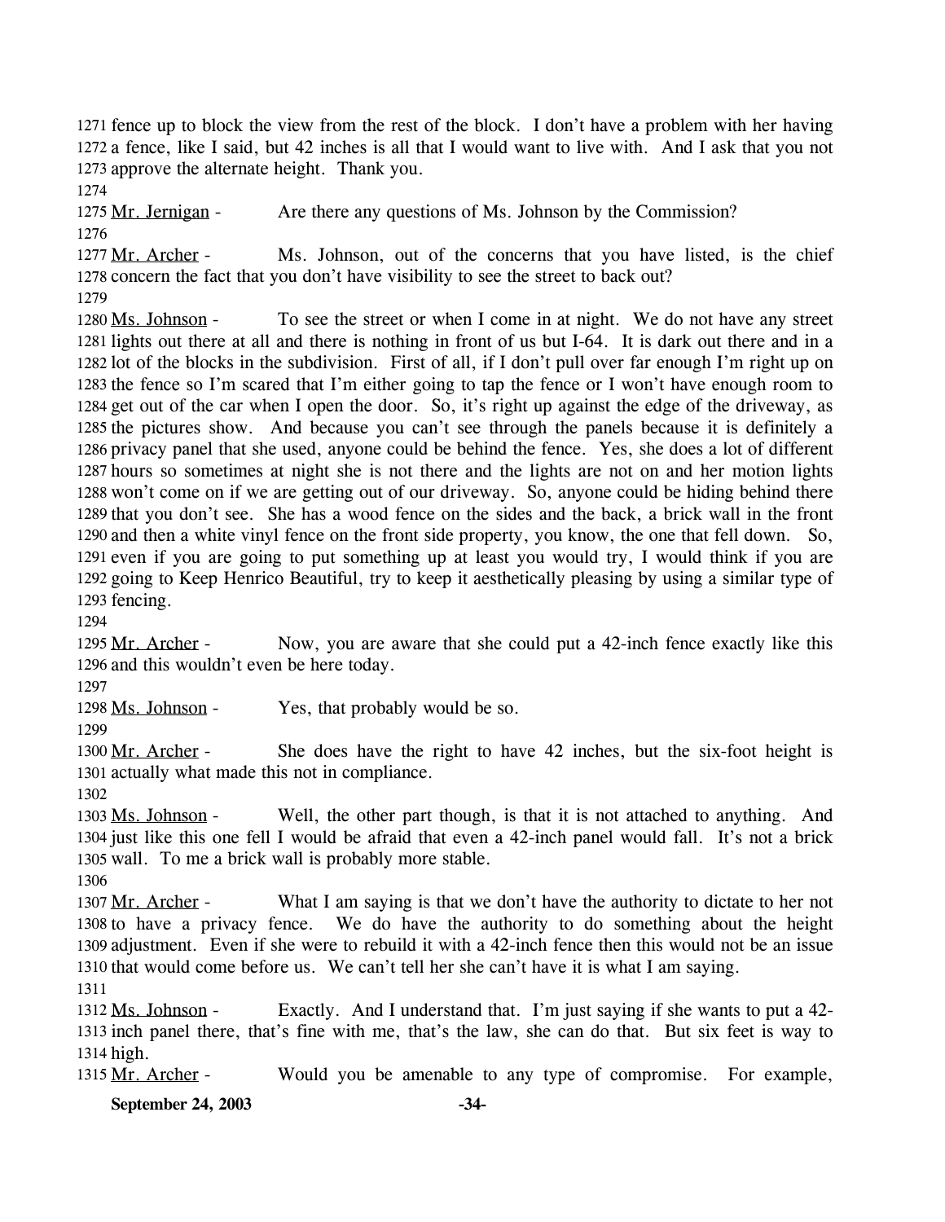fence up to block the view from the rest of the block. I don't have a problem with her having a fence, like I said, but 42 inches is all that I would want to live with. And I ask that you not approve the alternate height. Thank you.

Mr. Jernigan - Are there any questions of Ms. Johnson by the Commission?

Mr. Archer - Ms. Johnson, out of the concerns that you have listed, is the chief concern the fact that you don't have visibility to see the street to back out?

Ms. Johnson - To see the street or when I come in at night. We do not have any street lights out there at all and there is nothing in front of us but I-64. It is dark out there and in a lot of the blocks in the subdivision. First of all, if I don't pull over far enough I'm right up on the fence so I'm scared that I'm either going to tap the fence or I won't have enough room to get out of the car when I open the door. So, it's right up against the edge of the driveway, as the pictures show. And because you can't see through the panels because it is definitely a privacy panel that she used, anyone could be behind the fence. Yes, she does a lot of different hours so sometimes at night she is not there and the lights are not on and her motion lights won't come on if we are getting out of our driveway. So, anyone could be hiding behind there that you don't see. She has a wood fence on the sides and the back, a brick wall in the front and then a white vinyl fence on the front side property, you know, the one that fell down. So, even if you are going to put something up at least you would try, I would think if you are going to Keep Henrico Beautiful, try to keep it aesthetically pleasing by using a similar type of fencing.

Mr. Archer - Now, you are aware that she could put a 42-inch fence exactly like this and this wouldn't even be here today.

Ms. Johnson - Yes, that probably would be so.

Mr. Archer - She does have the right to have 42 inches, but the six-foot height is actually what made this not in compliance.

Ms. Johnson - Well, the other part though, is that it is not attached to anything. And just like this one fell I would be afraid that even a 42-inch panel would fall. It's not a brick wall. To me a brick wall is probably more stable.

Mr. Archer - What I am saying is that we don't have the authority to dictate to her not to have a privacy fence. We do have the authority to do something about the height adjustment. Even if she were to rebuild it with a 42-inch fence then this would not be an issue that would come before us. We can't tell her she can't have it is what I am saying.

Ms. Johnson - Exactly. And I understand that. I'm just saying if she wants to put a 42-inch panel there, that's fine with me, that's the law, she can do that. But six feet is way to high.

Mr. Archer - Would you be amenable to any type of compromise. For example,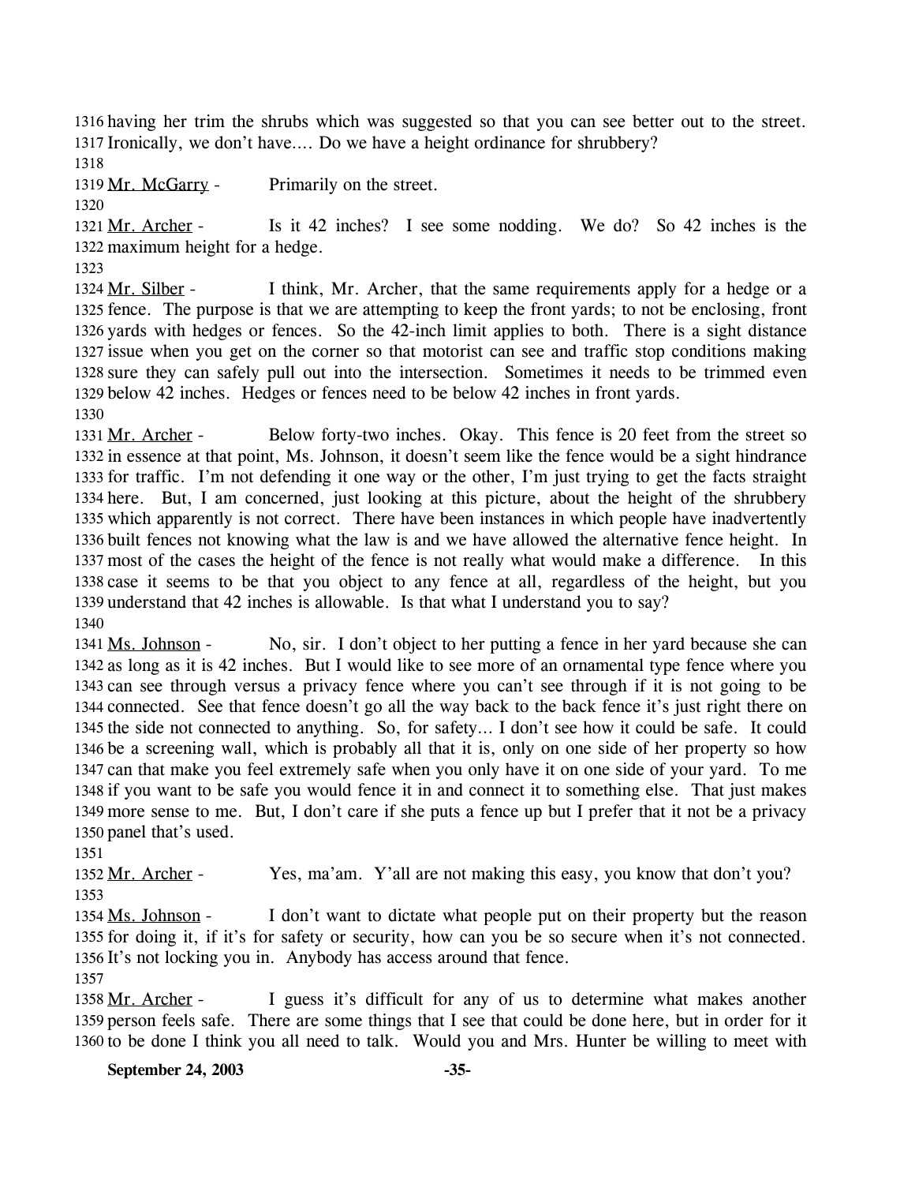having her trim the shrubs which was suggested so that you can see better out to the street. Ironically, we don't have.... Do we have a height ordinance for shrubbery?

Mr. McGarry - Primarily on the street.

Mr. Archer - Is it 42 inches? I see some nodding. We do? So 42 inches is the maximum height for a hedge.

Mr. Silber - I think, Mr. Archer, that the same requirements apply for a hedge or a fence. The purpose is that we are attempting to keep the front yards; to not be enclosing, front yards with hedges or fences. So the 42-inch limit applies to both. There is a sight distance issue when you get on the corner so that motorist can see and traffic stop conditions making sure they can safely pull out into the intersection. Sometimes it needs to be trimmed even below 42 inches. Hedges or fences need to be below 42 inches in front yards.

Mr. Archer - Below forty-two inches. Okay. This fence is 20 feet from the street so in essence at that point, Ms. Johnson, it doesn't seem like the fence would be a sight hindrance for traffic. I'm not defending it one way or the other, I'm just trying to get the facts straight here. But, I am concerned, just looking at this picture, about the height of the shrubbery which apparently is not correct. There have been instances in which people have inadvertently built fences not knowing what the law is and we have allowed the alternative fence height. In most of the cases the height of the fence is not really what would make a difference. In this case it seems to be that you object to any fence at all, regardless of the height, but you understand that 42 inches is allowable. Is that what I understand you to say?

Ms. Johnson - No, sir. I don't object to her putting a fence in her yard because she can as long as it is 42 inches. But I would like to see more of an ornamental type fence where you can see through versus a privacy fence where you can't see through if it is not going to be connected. See that fence doesn't go all the way back to the back fence it's just right there on the side not connected to anything. So, for safety... I don't see how it could be safe. It could be a screening wall, which is probably all that it is, only on one side of her property so how can that make you feel extremely safe when you only have it on one side of your yard. To me if you want to be safe you would fence it in and connect it to something else. That just makes more sense to me. But, I don't care if she puts a fence up but I prefer that it not be a privacy panel that's used.

Mr. Archer - Yes, ma'am. Y'all are not making this easy, you know that don't you?

Ms. Johnson - I don't want to dictate what people put on their property but the reason for doing it, if it's for safety or security, how can you be so secure when it's not connected. It's not locking you in. Anybody has access around that fence.

Mr. Archer - I guess it's difficult for any of us to determine what makes another person feels safe. There are some things that I see that could be done here, but in order for it to be done I think you all need to talk. Would you and Mrs. Hunter be willing to meet with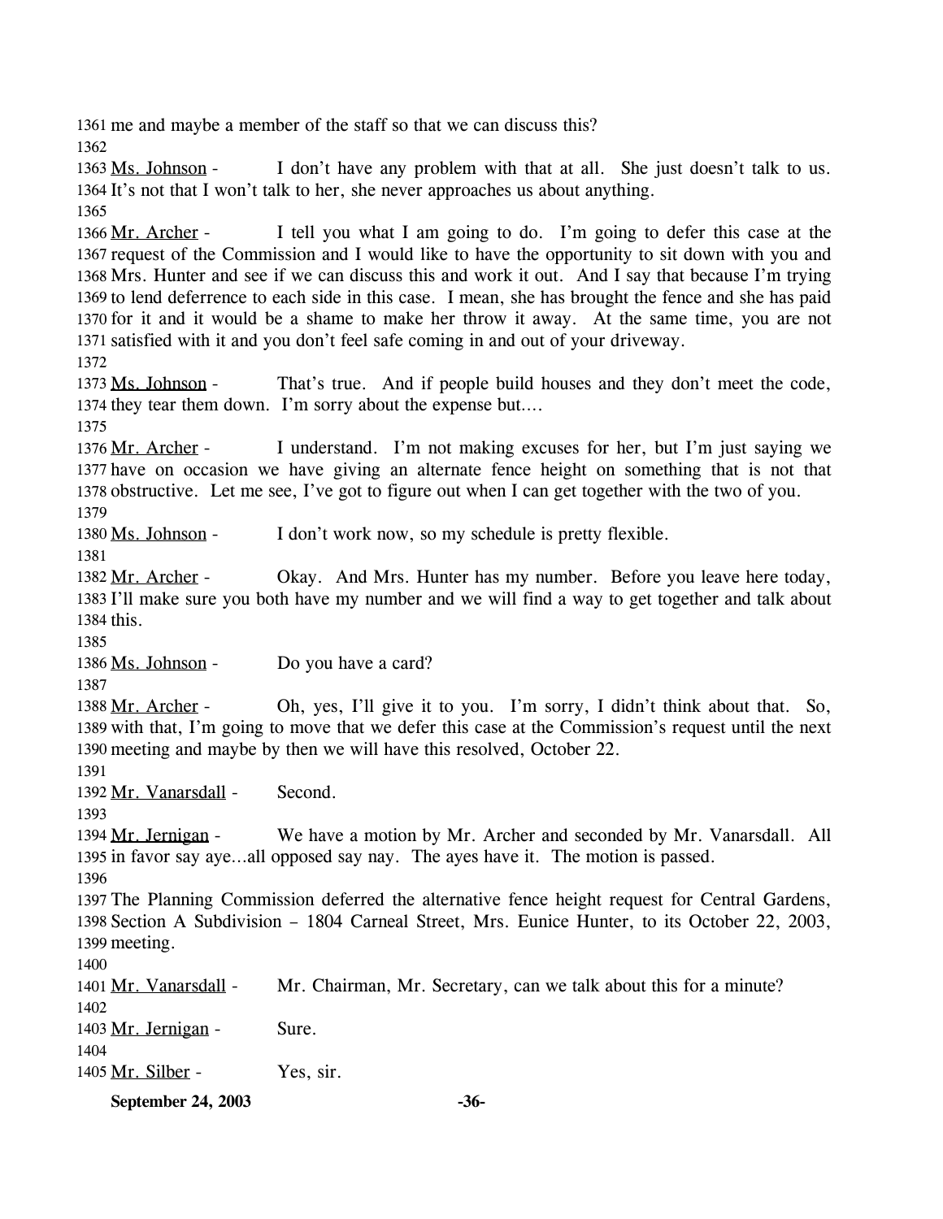me and maybe a member of the staff so that we can discuss this?

Ms. Johnson - I don't have any problem with that at all. She just doesn't talk to us. It's not that I won't talk to her, she never approaches us about anything.

Mr. Archer - I tell you what I am going to do. I'm going to defer this case at the request of the Commission and I would like to have the opportunity to sit down with you and Mrs. Hunter and see if we can discuss this and work it out. And I say that because I'm trying to lend deferrence to each side in this case. I mean, she has brought the fence and she has paid for it and it would be a shame to make her throw it away. At the same time, you are not satisfied with it and you don't feel safe coming in and out of your driveway.

Ms. Johnson - That's true. And if people build houses and they don't meet the code, they tear them down. I'm sorry about the expense but….

Mr. Archer - I understand. I'm not making excuses for her, but I'm just saying we have on occasion we have giving an alternate fence height on something that is not that obstructive. Let me see, I've got to figure out when I can get together with the two of you.

Ms. Johnson - I don't work now, so my schedule is pretty flexible.

Mr. Archer - Okay. And Mrs. Hunter has my number. Before you leave here today, I'll make sure you both have my number and we will find a way to get together and talk about this.

Ms. Johnson - Do you have a card?

Mr. Archer - Oh, yes, I'll give it to you. I'm sorry, I didn't think about that. So, with that, I'm going to move that we defer this case at the Commission's request until the next meeting and maybe by then we will have this resolved, October 22.

Mr. Vanarsdall - Second.

Mr. Jernigan - We have a motion by Mr. Archer and seconded by Mr. Vanarsdall. All in favor say aye…all opposed say nay. The ayes have it. The motion is passed.

The Planning Commission deferred the alternative fence height request for Central Gardens, Section A Subdivision – 1804 Carneal Street, Mrs. Eunice Hunter, to its October 22, 2003, meeting.

Mr. Vanarsdall - Mr. Chairman, Mr. Secretary, can we talk about this for a minute?

Mr. Jernigan - Sure.

Mr. Silber - Yes, sir.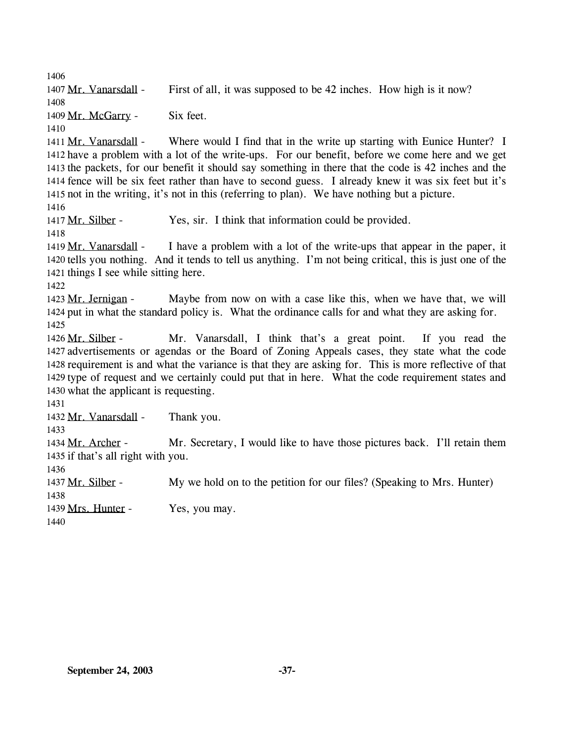Mr. Vanarsdall - First of all, it was supposed to be 42 inches. How high is it now?

Mr. McGarry - Six feet.

Mr. Vanarsdall - Where would I find that in the write up starting with Eunice Hunter? I have a problem with a lot of the write-ups. For our benefit, before we come here and we get the packets, for our benefit it should say something in there that the code is 42 inches and the fence will be six feet rather than have to second guess. I already knew it was six feet but it's not in the writing, it's not in this (referring to plan). We have nothing but a picture.

Mr. Silber - Yes, sir. I think that information could be provided.

Mr. Vanarsdall - I have a problem with a lot of the write-ups that appear in the paper, it tells you nothing. And it tends to tell us anything. I'm not being critical, this is just one of the things I see while sitting here.

Mr. Jernigan - Maybe from now on with a case like this, when we have that, we will put in what the standard policy is. What the ordinance calls for and what they are asking for.

Mr. Silber - Mr. Vanarsdall, I think that's a great point. If you read the advertisements or agendas or the Board of Zoning Appeals cases, they state what the code requirement is and what the variance is that they are asking for. This is more reflective of that type of request and we certainly could put that in here. What the code requirement states and what the applicant is requesting.

Mr. Vanarsdall - Thank you.

Mr. Archer - Mr. Secretary, I would like to have those pictures back. I'll retain them if that's all right with you.

Mr. Silber - My we hold on to the petition for our files? (Speaking to Mrs. Hunter)

Mrs. Hunter - Yes, you may.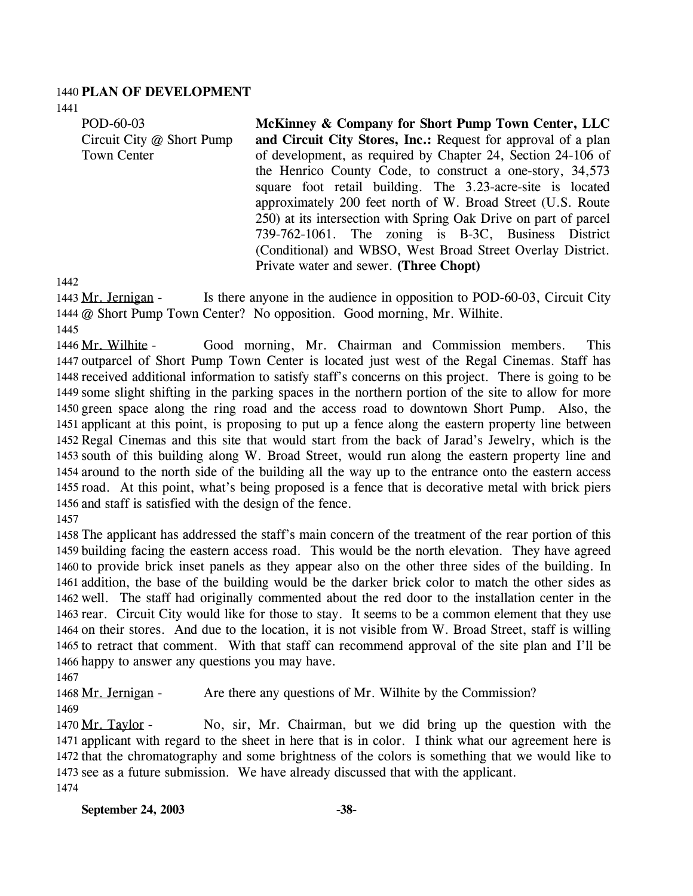## PLAN OF DEVELOPMENT

POD-60-03
Circuit City @ Short Pump Town Center

**McKinney & Company for Short Pump Town Center, LLC and Circuit City Stores, Inc.:** Request for approval of a plan of development, as required by Chapter 24, Section 24-106 of the Henrico County Code, to construct a one-story, 34,573 square foot retail building. The 3.23-acre-site is located approximately 200 feet north of W. Broad Street (U.S. Route 250) at its intersection with Spring Oak Drive on part of parcel 739-762-1061. The zoning is B-3C, Business District (Conditional) and WBSO, West Broad Street Overlay District. Private water and sewer. **(Three Chopt)**

Mr. Jernigan - Is there anyone in the audience in opposition to POD-60-03, Circuit City @ Short Pump Town Center? No opposition. Good morning, Mr. Wilhite.

Mr. Wilhite - Good morning, Mr. Chairman and Commission members. This outparcel of Short Pump Town Center is located just west of the Regal Cinemas. Staff has received additional information to satisfy staff's concerns on this project. There is going to be some slight shifting in the parking spaces in the northern portion of the site to allow for more green space along the ring road and the access road to downtown Short Pump. Also, the applicant at this point, is proposing to put up a fence along the eastern property line between Regal Cinemas and this site that would start from the back of Jarad's Jewelry, which is the south of this building along W. Broad Street, would run along the eastern property line and around to the north side of the building all the way up to the entrance onto the eastern access road. At this point, what's being proposed is a fence that is decorative metal with brick piers and staff is satisfied with the design of the fence.

The applicant has addressed the staff's main concern of the treatment of the rear portion of this building facing the eastern access road. This would be the north elevation. They have agreed to provide brick inset panels as they appear also on the other three sides of the building. In addition, the base of the building would be the darker brick color to match the other sides as well. The staff had originally commented about the red door to the installation center in the rear. Circuit City would like for those to stay. It seems to be a common element that they use on their stores. And due to the location, it is not visible from W. Broad Street, staff is willing to retract that comment. With that staff can recommend approval of the site plan and I'll be happy to answer any questions you may have.

Mr. Jernigan - Are there any questions of Mr. Wilhite by the Commission?

Mr. Taylor - No, sir, Mr. Chairman, but we did bring up the question with the applicant with regard to the sheet in here that is in color. I think what our agreement here is that the chromatography and some brightness of the colors is something that we would like to see as a future submission. We have already discussed that with the applicant.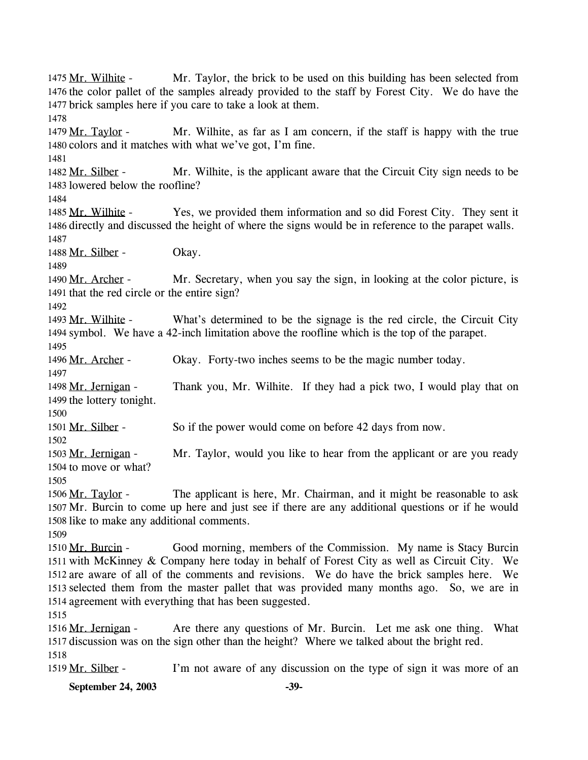1475 Mr. Wilhite - Mr. Taylor, the brick to be used on this building has been selected from
1476 the color pallet of the samples already provided to the staff by Forest City. We do have the
1477 brick samples here if you care to take a look at them.
1478
1479 Mr. Taylor - Mr. Wilhite, as far as I am concern, if the staff is happy with the true
1480 colors and it matches with what we've got, I'm fine.
1481
1482 Mr. Silber - Mr. Wilhite, is the applicant aware that the Circuit City sign needs to be
1483 lowered below the roofline?
1484
1485 Mr. Wilhite - Yes, we provided them information and so did Forest City. They sent it
1486 directly and discussed the height of where the signs would be in reference to the parapet walls.
1487
1488 Mr. Silber - Okay.
1489
1490 Mr. Archer - Mr. Secretary, when you say the sign, in looking at the color picture, is
1491 that the red circle or the entire sign?
1492
1493 Mr. Wilhite - What's determined to be the signage is the red circle, the Circuit City
1494 symbol. We have a 42-inch limitation above the roofline which is the top of the parapet.
1495
1496 Mr. Archer - Okay. Forty-two inches seems to be the magic number today.
1497
1498 Mr. Jernigan - Thank you, Mr. Wilhite. If they had a pick two, I would play that on
1499 the lottery tonight.
1500
1501 Mr. Silber - So if the power would come on before 42 days from now.
1502
1503 Mr. Jernigan - Mr. Taylor, would you like to hear from the applicant or are you ready
1504 to move or what?
1505
1506 Mr. Taylor - The applicant is here, Mr. Chairman, and it might be reasonable to ask
1507 Mr. Burcin to come up here and just see if there are any additional questions or if he would
1508 like to make any additional comments.
1509
1510 Mr. Burcin - Good morning, members of the Commission. My name is Stacy Burcin
1511 with McKinney & Company here today in behalf of Forest City as well as Circuit City. We
1512 are aware of all of the comments and revisions. We do have the brick samples here. We
1513 selected them from the master pallet that was provided many months ago. So, we are in
1514 agreement with everything that has been suggested.
1515
1516 Mr. Jernigan - Are there any questions of Mr. Burcin. Let me ask one thing. What
1517 discussion was on the sign other than the height? Where we talked about the bright red.
1518
1519 Mr. Silber - I'm not aware of any discussion on the type of sign it was more of an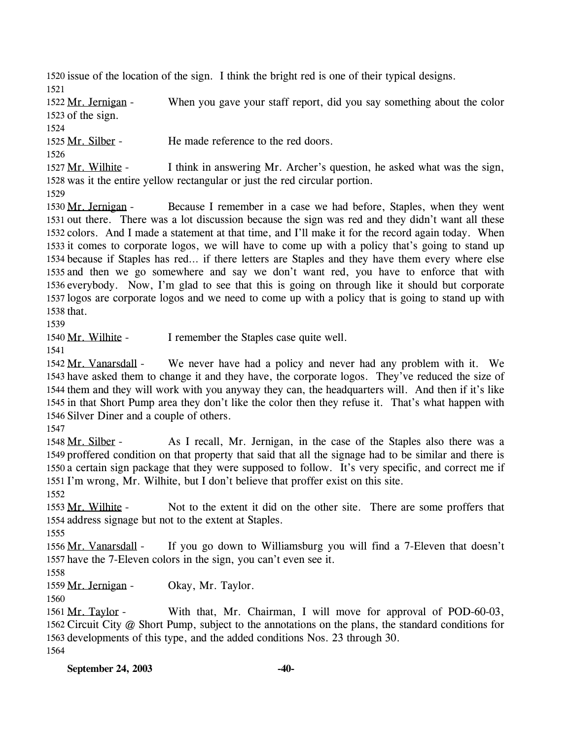issue of the location of the sign. I think the bright red is one of their typical designs.

Mr. Jernigan - When you gave your staff report, did you say something about the color of the sign.

Mr. Silber - He made reference to the red doors.

Mr. Wilhite - I think in answering Mr. Archer's question, he asked what was the sign, was it the entire yellow rectangular or just the red circular portion.

Mr. Jernigan - Because I remember in a case we had before, Staples, when they went out there. There was a lot discussion because the sign was red and they didn't want all these colors. And I made a statement at that time, and I'll make it for the record again today. When it comes to corporate logos, we will have to come up with a policy that's going to stand up because if Staples has red… if there letters are Staples and they have them every where else and then we go somewhere and say we don't want red, you have to enforce that with everybody. Now, I'm glad to see that this is going on through like it should but corporate logos are corporate logos and we need to come up with a policy that is going to stand up with that.

Mr. Wilhite - I remember the Staples case quite well.

Mr. Vanarsdall - We never have had a policy and never had any problem with it. We have asked them to change it and they have, the corporate logos. They've reduced the size of them and they will work with you anyway they can, the headquarters will. And then if it's like in that Short Pump area they don't like the color then they refuse it. That's what happen with Silver Diner and a couple of others.

Mr. Silber - As I recall, Mr. Jernigan, in the case of the Staples also there was a proffered condition on that property that said that all the signage had to be similar and there is a certain sign package that they were supposed to follow. It's very specific, and correct me if I'm wrong, Mr. Wilhite, but I don't believe that proffer exist on this site.

Mr. Wilhite - Not to the extent it did on the other site. There are some proffers that address signage but not to the extent at Staples.

Mr. Vanarsdall - If you go down to Williamsburg you will find a 7-Eleven that doesn't have the 7-Eleven colors in the sign, you can't even see it.

Mr. Jernigan - Okay, Mr. Taylor.

Mr. Taylor - With that, Mr. Chairman, I will move for approval of POD-60-03, Circuit City @ Short Pump, subject to the annotations on the plans, the standard conditions for developments of this type, and the added conditions Nos. 23 through 30.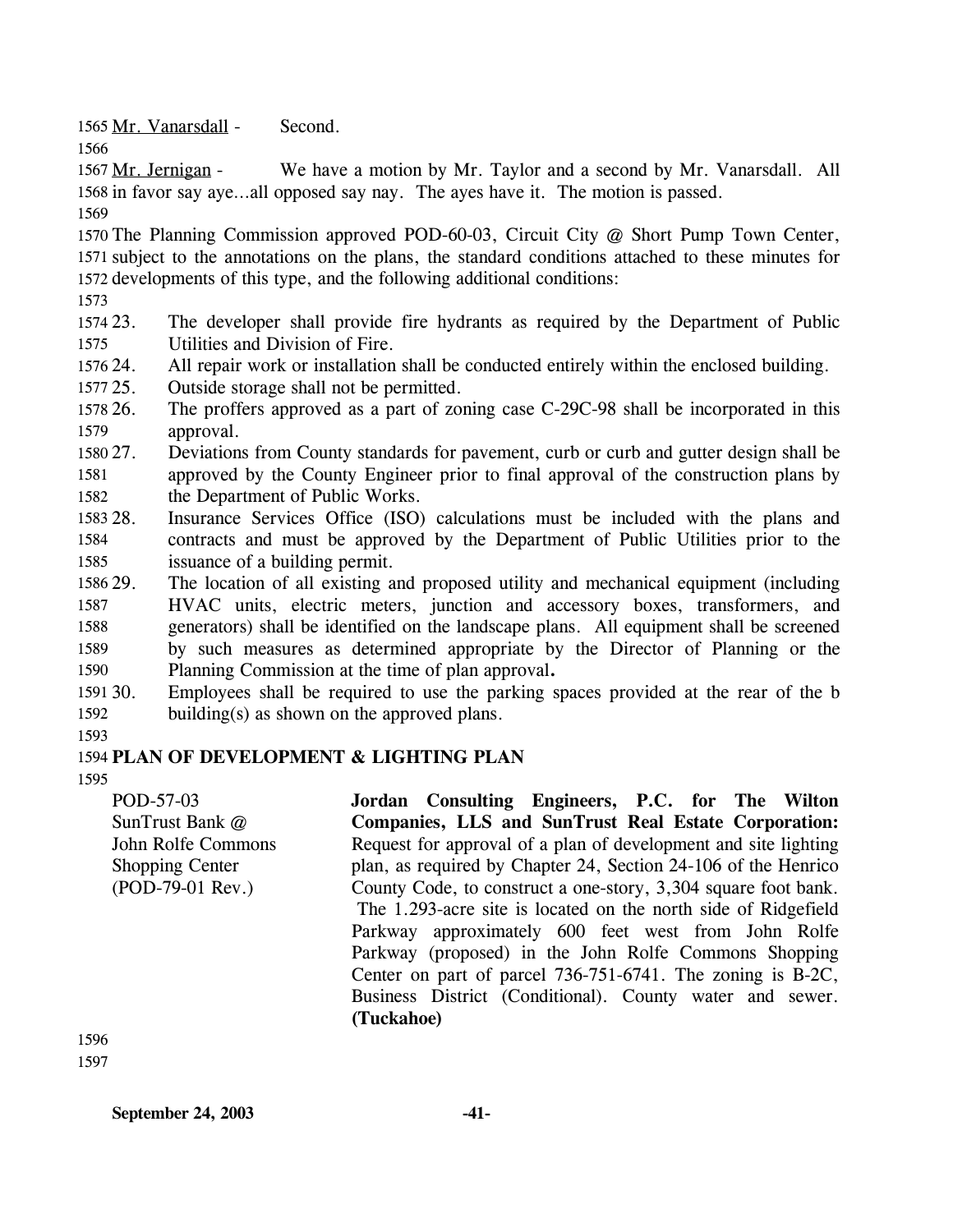Mr. Vanarsdall - Second.

Mr. Jernigan - We have a motion by Mr. Taylor and a second by Mr. Vanarsdall. All in favor say aye…all opposed say nay. The ayes have it. The motion is passed.

The Planning Commission approved POD-60-03, Circuit City @ Short Pump Town Center, subject to the annotations on the plans, the standard conditions attached to these minutes for developments of this type, and the following additional conditions:

23. The developer shall provide fire hydrants as required by the Department of Public Utilities and Division of Fire.
24. All repair work or installation shall be conducted entirely within the enclosed building.
25. Outside storage shall not be permitted.
26. The proffers approved as a part of zoning case C-29C-98 shall be incorporated in this approval.
27. Deviations from County standards for pavement, curb or curb and gutter design shall be approved by the County Engineer prior to final approval of the construction plans by the Department of Public Works.
28. Insurance Services Office (ISO) calculations must be included with the plans and contracts and must be approved by the Department of Public Utilities prior to the issuance of a building permit.
29. The location of all existing and proposed utility and mechanical equipment (including HVAC units, electric meters, junction and accessory boxes, transformers, and generators) shall be identified on the landscape plans. All equipment shall be screened by such measures as determined appropriate by the Director of Planning or the Planning Commission at the time of plan approval**.**
30. Employees shall be required to use the parking spaces provided at the rear of the b building(s) as shown on the approved plans.

**PLAN OF DEVELOPMENT & LIGHTING PLAN**

POD-57-03
SunTrust Bank @
John Rolfe Commons
Shopping Center
(POD-79-01 Rev.)

**Jordan Consulting Engineers, P.C. for The Wilton Companies, LLS and SunTrust Real Estate Corporation:** Request for approval of a plan of development and site lighting plan, as required by Chapter 24, Section 24-106 of the Henrico County Code, to construct a one-story, 3,304 square foot bank. The 1.293-acre site is located on the north side of Ridgefield Parkway approximately 600 feet west from John Rolfe Parkway (proposed) in the John Rolfe Commons Shopping Center on part of parcel 736-751-6741. The zoning is B-2C, Business District (Conditional). County water and sewer. **(Tuckahoe)**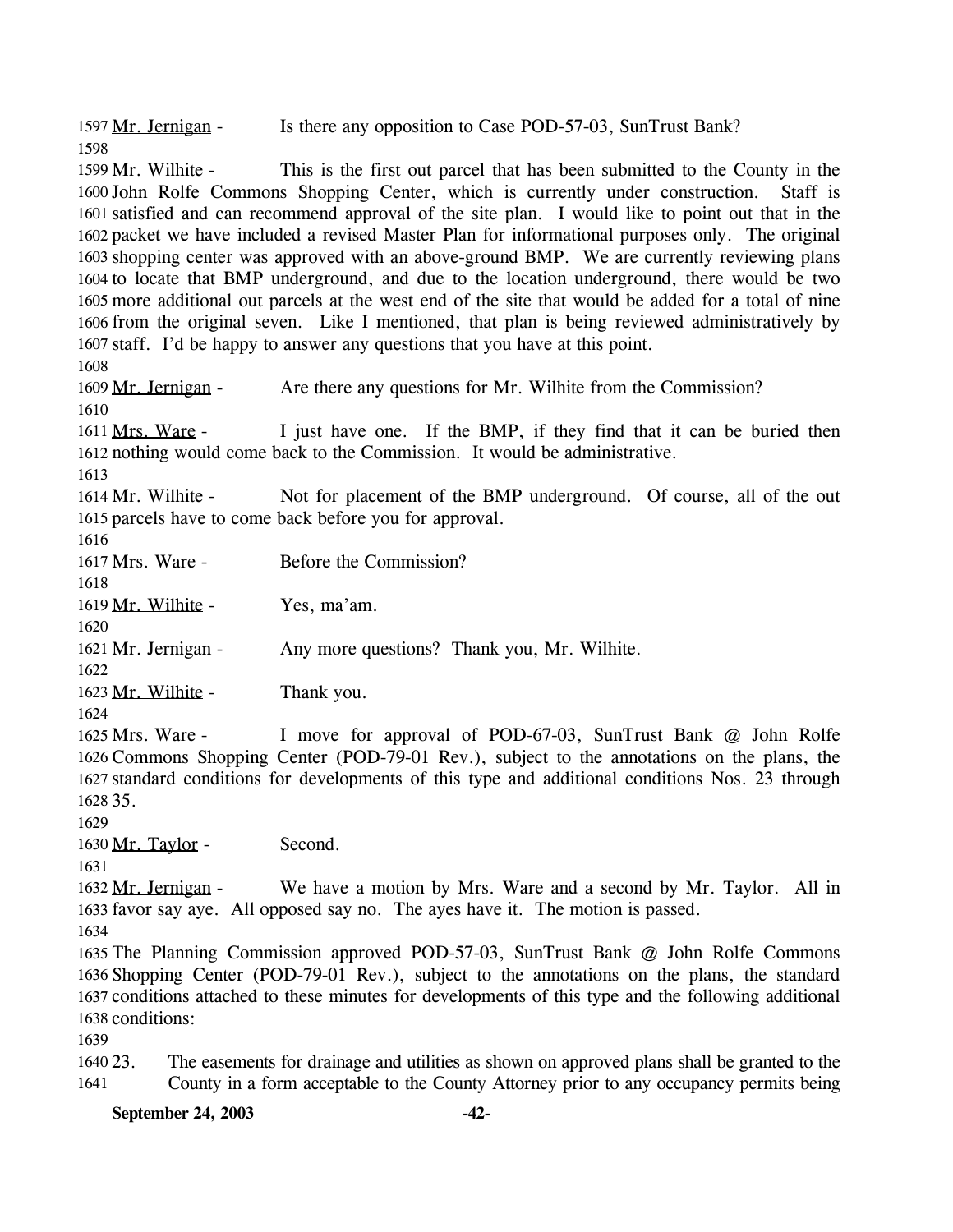Mr. Jernigan - Is there any opposition to Case POD-57-03, SunTrust Bank?

Mr. Wilhite - This is the first out parcel that has been submitted to the County in the John Rolfe Commons Shopping Center, which is currently under construction. Staff is satisfied and can recommend approval of the site plan. I would like to point out that in the packet we have included a revised Master Plan for informational purposes only. The original shopping center was approved with an above-ground BMP. We are currently reviewing plans to locate that BMP underground, and due to the location underground, there would be two more additional out parcels at the west end of the site that would be added for a total of nine from the original seven. Like I mentioned, that plan is being reviewed administratively by staff. I'd be happy to answer any questions that you have at this point.

Mr. Jernigan - Are there any questions for Mr. Wilhite from the Commission?

Mrs. Ware - I just have one. If the BMP, if they find that it can be buried then nothing would come back to the Commission. It would be administrative.

Mr. Wilhite - Not for placement of the BMP underground. Of course, all of the out parcels have to come back before you for approval.

Mrs. Ware - Before the Commission?

Mr. Wilhite - Yes, ma'am.

Mr. Jernigan - Any more questions? Thank you, Mr. Wilhite.

Mr. Wilhite - Thank you.

Mrs. Ware - I move for approval of POD-67-03, SunTrust Bank @ John Rolfe Commons Shopping Center (POD-79-01 Rev.), subject to the annotations on the plans, the standard conditions for developments of this type and additional conditions Nos. 23 through 35.

Mr. Taylor - Second.

Mr. Jernigan - We have a motion by Mrs. Ware and a second by Mr. Taylor. All in favor say aye. All opposed say no. The ayes have it. The motion is passed.

The Planning Commission approved POD-57-03, SunTrust Bank @ John Rolfe Commons Shopping Center (POD-79-01 Rev.), subject to the annotations on the plans, the standard conditions attached to these minutes for developments of this type and the following additional conditions:

23. The easements for drainage and utilities as shown on approved plans shall be granted to the County in a form acceptable to the County Attorney prior to any occupancy permits being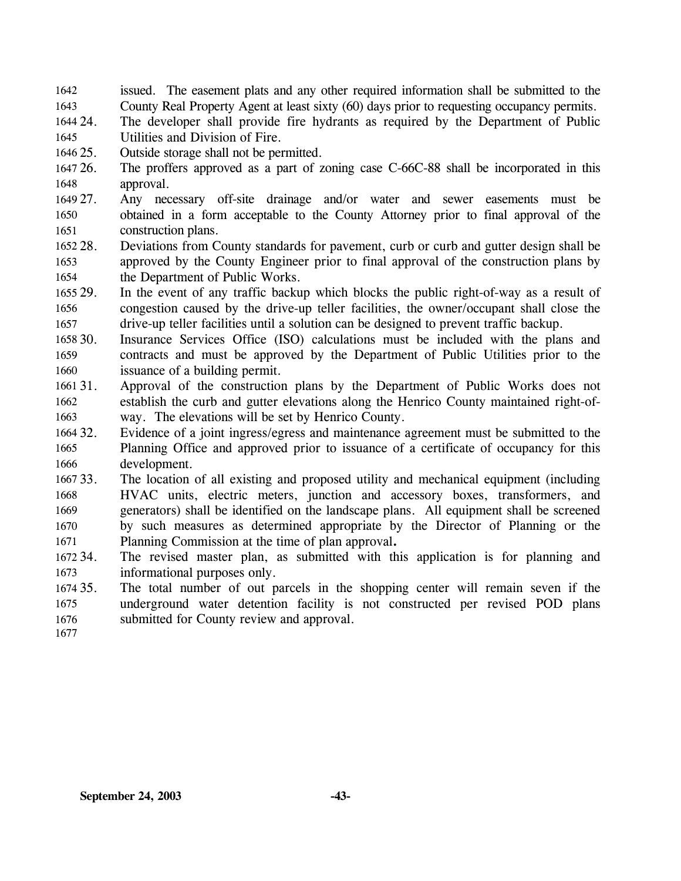issued. The easement plats and any other required information shall be submitted to the County Real Property Agent at least sixty (60) days prior to requesting occupancy permits.

24. The developer shall provide fire hydrants as required by the Department of Public Utilities and Division of Fire.
25. Outside storage shall not be permitted.
26. The proffers approved as a part of zoning case C-66C-88 shall be incorporated in this approval.
27. Any necessary off-site drainage and/or water and sewer easements must be obtained in a form acceptable to the County Attorney prior to final approval of the construction plans.
28. Deviations from County standards for pavement, curb or curb and gutter design shall be approved by the County Engineer prior to final approval of the construction plans by the Department of Public Works.
29. In the event of any traffic backup which blocks the public right-of-way as a result of congestion caused by the drive-up teller facilities, the owner/occupant shall close the drive-up teller facilities until a solution can be designed to prevent traffic backup.
30. Insurance Services Office (ISO) calculations must be included with the plans and contracts and must be approved by the Department of Public Utilities prior to the issuance of a building permit.
31. Approval of the construction plans by the Department of Public Works does not establish the curb and gutter elevations along the Henrico County maintained right-of-way. The elevations will be set by Henrico County.
32. Evidence of a joint ingress/egress and maintenance agreement must be submitted to the Planning Office and approved prior to issuance of a certificate of occupancy for this development.
33. The location of all existing and proposed utility and mechanical equipment (including HVAC units, electric meters, junction and accessory boxes, transformers, and generators) shall be identified on the landscape plans. All equipment shall be screened by such measures as determined appropriate by the Director of Planning or the Planning Commission at the time of plan approval.
34. The revised master plan, as submitted with this application is for planning and informational purposes only.
35. The total number of out parcels in the shopping center will remain seven if the underground water detention facility is not constructed per revised POD plans submitted for County review and approval.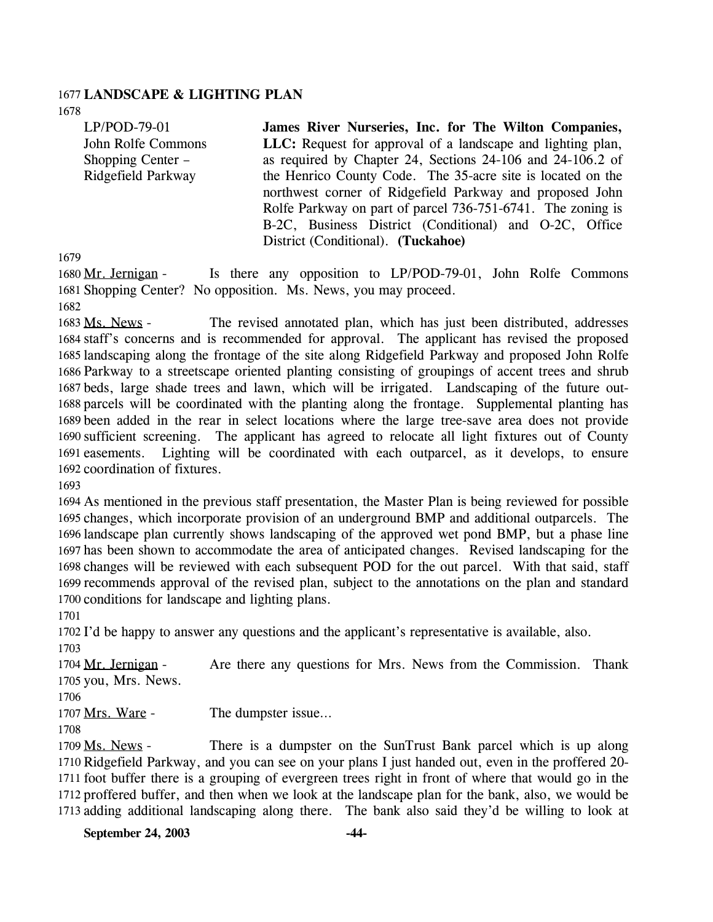**LANDSCAPE & LIGHTING PLAN**

| | |
|---|---|
| LP/POD-79-01<br>John Rolfe Commons<br>Shopping Center –<br>Ridgefield Parkway | **James River Nurseries, Inc. for The Wilton Companies, LLC:** Request for approval of a landscape and lighting plan, as required by Chapter 24, Sections 24-106 and 24-106.2 of the Henrico County Code. The 35-acre site is located on the northwest corner of Ridgefield Parkway and proposed John Rolfe Parkway on part of parcel 736-751-6741. The zoning is B-2C, Business District (Conditional) and O-2C, Office District (Conditional). **(Tuckahoe)** |

Mr. Jernigan - Is there any opposition to LP/POD-79-01, John Rolfe Commons Shopping Center? No opposition. Ms. News, you may proceed.

Ms. News - The revised annotated plan, which has just been distributed, addresses staff's concerns and is recommended for approval. The applicant has revised the proposed landscaping along the frontage of the site along Ridgefield Parkway and proposed John Rolfe Parkway to a streetscape oriented planting consisting of groupings of accent trees and shrub beds, large shade trees and lawn, which will be irrigated. Landscaping of the future out-parcels will be coordinated with the planting along the frontage. Supplemental planting has been added in the rear in select locations where the large tree-save area does not provide sufficient screening. The applicant has agreed to relocate all light fixtures out of County easements. Lighting will be coordinated with each outparcel, as it develops, to ensure coordination of fixtures.

As mentioned in the previous staff presentation, the Master Plan is being reviewed for possible changes, which incorporate provision of an underground BMP and additional outparcels. The landscape plan currently shows landscaping of the approved wet pond BMP, but a phase line has been shown to accommodate the area of anticipated changes. Revised landscaping for the changes will be reviewed with each subsequent POD for the out parcel. With that said, staff recommends approval of the revised plan, subject to the annotations on the plan and standard conditions for landscape and lighting plans.

I'd be happy to answer any questions and the applicant's representative is available, also.

Mr. Jernigan - Are there any questions for Mrs. News from the Commission. Thank you, Mrs. News.

Mrs. Ware - The dumpster issue…

Ms. News - There is a dumpster on the SunTrust Bank parcel which is up along Ridgefield Parkway, and you can see on your plans I just handed out, even in the proffered 20-foot buffer there is a grouping of evergreen trees right in front of where that would go in the proffered buffer, and then when we look at the landscape plan for the bank, also, we would be adding additional landscaping along there. The bank also said they'd be willing to look at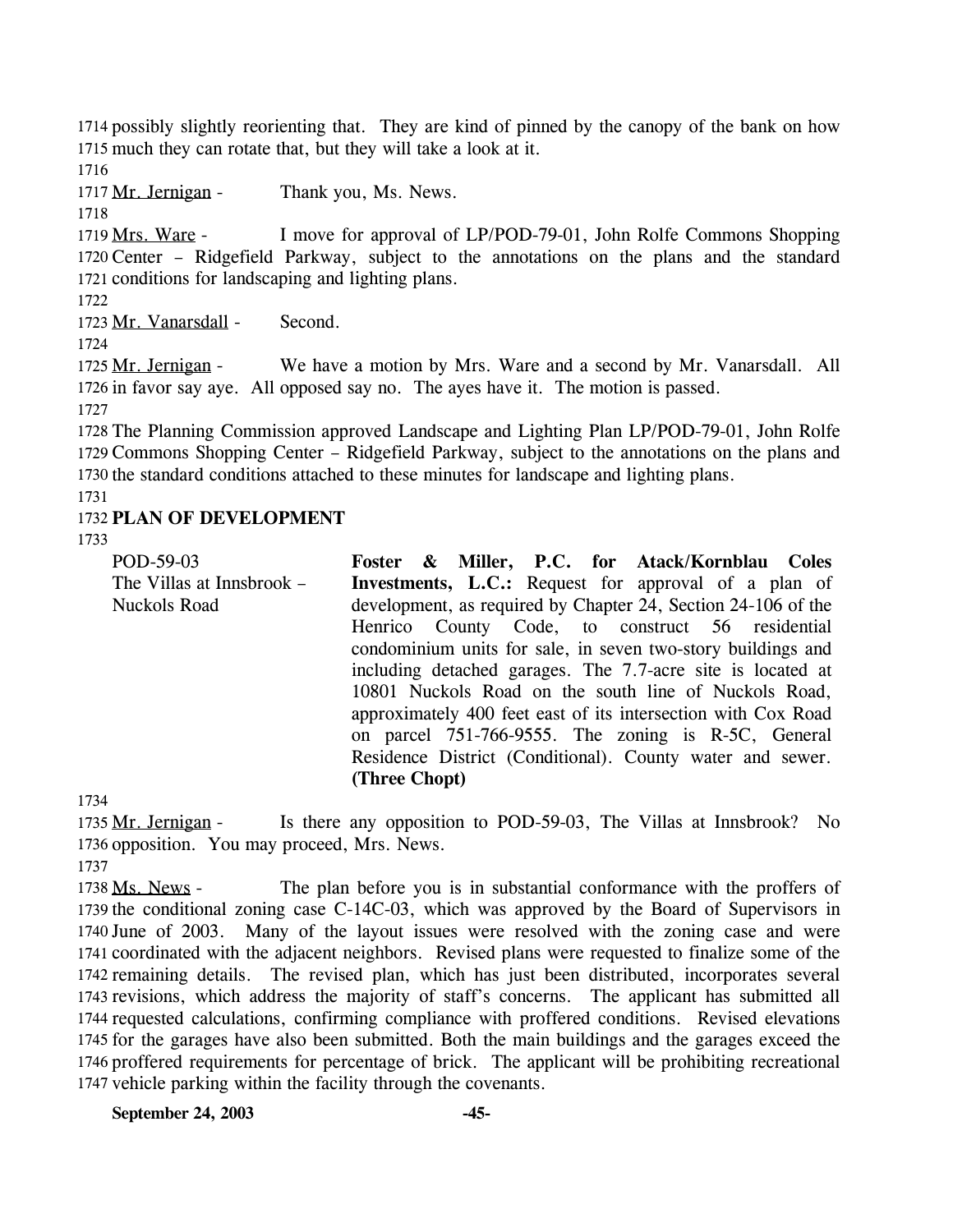possibly slightly reorienting that. They are kind of pinned by the canopy of the bank on how much they can rotate that, but they will take a look at it.

Mr. Jernigan - Thank you, Ms. News.

Mrs. Ware - I move for approval of LP/POD-79-01, John Rolfe Commons Shopping Center – Ridgefield Parkway, subject to the annotations on the plans and the standard conditions for landscaping and lighting plans.

Mr. Vanarsdall - Second.

Mr. Jernigan - We have a motion by Mrs. Ware and a second by Mr. Vanarsdall. All in favor say aye. All opposed say no. The ayes have it. The motion is passed.

The Planning Commission approved Landscape and Lighting Plan LP/POD-79-01, John Rolfe Commons Shopping Center – Ridgefield Parkway, subject to the annotations on the plans and the standard conditions attached to these minutes for landscape and lighting plans.

## PLAN OF DEVELOPMENT

POD-59-03
The Villas at Innsbrook – Nuckols Road

**Foster & Miller, P.C. for Atack/Kornblau Coles Investments, L.C.:** Request for approval of a plan of development, as required by Chapter 24, Section 24-106 of the Henrico County Code, to construct 56 residential condominium units for sale, in seven two-story buildings and including detached garages. The 7.7-acre site is located at 10801 Nuckols Road on the south line of Nuckols Road, approximately 400 feet east of its intersection with Cox Road on parcel 751-766-9555. The zoning is R-5C, General Residence District (Conditional). County water and sewer. **(Three Chopt)**

Mr. Jernigan - Is there any opposition to POD-59-03, The Villas at Innsbrook? No opposition. You may proceed, Mrs. News.

Ms. News - The plan before you is in substantial conformance with the proffers of the conditional zoning case C-14C-03, which was approved by the Board of Supervisors in June of 2003. Many of the layout issues were resolved with the zoning case and were coordinated with the adjacent neighbors. Revised plans were requested to finalize some of the remaining details. The revised plan, which has just been distributed, incorporates several revisions, which address the majority of staff's concerns. The applicant has submitted all requested calculations, confirming compliance with proffered conditions. Revised elevations for the garages have also been submitted. Both the main buildings and the garages exceed the proffered requirements for percentage of brick. The applicant will be prohibiting recreational vehicle parking within the facility through the covenants.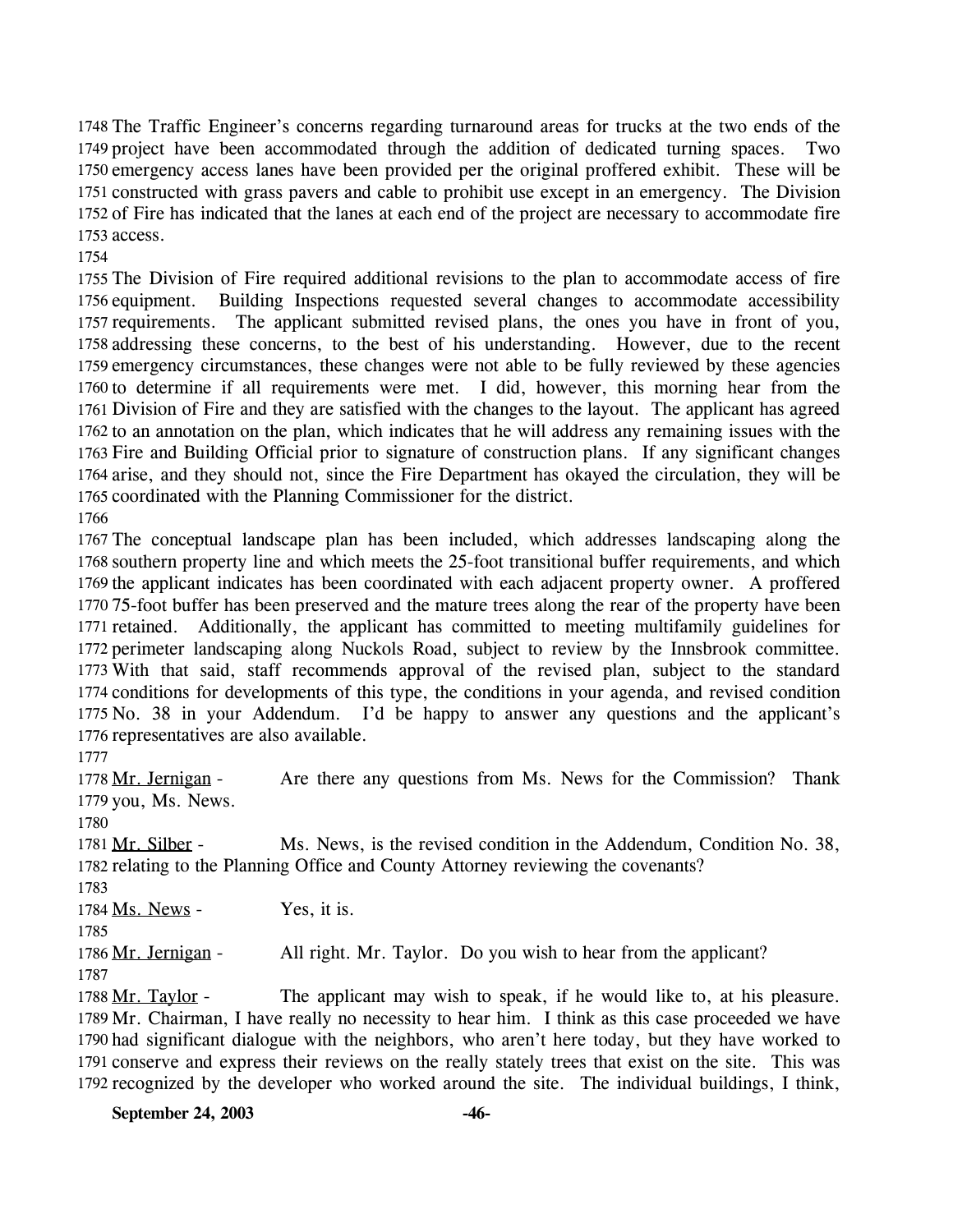The Traffic Engineer's concerns regarding turnaround areas for trucks at the two ends of the project have been accommodated through the addition of dedicated turning spaces. Two emergency access lanes have been provided per the original proffered exhibit. These will be constructed with grass pavers and cable to prohibit use except in an emergency. The Division of Fire has indicated that the lanes at each end of the project are necessary to accommodate fire access.

The Division of Fire required additional revisions to the plan to accommodate access of fire equipment. Building Inspections requested several changes to accommodate accessibility requirements. The applicant submitted revised plans, the ones you have in front of you, addressing these concerns, to the best of his understanding. However, due to the recent emergency circumstances, these changes were not able to be fully reviewed by these agencies to determine if all requirements were met. I did, however, this morning hear from the Division of Fire and they are satisfied with the changes to the layout. The applicant has agreed to an annotation on the plan, which indicates that he will address any remaining issues with the Fire and Building Official prior to signature of construction plans. If any significant changes arise, and they should not, since the Fire Department has okayed the circulation, they will be coordinated with the Planning Commissioner for the district.

The conceptual landscape plan has been included, which addresses landscaping along the southern property line and which meets the 25-foot transitional buffer requirements, and which the applicant indicates has been coordinated with each adjacent property owner. A proffered 75-foot buffer has been preserved and the mature trees along the rear of the property have been retained. Additionally, the applicant has committed to meeting multifamily guidelines for perimeter landscaping along Nuckols Road, subject to review by the Innsbrook committee. With that said, staff recommends approval of the revised plan, subject to the standard conditions for developments of this type, the conditions in your agenda, and revised condition No. 38 in your Addendum. I'd be happy to answer any questions and the applicant's representatives are also available.

Mr. Jernigan - Are there any questions from Ms. News for the Commission? Thank you, Ms. News.

Mr. Silber - Ms. News, is the revised condition in the Addendum, Condition No. 38, relating to the Planning Office and County Attorney reviewing the covenants?

Ms. News - Yes, it is.

Mr. Jernigan - All right. Mr. Taylor. Do you wish to hear from the applicant?

Mr. Taylor - The applicant may wish to speak, if he would like to, at his pleasure. Mr. Chairman, I have really no necessity to hear him. I think as this case proceeded we have had significant dialogue with the neighbors, who aren't here today, but they have worked to conserve and express their reviews on the really stately trees that exist on the site. This was recognized by the developer who worked around the site. The individual buildings, I think,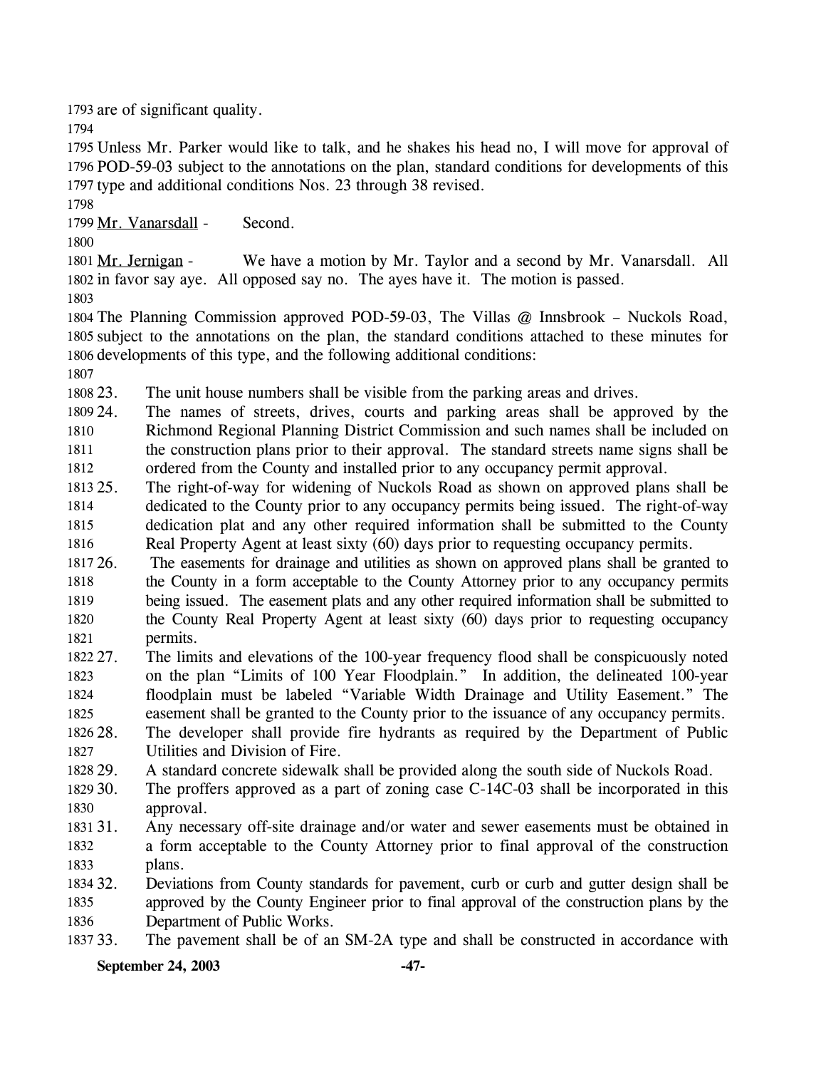are of significant quality.

Unless Mr. Parker would like to talk, and he shakes his head no, I will move for approval of POD-59-03 subject to the annotations on the plan, standard conditions for developments of this type and additional conditions Nos. 23 through 38 revised.

Mr. Vanarsdall - Second.

Mr. Jernigan - We have a motion by Mr. Taylor and a second by Mr. Vanarsdall. All in favor say aye. All opposed say no. The ayes have it. The motion is passed.

The Planning Commission approved POD-59-03, The Villas @ Innsbrook – Nuckols Road, subject to the annotations on the plan, the standard conditions attached to these minutes for developments of this type, and the following additional conditions:

23. The unit house numbers shall be visible from the parking areas and drives.
24. The names of streets, drives, courts and parking areas shall be approved by the Richmond Regional Planning District Commission and such names shall be included on the construction plans prior to their approval. The standard streets name signs shall be ordered from the County and installed prior to any occupancy permit approval.
25. The right-of-way for widening of Nuckols Road as shown on approved plans shall be dedicated to the County prior to any occupancy permits being issued. The right-of-way dedication plat and any other required information shall be submitted to the County Real Property Agent at least sixty (60) days prior to requesting occupancy permits.
26. The easements for drainage and utilities as shown on approved plans shall be granted to the County in a form acceptable to the County Attorney prior to any occupancy permits being issued. The easement plats and any other required information shall be submitted to the County Real Property Agent at least sixty (60) days prior to requesting occupancy permits.
27. The limits and elevations of the 100-year frequency flood shall be conspicuously noted on the plan "Limits of 100 Year Floodplain." In addition, the delineated 100-year floodplain must be labeled "Variable Width Drainage and Utility Easement." The easement shall be granted to the County prior to the issuance of any occupancy permits.
28. The developer shall provide fire hydrants as required by the Department of Public Utilities and Division of Fire.
29. A standard concrete sidewalk shall be provided along the south side of Nuckols Road.
30. The proffers approved as a part of zoning case C-14C-03 shall be incorporated in this approval.
31. Any necessary off-site drainage and/or water and sewer easements must be obtained in a form acceptable to the County Attorney prior to final approval of the construction plans.
32. Deviations from County standards for pavement, curb or curb and gutter design shall be approved by the County Engineer prior to final approval of the construction plans by the Department of Public Works.
33. The pavement shall be of an SM-2A type and shall be constructed in accordance with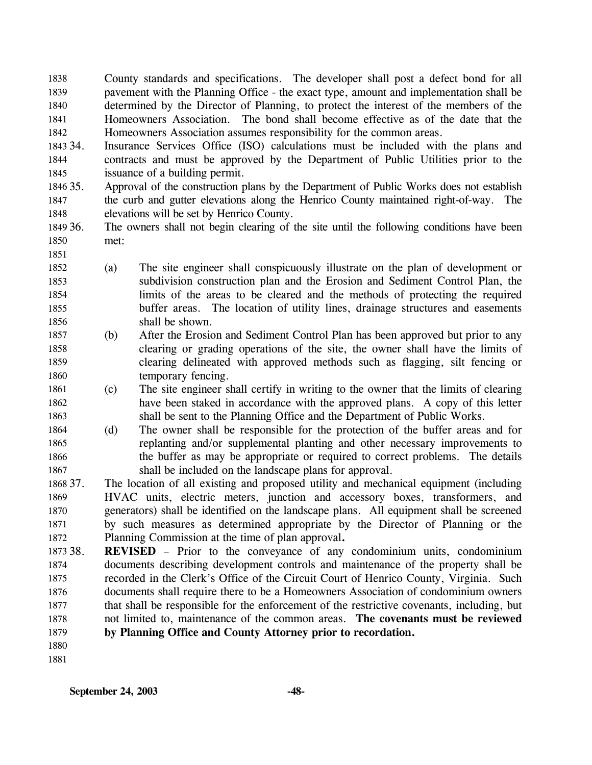County standards and specifications. The developer shall post a defect bond for all pavement with the Planning Office - the exact type, amount and implementation shall be determined by the Director of Planning, to protect the interest of the members of the Homeowners Association. The bond shall become effective as of the date that the Homeowners Association assumes responsibility for the common areas.

34. Insurance Services Office (ISO) calculations must be included with the plans and contracts and must be approved by the Department of Public Utilities prior to the issuance of a building permit.

35. Approval of the construction plans by the Department of Public Works does not establish the curb and gutter elevations along the Henrico County maintained right-of-way. The elevations will be set by Henrico County.

36. The owners shall not begin clearing of the site until the following conditions have been met:

    (a) The site engineer shall conspicuously illustrate on the plan of development or subdivision construction plan and the Erosion and Sediment Control Plan, the limits of the areas to be cleared and the methods of protecting the required buffer areas. The location of utility lines, drainage structures and easements shall be shown.

    (b) After the Erosion and Sediment Control Plan has been approved but prior to any clearing or grading operations of the site, the owner shall have the limits of clearing delineated with approved methods such as flagging, silt fencing or temporary fencing.

    (c) The site engineer shall certify in writing to the owner that the limits of clearing have been staked in accordance with the approved plans. A copy of this letter shall be sent to the Planning Office and the Department of Public Works.

    (d) The owner shall be responsible for the protection of the buffer areas and for replanting and/or supplemental planting and other necessary improvements to the buffer as may be appropriate or required to correct problems. The details shall be included on the landscape plans for approval.

37. The location of all existing and proposed utility and mechanical equipment (including HVAC units, electric meters, junction and accessory boxes, transformers, and generators) shall be identified on the landscape plans. All equipment shall be screened by such measures as determined appropriate by the Director of Planning or the Planning Commission at the time of plan approval.

38. **REVISED** – Prior to the conveyance of any condominium units, condominium documents describing development controls and maintenance of the property shall be recorded in the Clerk's Office of the Circuit Court of Henrico County, Virginia. Such documents shall require there to be a Homeowners Association of condominium owners that shall be responsible for the enforcement of the restrictive covenants, including, but not limited to, maintenance of the common areas. **The covenants must be reviewed by Planning Office and County Attorney prior to recordation.**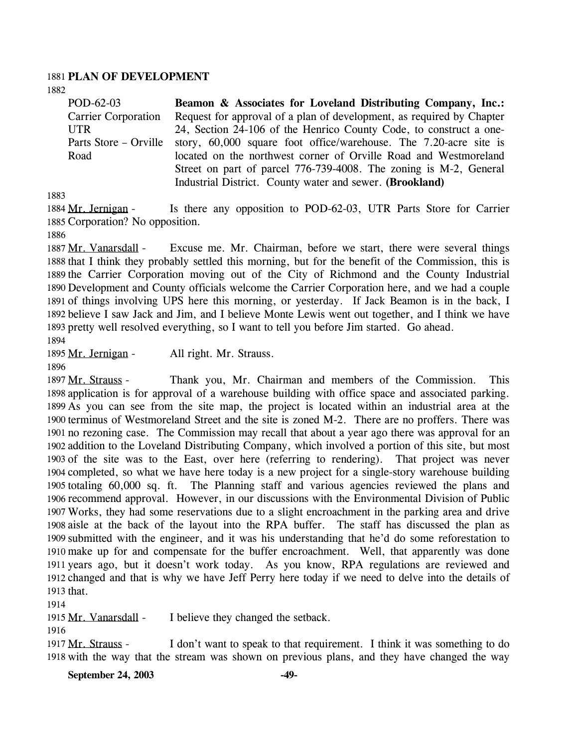**PLAN OF DEVELOPMENT**

| | |
|---|---|
| POD-62-03<br>Carrier Corporation UTR<br>Parts Store – Orville Road | **Beamon & Associates for Loveland Distributing Company, Inc.:** Request for approval of a plan of development, as required by Chapter 24, Section 24-106 of the Henrico County Code, to construct a one-story, 60,000 square foot office/warehouse. The 7.20-acre site is located on the northwest corner of Orville Road and Westmoreland Street on part of parcel 776-739-4008. The zoning is M-2, General Industrial District. County water and sewer. **(Brookland)** |

Mr. Jernigan - Is there any opposition to POD-62-03, UTR Parts Store for Carrier Corporation? No opposition.

Mr. Vanarsdall - Excuse me. Mr. Chairman, before we start, there were several things that I think they probably settled this morning, but for the benefit of the Commission, this is the Carrier Corporation moving out of the City of Richmond and the County Industrial Development and County officials welcome the Carrier Corporation here, and we had a couple of things involving UPS here this morning, or yesterday. If Jack Beamon is in the back, I believe I saw Jack and Jim, and I believe Monte Lewis went out together, and I think we have pretty well resolved everything, so I want to tell you before Jim started. Go ahead.

Mr. Jernigan - All right. Mr. Strauss.

Mr. Strauss - Thank you, Mr. Chairman and members of the Commission. This application is for approval of a warehouse building with office space and associated parking. As you can see from the site map, the project is located within an industrial area at the terminus of Westmoreland Street and the site is zoned M-2. There are no proffers. There was no rezoning case. The Commission may recall that about a year ago there was approval for an addition to the Loveland Distributing Company, which involved a portion of this site, but most of the site was to the East, over here (referring to rendering). That project was never completed, so what we have here today is a new project for a single-story warehouse building totaling 60,000 sq. ft. The Planning staff and various agencies reviewed the plans and recommend approval. However, in our discussions with the Environmental Division of Public Works, they had some reservations due to a slight encroachment in the parking area and drive aisle at the back of the layout into the RPA buffer. The staff has discussed the plan as submitted with the engineer, and it was his understanding that he'd do some reforestation to make up for and compensate for the buffer encroachment. Well, that apparently was done years ago, but it doesn't work today. As you know, RPA regulations are reviewed and changed and that is why we have Jeff Perry here today if we need to delve into the details of that.

Mr. Vanarsdall - I believe they changed the setback.

Mr. Strauss - I don't want to speak to that requirement. I think it was something to do with the way that the stream was shown on previous plans, and they have changed the way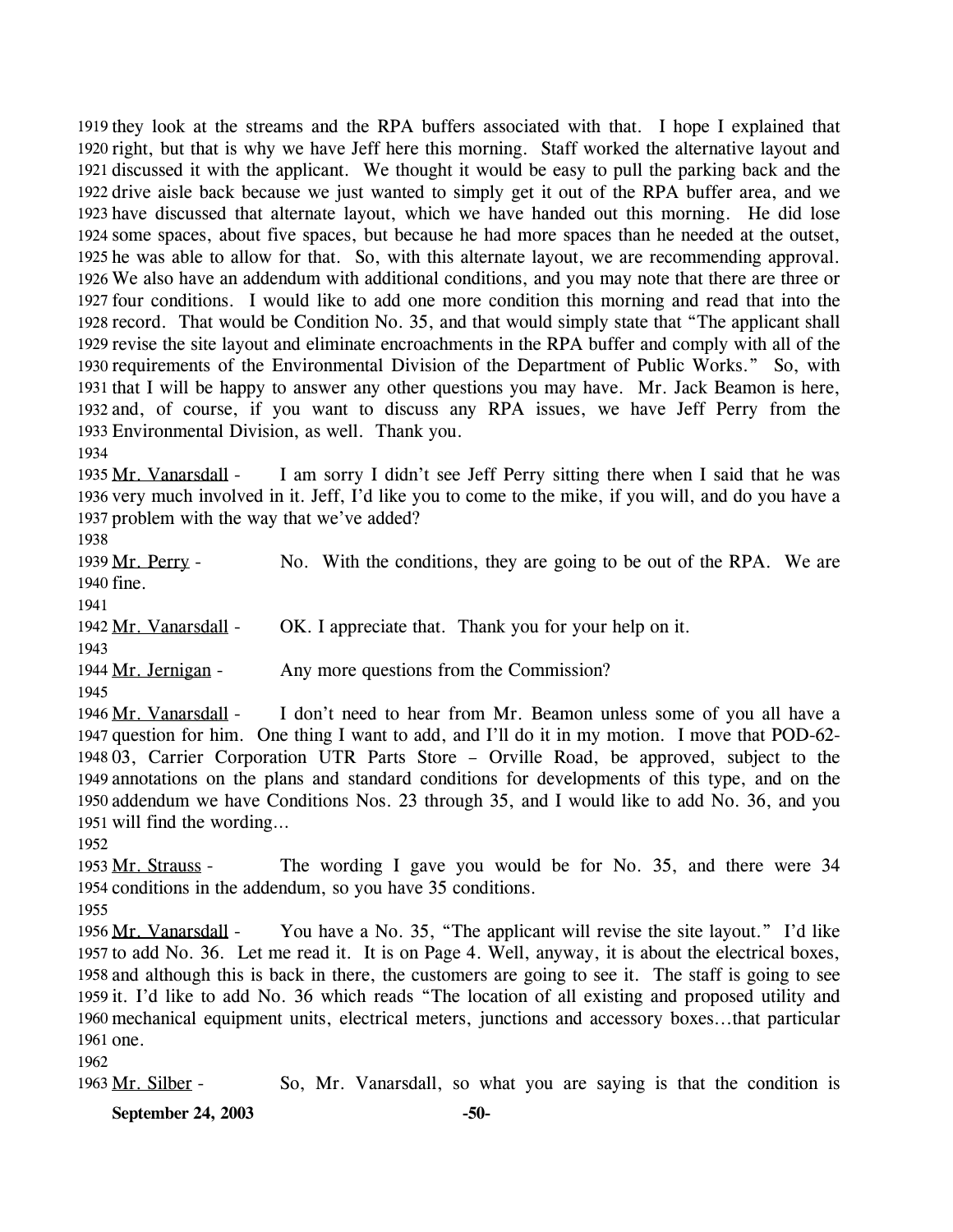they look at the streams and the RPA buffers associated with that. I hope I explained that right, but that is why we have Jeff here this morning. Staff worked the alternative layout and discussed it with the applicant. We thought it would be easy to pull the parking back and the drive aisle back because we just wanted to simply get it out of the RPA buffer area, and we have discussed that alternate layout, which we have handed out this morning. He did lose some spaces, about five spaces, but because he had more spaces than he needed at the outset, he was able to allow for that. So, with this alternate layout, we are recommending approval. We also have an addendum with additional conditions, and you may note that there are three or four conditions. I would like to add one more condition this morning and read that into the record. That would be Condition No. 35, and that would simply state that "The applicant shall revise the site layout and eliminate encroachments in the RPA buffer and comply with all of the requirements of the Environmental Division of the Department of Public Works." So, with that I will be happy to answer any other questions you may have. Mr. Jack Beamon is here, and, of course, if you want to discuss any RPA issues, we have Jeff Perry from the Environmental Division, as well. Thank you.

Mr. Vanarsdall - I am sorry I didn't see Jeff Perry sitting there when I said that he was very much involved in it. Jeff, I'd like you to come to the mike, if you will, and do you have a problem with the way that we've added?

Mr. Perry - No. With the conditions, they are going to be out of the RPA. We are fine.

Mr. Vanarsdall - OK. I appreciate that. Thank you for your help on it.

Mr. Jernigan - Any more questions from the Commission?

Mr. Vanarsdall - I don't need to hear from Mr. Beamon unless some of you all have a question for him. One thing I want to add, and I'll do it in my motion. I move that POD-62-03, Carrier Corporation UTR Parts Store – Orville Road, be approved, subject to the annotations on the plans and standard conditions for developments of this type, and on the addendum we have Conditions Nos. 23 through 35, and I would like to add No. 36, and you will find the wording…

Mr. Strauss - The wording I gave you would be for No. 35, and there were 34 conditions in the addendum, so you have 35 conditions.

Mr. Vanarsdall - You have a No. 35, "The applicant will revise the site layout." I'd like to add No. 36. Let me read it. It is on Page 4. Well, anyway, it is about the electrical boxes, and although this is back in there, the customers are going to see it. The staff is going to see it. I'd like to add No. 36 which reads "The location of all existing and proposed utility and mechanical equipment units, electrical meters, junctions and accessory boxes…that particular one.

Mr. Silber - So, Mr. Vanarsdall, so what you are saying is that the condition is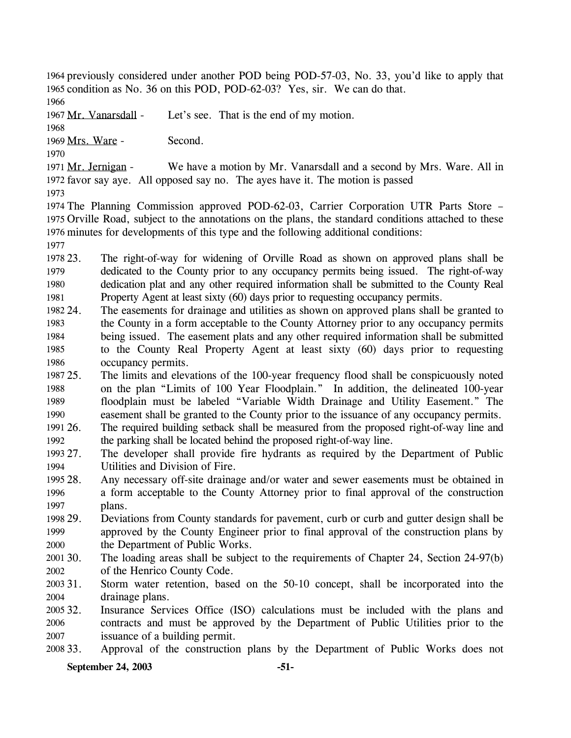previously considered under another POD being POD-57-03, No. 33, you'd like to apply that condition as No. 36 on this POD, POD-62-03? Yes, sir. We can do that.

Mr. Vanarsdall - Let's see. That is the end of my motion.

Mrs. Ware - Second.

Mr. Jernigan - We have a motion by Mr. Vanarsdall and a second by Mrs. Ware. All in favor say aye. All opposed say no. The ayes have it. The motion is passed

The Planning Commission approved POD-62-03, Carrier Corporation UTR Parts Store – Orville Road, subject to the annotations on the plans, the standard conditions attached to these minutes for developments of this type and the following additional conditions:

23. The right-of-way for widening of Orville Road as shown on approved plans shall be dedicated to the County prior to any occupancy permits being issued. The right-of-way dedication plat and any other required information shall be submitted to the County Real Property Agent at least sixty (60) days prior to requesting occupancy permits.
24. The easements for drainage and utilities as shown on approved plans shall be granted to the County in a form acceptable to the County Attorney prior to any occupancy permits being issued. The easement plats and any other required information shall be submitted to the County Real Property Agent at least sixty (60) days prior to requesting occupancy permits.
25. The limits and elevations of the 100-year frequency flood shall be conspicuously noted on the plan "Limits of 100 Year Floodplain." In addition, the delineated 100-year floodplain must be labeled "Variable Width Drainage and Utility Easement." The easement shall be granted to the County prior to the issuance of any occupancy permits.
26. The required building setback shall be measured from the proposed right-of-way line and the parking shall be located behind the proposed right-of-way line.
27. The developer shall provide fire hydrants as required by the Department of Public Utilities and Division of Fire.
28. Any necessary off-site drainage and/or water and sewer easements must be obtained in a form acceptable to the County Attorney prior to final approval of the construction plans.
29. Deviations from County standards for pavement, curb or curb and gutter design shall be approved by the County Engineer prior to final approval of the construction plans by the Department of Public Works.
30. The loading areas shall be subject to the requirements of Chapter 24, Section 24-97(b) of the Henrico County Code.
31. Storm water retention, based on the 50-10 concept, shall be incorporated into the drainage plans.
32. Insurance Services Office (ISO) calculations must be included with the plans and contracts and must be approved by the Department of Public Utilities prior to the issuance of a building permit.
33. Approval of the construction plans by the Department of Public Works does not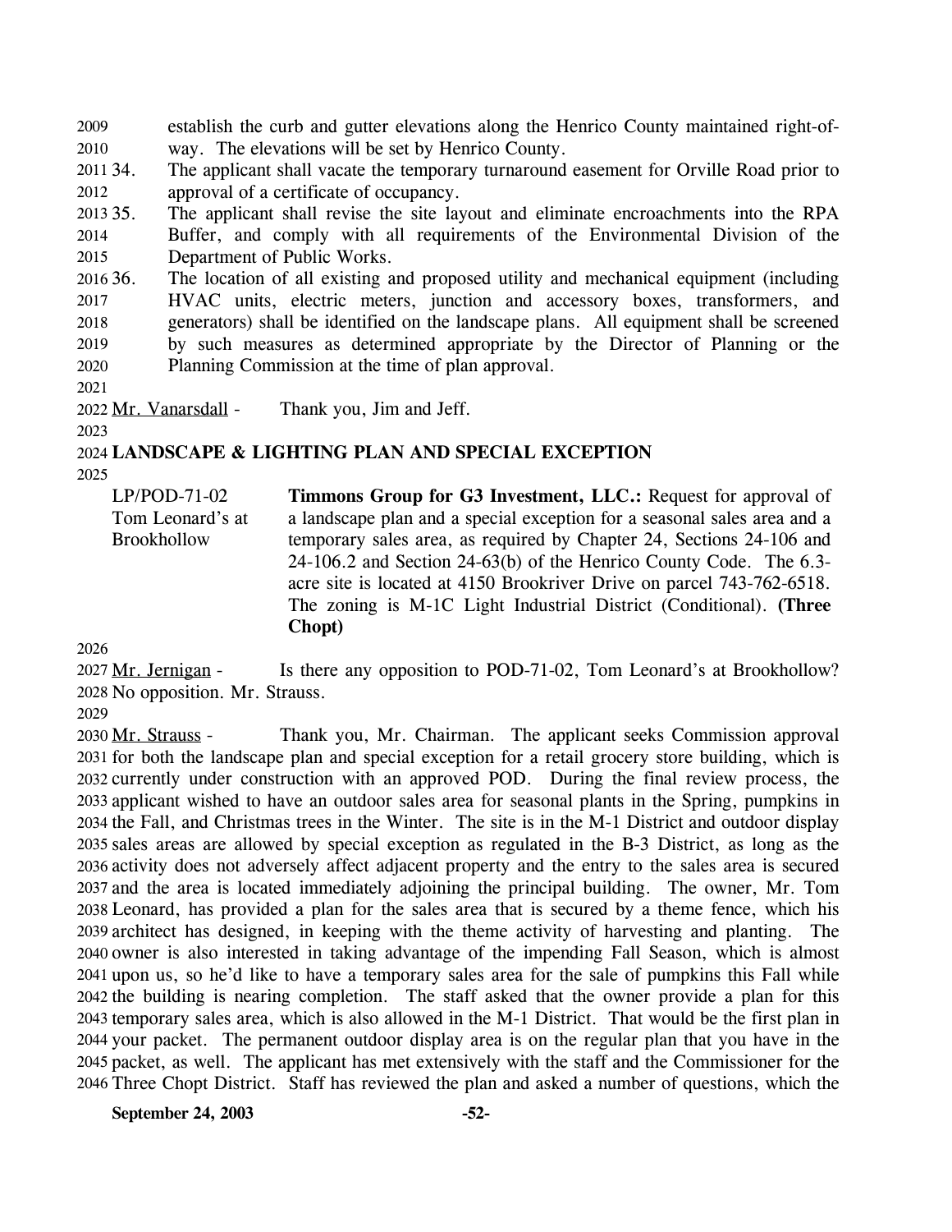establish the curb and gutter elevations along the Henrico County maintained right-of-way. The elevations will be set by Henrico County.

34. The applicant shall vacate the temporary turnaround easement for Orville Road prior to approval of a certificate of occupancy.
35. The applicant shall revise the site layout and eliminate encroachments into the RPA Buffer, and comply with all requirements of the Environmental Division of the Department of Public Works.
36. The location of all existing and proposed utility and mechanical equipment (including HVAC units, electric meters, junction and accessory boxes, transformers, and generators) shall be identified on the landscape plans. All equipment shall be screened by such measures as determined appropriate by the Director of Planning or the Planning Commission at the time of plan approval.

Mr. Vanarsdall - Thank you, Jim and Jeff.

**LANDSCAPE & LIGHTING PLAN AND SPECIAL EXCEPTION**

LP/POD-71-02
Tom Leonard's at Brookhollow

**Timmons Group for G3 Investment, LLC.:** Request for approval of a landscape plan and a special exception for a seasonal sales area and a temporary sales area, as required by Chapter 24, Sections 24-106 and 24-106.2 and Section 24-63(b) of the Henrico County Code. The 6.3-acre site is located at 4150 Brookriver Drive on parcel 743-762-6518. The zoning is M-1C Light Industrial District (Conditional). **(Three Chopt)**

Mr. Jernigan - Is there any opposition to POD-71-02, Tom Leonard's at Brookhollow? No opposition. Mr. Strauss.

Mr. Strauss - Thank you, Mr. Chairman. The applicant seeks Commission approval for both the landscape plan and special exception for a retail grocery store building, which is currently under construction with an approved POD. During the final review process, the applicant wished to have an outdoor sales area for seasonal plants in the Spring, pumpkins in the Fall, and Christmas trees in the Winter. The site is in the M-1 District and outdoor display sales areas are allowed by special exception as regulated in the B-3 District, as long as the activity does not adversely affect adjacent property and the entry to the sales area is secured and the area is located immediately adjoining the principal building. The owner, Mr. Tom Leonard, has provided a plan for the sales area that is secured by a theme fence, which his architect has designed, in keeping with the theme activity of harvesting and planting. The owner is also interested in taking advantage of the impending Fall Season, which is almost upon us, so he'd like to have a temporary sales area for the sale of pumpkins this Fall while the building is nearing completion. The staff asked that the owner provide a plan for this temporary sales area, which is also allowed in the M-1 District. That would be the first plan in your packet. The permanent outdoor display area is on the regular plan that you have in the packet, as well. The applicant has met extensively with the staff and the Commissioner for the Three Chopt District. Staff has reviewed the plan and asked a number of questions, which the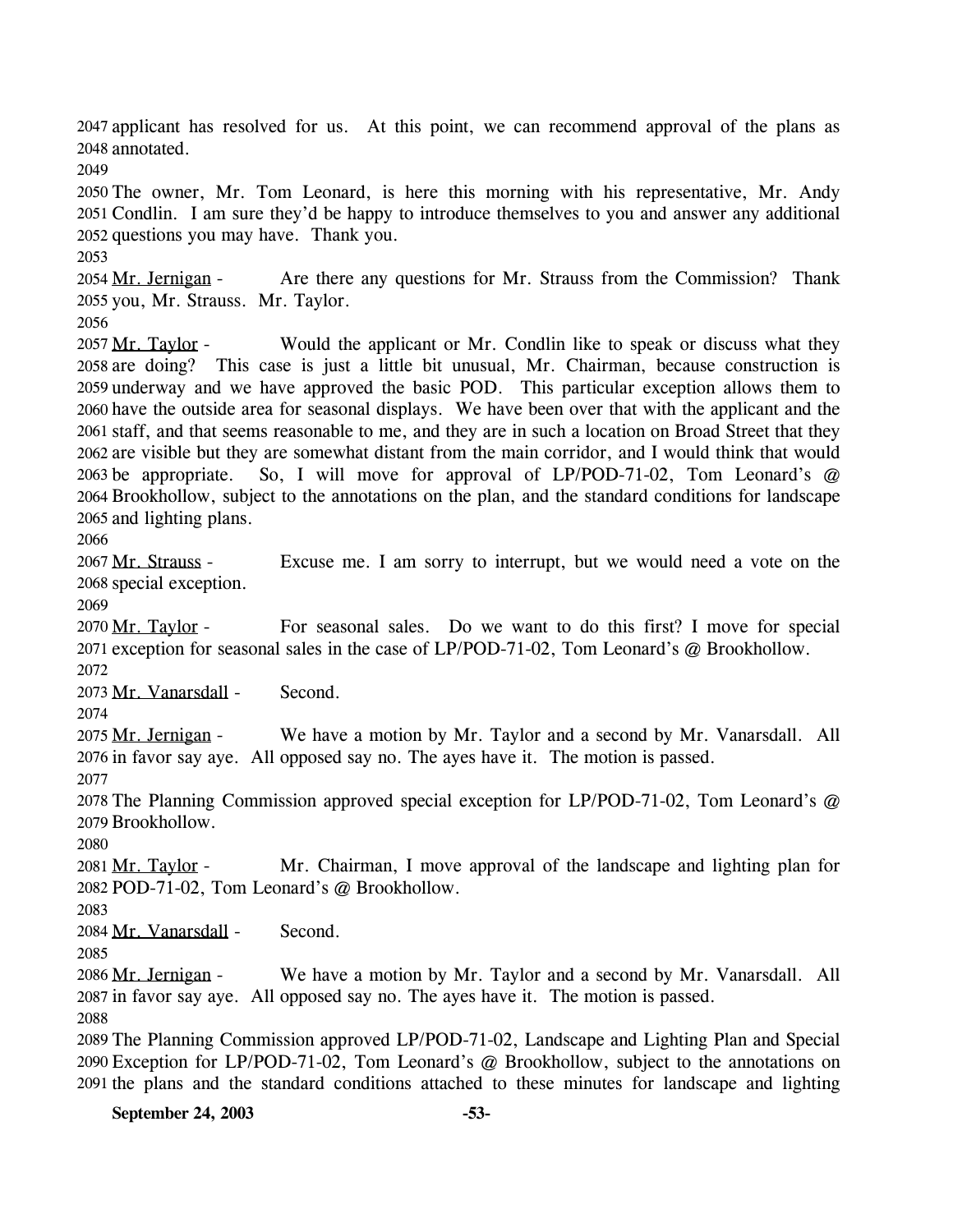2047 applicant has resolved for us. At this point, we can recommend approval of the plans as
2048 annotated.
2049
2050 The owner, Mr. Tom Leonard, is here this morning with his representative, Mr. Andy
2051 Condlin. I am sure they'd be happy to introduce themselves to you and answer any additional
2052 questions you may have. Thank you.
2053
2054 Mr. Jernigan - Are there any questions for Mr. Strauss from the Commission? Thank
2055 you, Mr. Strauss. Mr. Taylor.
2056
2057 Mr. Taylor - Would the applicant or Mr. Condlin like to speak or discuss what they
2058 are doing? This case is just a little bit unusual, Mr. Chairman, because construction is
2059 underway and we have approved the basic POD. This particular exception allows them to
2060 have the outside area for seasonal displays. We have been over that with the applicant and the
2061 staff, and that seems reasonable to me, and they are in such a location on Broad Street that they
2062 are visible but they are somewhat distant from the main corridor, and I would think that would
2063 be appropriate. So, I will move for approval of LP/POD-71-02, Tom Leonard's @
2064 Brookhollow, subject to the annotations on the plan, and the standard conditions for landscape
2065 and lighting plans.
2066
2067 Mr. Strauss - Excuse me. I am sorry to interrupt, but we would need a vote on the
2068 special exception.
2069
2070 Mr. Taylor - For seasonal sales. Do we want to do this first? I move for special
2071 exception for seasonal sales in the case of LP/POD-71-02, Tom Leonard's @ Brookhollow.
2072
2073 Mr. Vanarsdall - Second.
2074
2075 Mr. Jernigan - We have a motion by Mr. Taylor and a second by Mr. Vanarsdall. All
2076 in favor say aye. All opposed say no. The ayes have it. The motion is passed.
2077
2078 The Planning Commission approved special exception for LP/POD-71-02, Tom Leonard's @
2079 Brookhollow.
2080
2081 Mr. Taylor - Mr. Chairman, I move approval of the landscape and lighting plan for
2082 POD-71-02, Tom Leonard's @ Brookhollow.
2083
2084 Mr. Vanarsdall - Second.
2085
2086 Mr. Jernigan - We have a motion by Mr. Taylor and a second by Mr. Vanarsdall. All
2087 in favor say aye. All opposed say no. The ayes have it. The motion is passed.
2088
2089 The Planning Commission approved LP/POD-71-02, Landscape and Lighting Plan and Special
2090 Exception for LP/POD-71-02, Tom Leonard's @ Brookhollow, subject to the annotations on
2091 the plans and the standard conditions attached to these minutes for landscape and lighting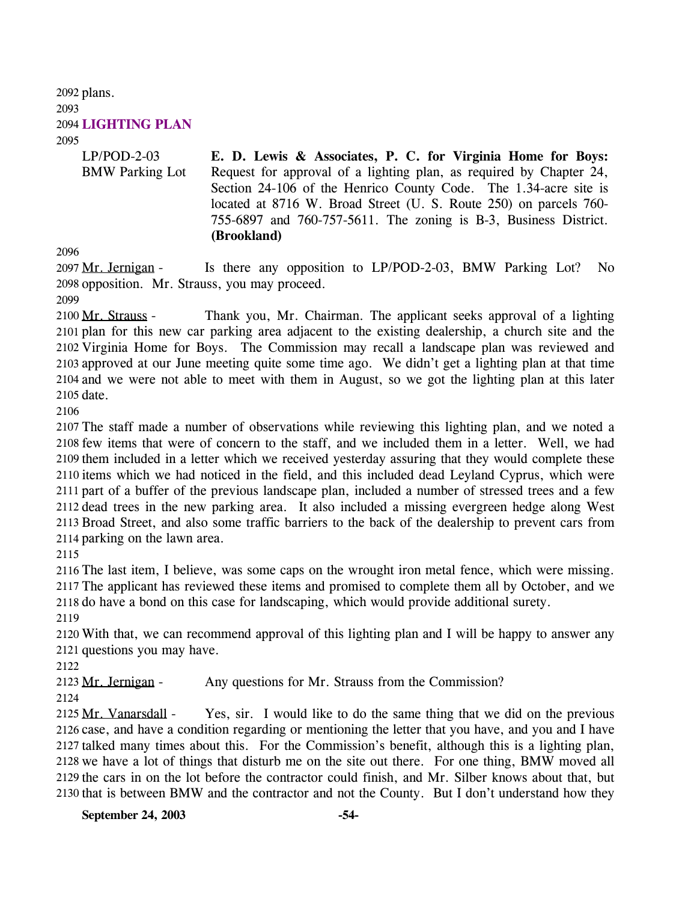plans.

## LIGHTING PLAN

LP/POD-2-03
BMW Parking Lot

**E. D. Lewis & Associates, P. C. for Virginia Home for Boys:** Request for approval of a lighting plan, as required by Chapter 24, Section 24-106 of the Henrico County Code. The 1.34-acre site is located at 8716 W. Broad Street (U. S. Route 250) on parcels 760-755-6897 and 760-757-5611. The zoning is B-3, Business District. **(Brookland)**

Mr. Jernigan - Is there any opposition to LP/POD-2-03, BMW Parking Lot? No opposition. Mr. Strauss, you may proceed.

Mr. Strauss - Thank you, Mr. Chairman. The applicant seeks approval of a lighting plan for this new car parking area adjacent to the existing dealership, a church site and the Virginia Home for Boys. The Commission may recall a landscape plan was reviewed and approved at our June meeting quite some time ago. We didn't get a lighting plan at that time and we were not able to meet with them in August, so we got the lighting plan at this later date.

The staff made a number of observations while reviewing this lighting plan, and we noted a few items that were of concern to the staff, and we included them in a letter. Well, we had them included in a letter which we received yesterday assuring that they would complete these items which we had noticed in the field, and this included dead Leyland Cyprus, which were part of a buffer of the previous landscape plan, included a number of stressed trees and a few dead trees in the new parking area. It also included a missing evergreen hedge along West Broad Street, and also some traffic barriers to the back of the dealership to prevent cars from parking on the lawn area.

The last item, I believe, was some caps on the wrought iron metal fence, which were missing. The applicant has reviewed these items and promised to complete them all by October, and we do have a bond on this case for landscaping, which would provide additional surety.

With that, we can recommend approval of this lighting plan and I will be happy to answer any questions you may have.

Mr. Jernigan - Any questions for Mr. Strauss from the Commission?

Mr. Vanarsdall - Yes, sir. I would like to do the same thing that we did on the previous case, and have a condition regarding or mentioning the letter that you have, and you and I have talked many times about this. For the Commission's benefit, although this is a lighting plan, we have a lot of things that disturb me on the site out there. For one thing, BMW moved all the cars in on the lot before the contractor could finish, and Mr. Silber knows about that, but that is between BMW and the contractor and not the County. But I don't understand how they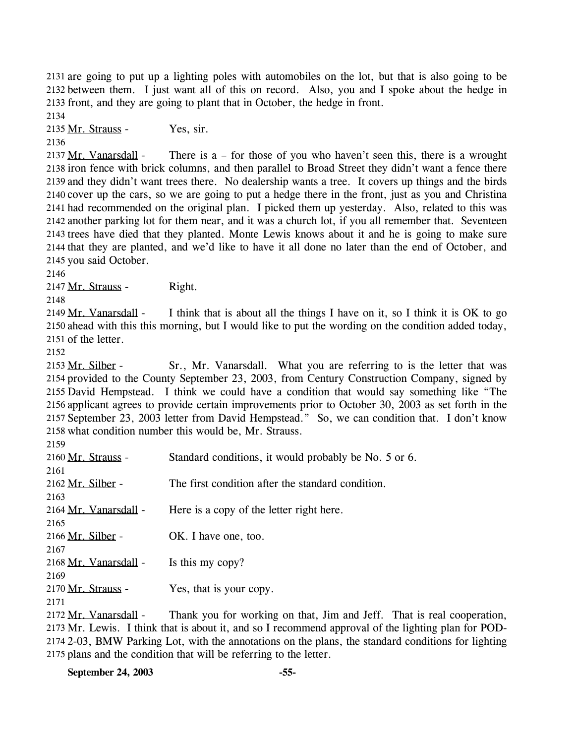are going to put up a lighting poles with automobiles on the lot, but that is also going to be between them. I just want all of this on record. Also, you and I spoke about the hedge in front, and they are going to plant that in October, the hedge in front.

Mr. Strauss - Yes, sir.

Mr. Vanarsdall - There is a – for those of you who haven't seen this, there is a wrought iron fence with brick columns, and then parallel to Broad Street they didn't want a fence there and they didn't want trees there. No dealership wants a tree. It covers up things and the birds cover up the cars, so we are going to put a hedge there in the front, just as you and Christina had recommended on the original plan. I picked them up yesterday. Also, related to this was another parking lot for them near, and it was a church lot, if you all remember that. Seventeen trees have died that they planted. Monte Lewis knows about it and he is going to make sure that they are planted, and we'd like to have it all done no later than the end of October, and you said October.

Mr. Strauss - Right.

Mr. Vanarsdall - I think that is about all the things I have on it, so I think it is OK to go ahead with this this morning, but I would like to put the wording on the condition added today, of the letter.

Mr. Silber - Sr., Mr. Vanarsdall. What you are referring to is the letter that was provided to the County September 23, 2003, from Century Construction Company, signed by David Hempstead. I think we could have a condition that would say something like "The applicant agrees to provide certain improvements prior to October 30, 2003 as set forth in the September 23, 2003 letter from David Hempstead." So, we can condition that. I don't know what condition number this would be, Mr. Strauss.

Mr. Strauss - Standard conditions, it would probably be No. 5 or 6.

Mr. Silber - The first condition after the standard condition.

Mr. Vanarsdall - Here is a copy of the letter right here.

Mr. Silber - OK. I have one, too.

Mr. Vanarsdall - Is this my copy?

Mr. Strauss - Yes, that is your copy.

Mr. Vanarsdall - Thank you for working on that, Jim and Jeff. That is real cooperation, Mr. Lewis. I think that is about it, and so I recommend approval of the lighting plan for POD-2-03, BMW Parking Lot, with the annotations on the plans, the standard conditions for lighting plans and the condition that will be referring to the letter.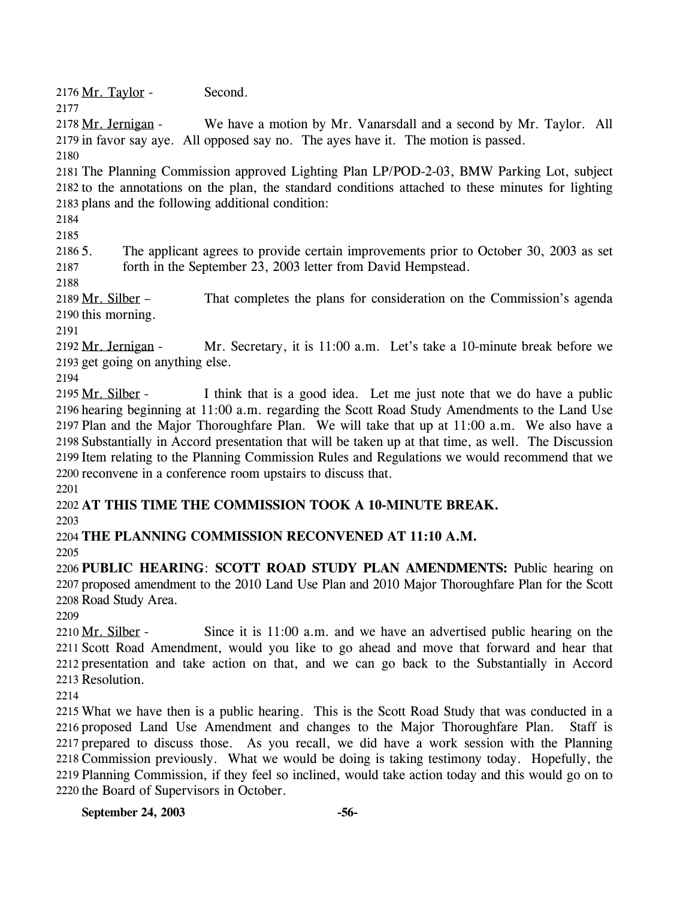Mr. Taylor - Second.

Mr. Jernigan - We have a motion by Mr. Vanarsdall and a second by Mr. Taylor. All in favor say aye. All opposed say no. The ayes have it. The motion is passed.

The Planning Commission approved Lighting Plan LP/POD-2-03, BMW Parking Lot, subject to the annotations on the plan, the standard conditions attached to these minutes for lighting plans and the following additional condition:

5. The applicant agrees to provide certain improvements prior to October 30, 2003 as set forth in the September 23, 2003 letter from David Hempstead.

Mr. Silber – That completes the plans for consideration on the Commission's agenda this morning.

Mr. Jernigan - Mr. Secretary, it is 11:00 a.m. Let's take a 10-minute break before we get going on anything else.

Mr. Silber - I think that is a good idea. Let me just note that we do have a public hearing beginning at 11:00 a.m. regarding the Scott Road Study Amendments to the Land Use Plan and the Major Thoroughfare Plan. We will take that up at 11:00 a.m. We also have a Substantially in Accord presentation that will be taken up at that time, as well. The Discussion Item relating to the Planning Commission Rules and Regulations we would recommend that we reconvene in a conference room upstairs to discuss that.

**AT THIS TIME THE COMMISSION TOOK A 10-MINUTE BREAK.**

**THE PLANNING COMMISSION RECONVENED AT 11:10 A.M.**

**PUBLIC HEARING**: **SCOTT ROAD STUDY PLAN AMENDMENTS:** Public hearing on proposed amendment to the 2010 Land Use Plan and 2010 Major Thoroughfare Plan for the Scott Road Study Area.

Mr. Silber - Since it is 11:00 a.m. and we have an advertised public hearing on the Scott Road Amendment, would you like to go ahead and move that forward and hear that presentation and take action on that, and we can go back to the Substantially in Accord Resolution.

What we have then is a public hearing. This is the Scott Road Study that was conducted in a proposed Land Use Amendment and changes to the Major Thoroughfare Plan. Staff is prepared to discuss those. As you recall, we did have a work session with the Planning Commission previously. What we would be doing is taking testimony today. Hopefully, the Planning Commission, if they feel so inclined, would take action today and this would go on to the Board of Supervisors in October.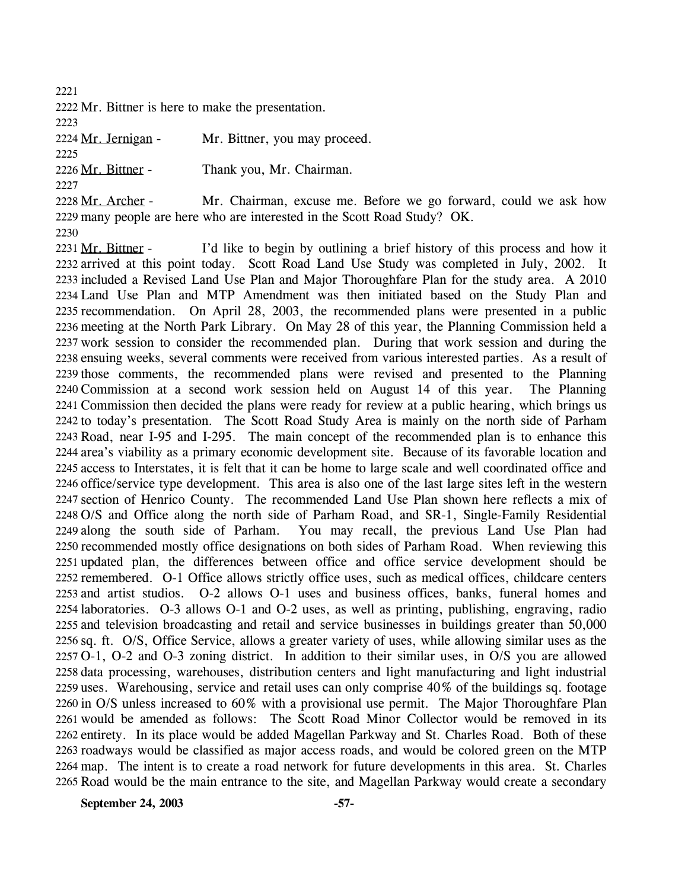Mr. Bittner is here to make the presentation.

Mr. Jernigan - Mr. Bittner, you may proceed.

Mr. Bittner - Thank you, Mr. Chairman.

Mr. Archer - Mr. Chairman, excuse me. Before we go forward, could we ask how many people are here who are interested in the Scott Road Study? OK.

Mr. Bittner - I'd like to begin by outlining a brief history of this process and how it arrived at this point today. Scott Road Land Use Study was completed in July, 2002. It included a Revised Land Use Plan and Major Thoroughfare Plan for the study area. A 2010 Land Use Plan and MTP Amendment was then initiated based on the Study Plan and recommendation. On April 28, 2003, the recommended plans were presented in a public meeting at the North Park Library. On May 28 of this year, the Planning Commission held a work session to consider the recommended plan. During that work session and during the ensuing weeks, several comments were received from various interested parties. As a result of those comments, the recommended plans were revised and presented to the Planning Commission at a second work session held on August 14 of this year. The Planning Commission then decided the plans were ready for review at a public hearing, which brings us to today's presentation. The Scott Road Study Area is mainly on the north side of Parham Road, near I-95 and I-295. The main concept of the recommended plan is to enhance this area's viability as a primary economic development site. Because of its favorable location and access to Interstates, it is felt that it can be home to large scale and well coordinated office and office/service type development. This area is also one of the last large sites left in the western section of Henrico County. The recommended Land Use Plan shown here reflects a mix of O/S and Office along the north side of Parham Road, and SR-1, Single-Family Residential along the south side of Parham. You may recall, the previous Land Use Plan had recommended mostly office designations on both sides of Parham Road. When reviewing this updated plan, the differences between office and office service development should be remembered. O-1 Office allows strictly office uses, such as medical offices, childcare centers and artist studios. O-2 allows O-1 uses and business offices, banks, funeral homes and laboratories. O-3 allows O-1 and O-2 uses, as well as printing, publishing, engraving, radio and television broadcasting and retail and service businesses in buildings greater than 50,000 sq. ft. O/S, Office Service, allows a greater variety of uses, while allowing similar uses as the O-1, O-2 and O-3 zoning district. In addition to their similar uses, in O/S you are allowed data processing, warehouses, distribution centers and light manufacturing and light industrial uses. Warehousing, service and retail uses can only comprise 40% of the buildings sq. footage in O/S unless increased to 60% with a provisional use permit. The Major Thoroughfare Plan would be amended as follows: The Scott Road Minor Collector would be removed in its entirety. In its place would be added Magellan Parkway and St. Charles Road. Both of these roadways would be classified as major access roads, and would be colored green on the MTP map. The intent is to create a road network for future developments in this area. St. Charles Road would be the main entrance to the site, and Magellan Parkway would create a secondary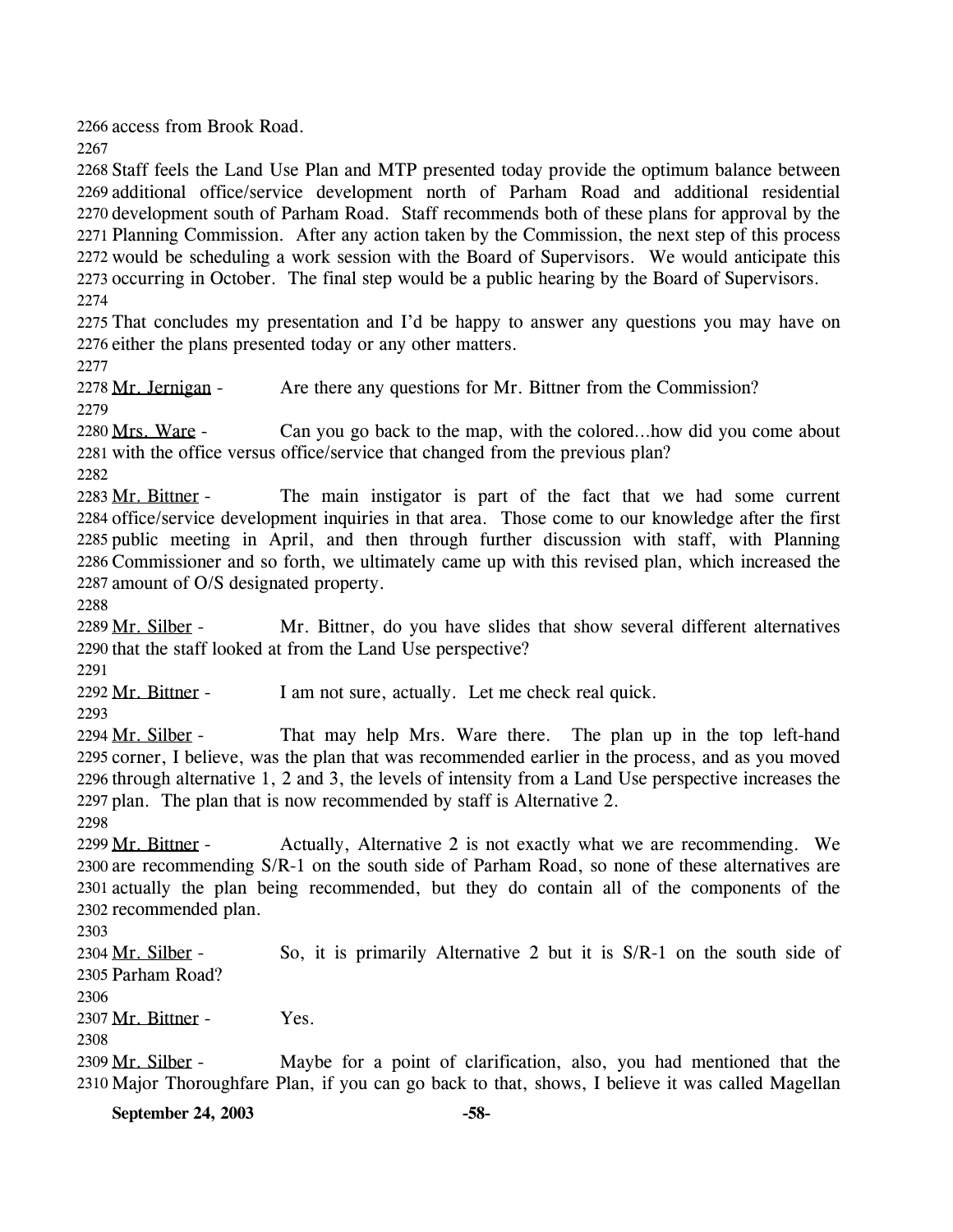access from Brook Road.

Staff feels the Land Use Plan and MTP presented today provide the optimum balance between additional office/service development north of Parham Road and additional residential development south of Parham Road. Staff recommends both of these plans for approval by the Planning Commission. After any action taken by the Commission, the next step of this process would be scheduling a work session with the Board of Supervisors. We would anticipate this occurring in October. The final step would be a public hearing by the Board of Supervisors.

That concludes my presentation and I'd be happy to answer any questions you may have on either the plans presented today or any other matters.

Mr. Jernigan - Are there any questions for Mr. Bittner from the Commission?

Mrs. Ware - Can you go back to the map, with the colored...how did you come about with the office versus office/service that changed from the previous plan?

Mr. Bittner - The main instigator is part of the fact that we had some current office/service development inquiries in that area. Those come to our knowledge after the first public meeting in April, and then through further discussion with staff, with Planning Commissioner and so forth, we ultimately came up with this revised plan, which increased the amount of O/S designated property.

Mr. Silber - Mr. Bittner, do you have slides that show several different alternatives that the staff looked at from the Land Use perspective?

Mr. Bittner - I am not sure, actually. Let me check real quick.

Mr. Silber - That may help Mrs. Ware there. The plan up in the top left-hand corner, I believe, was the plan that was recommended earlier in the process, and as you moved through alternative 1, 2 and 3, the levels of intensity from a Land Use perspective increases the plan. The plan that is now recommended by staff is Alternative 2.

Mr. Bittner - Actually, Alternative 2 is not exactly what we are recommending. We are recommending S/R-1 on the south side of Parham Road, so none of these alternatives are actually the plan being recommended, but they do contain all of the components of the recommended plan.

Mr. Silber - So, it is primarily Alternative 2 but it is S/R-1 on the south side of Parham Road?

Mr. Bittner - Yes.

Mr. Silber - Maybe for a point of clarification, also, you had mentioned that the Major Thoroughfare Plan, if you can go back to that, shows, I believe it was called Magellan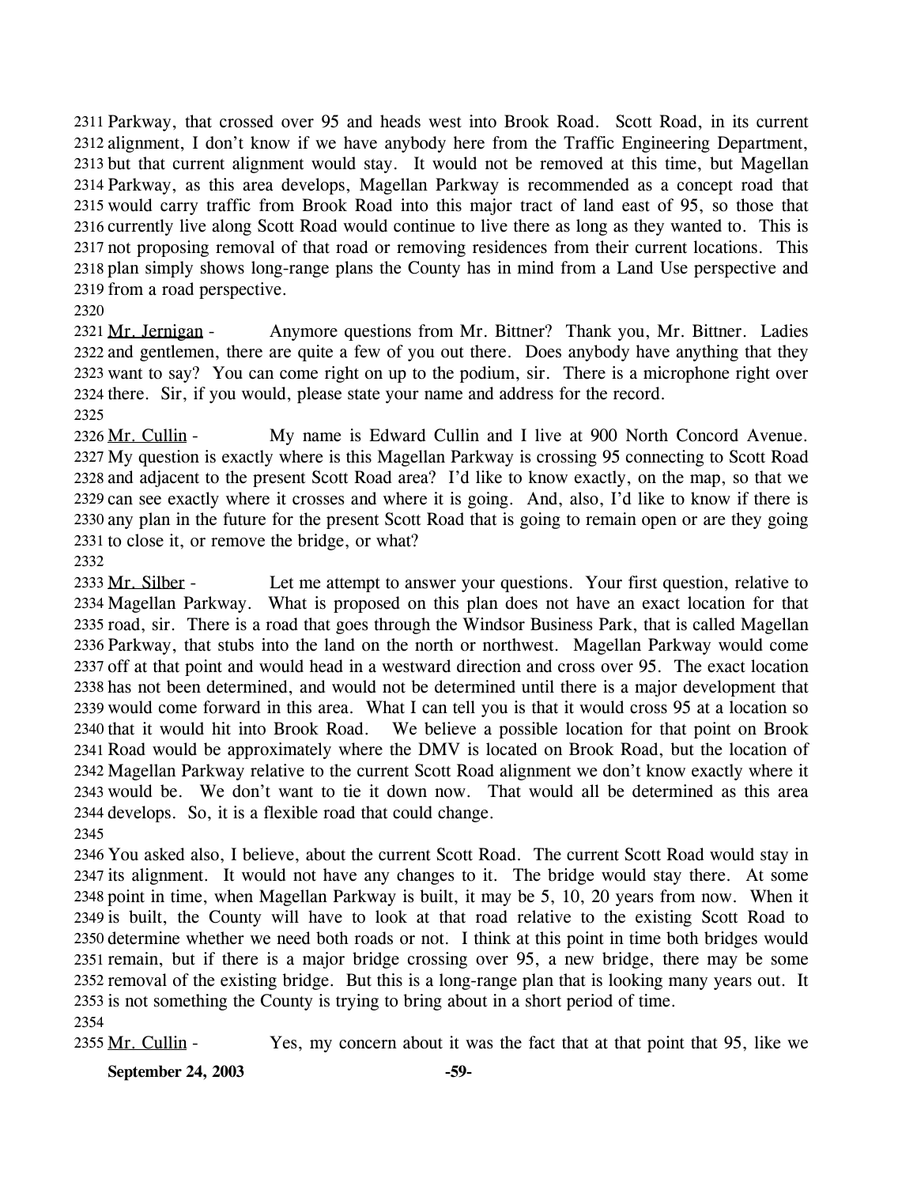Parkway, that crossed over 95 and heads west into Brook Road. Scott Road, in its current alignment, I don't know if we have anybody here from the Traffic Engineering Department, but that current alignment would stay. It would not be removed at this time, but Magellan Parkway, as this area develops, Magellan Parkway is recommended as a concept road that would carry traffic from Brook Road into this major tract of land east of 95, so those that currently live along Scott Road would continue to live there as long as they wanted to. This is not proposing removal of that road or removing residences from their current locations. This plan simply shows long-range plans the County has in mind from a Land Use perspective and from a road perspective.

Mr. Jernigan - Anymore questions from Mr. Bittner? Thank you, Mr. Bittner. Ladies and gentlemen, there are quite a few of you out there. Does anybody have anything that they want to say? You can come right on up to the podium, sir. There is a microphone right over there. Sir, if you would, please state your name and address for the record.

Mr. Cullin - My name is Edward Cullin and I live at 900 North Concord Avenue. My question is exactly where is this Magellan Parkway is crossing 95 connecting to Scott Road and adjacent to the present Scott Road area? I'd like to know exactly, on the map, so that we can see exactly where it crosses and where it is going. And, also, I'd like to know if there is any plan in the future for the present Scott Road that is going to remain open or are they going to close it, or remove the bridge, or what?

Mr. Silber - Let me attempt to answer your questions. Your first question, relative to Magellan Parkway. What is proposed on this plan does not have an exact location for that road, sir. There is a road that goes through the Windsor Business Park, that is called Magellan Parkway, that stubs into the land on the north or northwest. Magellan Parkway would come off at that point and would head in a westward direction and cross over 95. The exact location has not been determined, and would not be determined until there is a major development that would come forward in this area. What I can tell you is that it would cross 95 at a location so that it would hit into Brook Road. We believe a possible location for that point on Brook Road would be approximately where the DMV is located on Brook Road, but the location of Magellan Parkway relative to the current Scott Road alignment we don't know exactly where it would be. We don't want to tie it down now. That would all be determined as this area develops. So, it is a flexible road that could change.

You asked also, I believe, about the current Scott Road. The current Scott Road would stay in its alignment. It would not have any changes to it. The bridge would stay there. At some point in time, when Magellan Parkway is built, it may be 5, 10, 20 years from now. When it is built, the County will have to look at that road relative to the existing Scott Road to determine whether we need both roads or not. I think at this point in time both bridges would remain, but if there is a major bridge crossing over 95, a new bridge, there may be some removal of the existing bridge. But this is a long-range plan that is looking many years out. It is not something the County is trying to bring about in a short period of time.

Mr. Cullin - Yes, my concern about it was the fact that at that point that 95, like we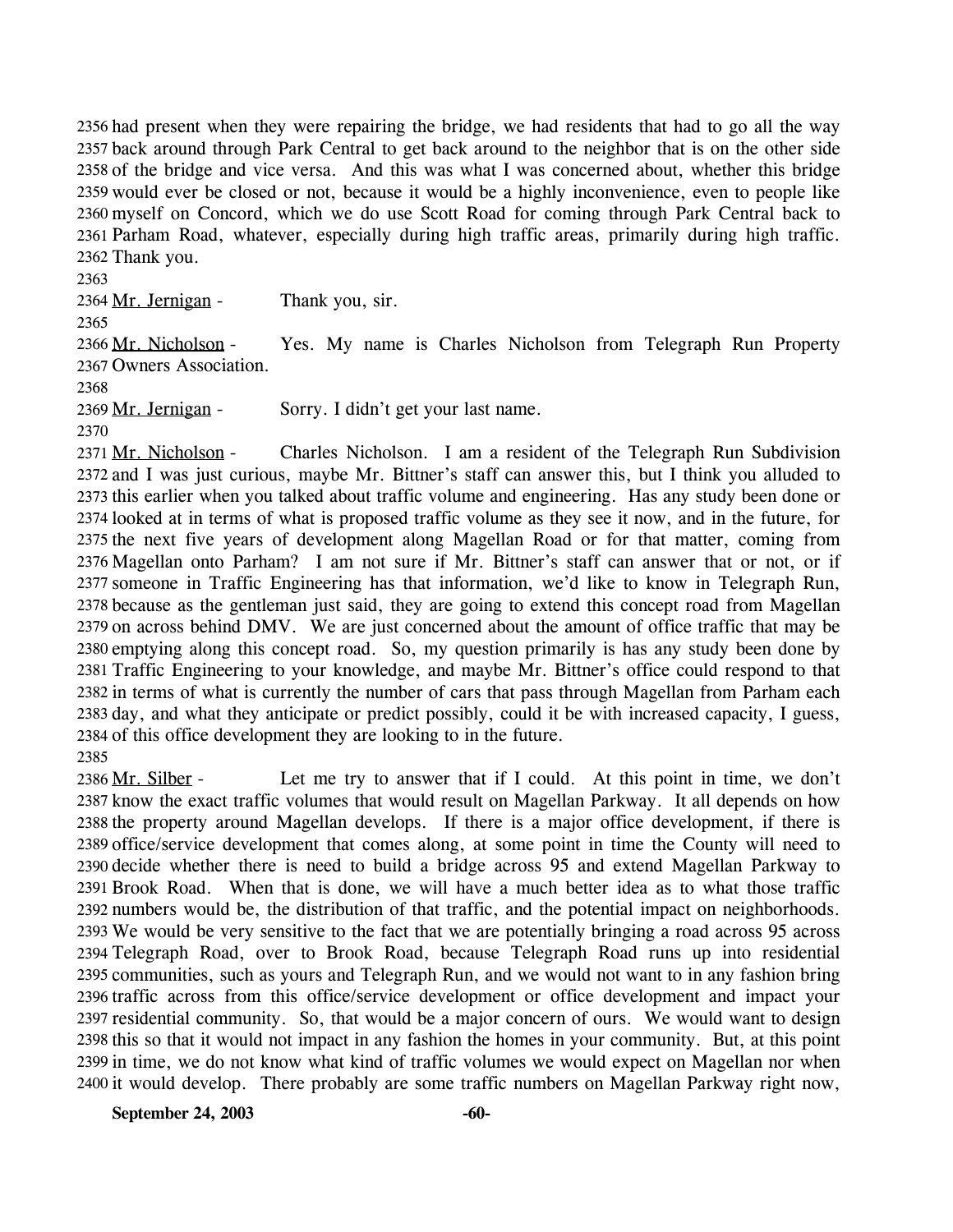had present when they were repairing the bridge, we had residents that had to go all the way back around through Park Central to get back around to the neighbor that is on the other side of the bridge and vice versa. And this was what I was concerned about, whether this bridge would ever be closed or not, because it would be a highly inconvenience, even to people like myself on Concord, which we do use Scott Road for coming through Park Central back to Parham Road, whatever, especially during high traffic areas, primarily during high traffic. Thank you.

Mr. Jernigan - Thank you, sir.

Mr. Nicholson - Yes. My name is Charles Nicholson from Telegraph Run Property Owners Association.

Mr. Jernigan - Sorry. I didn't get your last name.

Mr. Nicholson - Charles Nicholson. I am a resident of the Telegraph Run Subdivision and I was just curious, maybe Mr. Bittner's staff can answer this, but I think you alluded to this earlier when you talked about traffic volume and engineering. Has any study been done or looked at in terms of what is proposed traffic volume as they see it now, and in the future, for the next five years of development along Magellan Road or for that matter, coming from Magellan onto Parham? I am not sure if Mr. Bittner's staff can answer that or not, or if someone in Traffic Engineering has that information, we'd like to know in Telegraph Run, because as the gentleman just said, they are going to extend this concept road from Magellan on across behind DMV. We are just concerned about the amount of office traffic that may be emptying along this concept road. So, my question primarily is has any study been done by Traffic Engineering to your knowledge, and maybe Mr. Bittner's office could respond to that in terms of what is currently the number of cars that pass through Magellan from Parham each day, and what they anticipate or predict possibly, could it be with increased capacity, I guess, of this office development they are looking to in the future.

Mr. Silber - Let me try to answer that if I could. At this point in time, we don't know the exact traffic volumes that would result on Magellan Parkway. It all depends on how the property around Magellan develops. If there is a major office development, if there is office/service development that comes along, at some point in time the County will need to decide whether there is need to build a bridge across 95 and extend Magellan Parkway to Brook Road. When that is done, we will have a much better idea as to what those traffic numbers would be, the distribution of that traffic, and the potential impact on neighborhoods. We would be very sensitive to the fact that we are potentially bringing a road across 95 across Telegraph Road, over to Brook Road, because Telegraph Road runs up into residential communities, such as yours and Telegraph Run, and we would not want to in any fashion bring traffic across from this office/service development or office development and impact your residential community. So, that would be a major concern of ours. We would want to design this so that it would not impact in any fashion the homes in your community. But, at this point in time, we do not know what kind of traffic volumes we would expect on Magellan nor when it would develop. There probably are some traffic numbers on Magellan Parkway right now,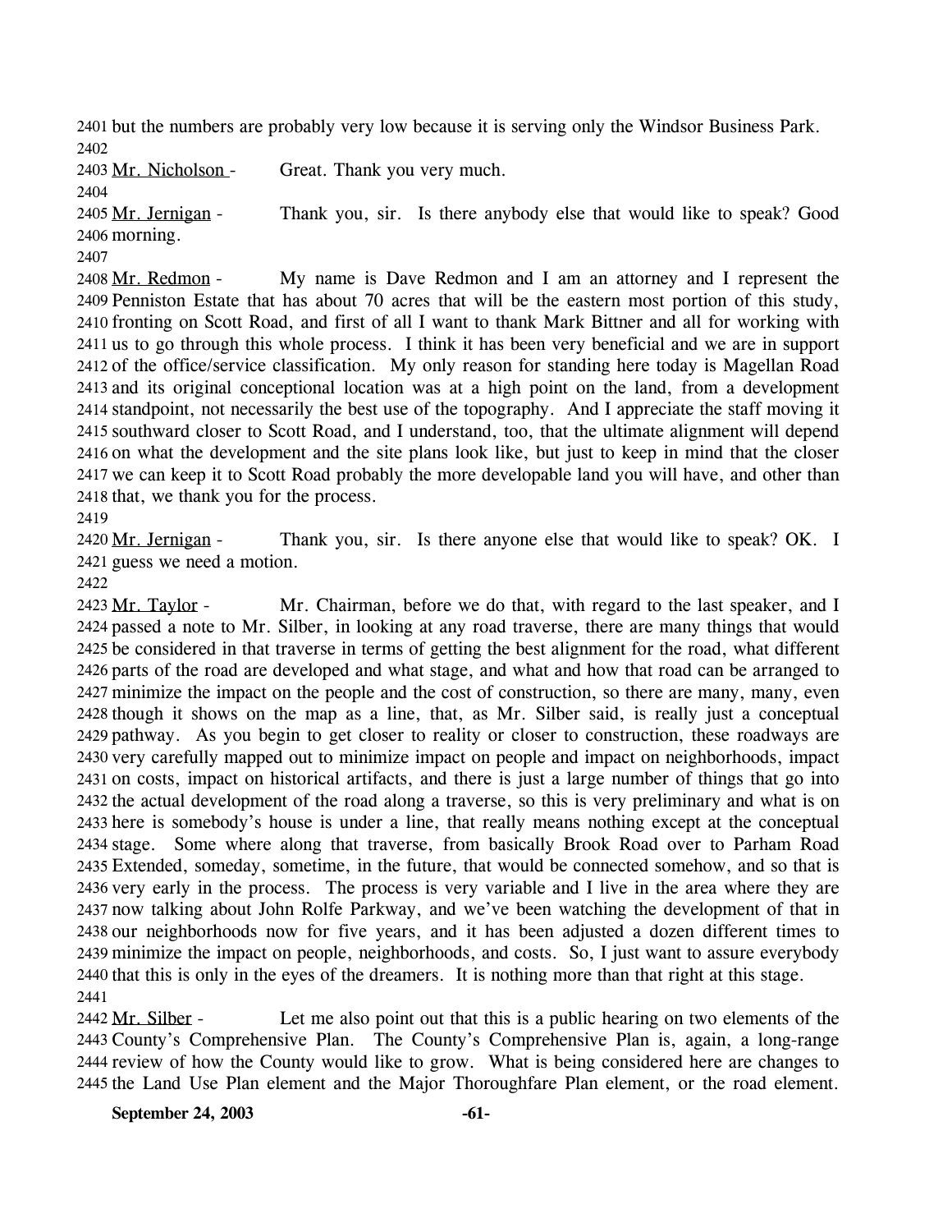2401 but the numbers are probably very low because it is serving only the Windsor Business Park.
2402
2403 Mr. Nicholson - Great. Thank you very much.
2404
2405 Mr. Jernigan - Thank you, sir. Is there anybody else that would like to speak? Good
2406 morning.
2407
2408 Mr. Redmon - My name is Dave Redmon and I am an attorney and I represent the
2409 Penniston Estate that has about 70 acres that will be the eastern most portion of this study,
2410 fronting on Scott Road, and first of all I want to thank Mark Bittner and all for working with
2411 us to go through this whole process. I think it has been very beneficial and we are in support
2412 of the office/service classification. My only reason for standing here today is Magellan Road
2413 and its original conceptional location was at a high point on the land, from a development
2414 standpoint, not necessarily the best use of the topography. And I appreciate the staff moving it
2415 southward closer to Scott Road, and I understand, too, that the ultimate alignment will depend
2416 on what the development and the site plans look like, but just to keep in mind that the closer
2417 we can keep it to Scott Road probably the more developable land you will have, and other than
2418 that, we thank you for the process.
2419
2420 Mr. Jernigan - Thank you, sir. Is there anyone else that would like to speak? OK. I
2421 guess we need a motion.
2422
2423 Mr. Taylor - Mr. Chairman, before we do that, with regard to the last speaker, and I
2424 passed a note to Mr. Silber, in looking at any road traverse, there are many things that would
2425 be considered in that traverse in terms of getting the best alignment for the road, what different
2426 parts of the road are developed and what stage, and what and how that road can be arranged to
2427 minimize the impact on the people and the cost of construction, so there are many, many, even
2428 though it shows on the map as a line, that, as Mr. Silber said, is really just a conceptual
2429 pathway. As you begin to get closer to reality or closer to construction, these roadways are
2430 very carefully mapped out to minimize impact on people and impact on neighborhoods, impact
2431 on costs, impact on historical artifacts, and there is just a large number of things that go into
2432 the actual development of the road along a traverse, so this is very preliminary and what is on
2433 here is somebody's house is under a line, that really means nothing except at the conceptual
2434 stage. Some where along that traverse, from basically Brook Road over to Parham Road
2435 Extended, someday, sometime, in the future, that would be connected somehow, and so that is
2436 very early in the process. The process is very variable and I live in the area where they are
2437 now talking about John Rolfe Parkway, and we've been watching the development of that in
2438 our neighborhoods now for five years, and it has been adjusted a dozen different times to
2439 minimize the impact on people, neighborhoods, and costs. So, I just want to assure everybody
2440 that this is only in the eyes of the dreamers. It is nothing more than that right at this stage.
2441
2442 Mr. Silber - Let me also point out that this is a public hearing on two elements of the
2443 County's Comprehensive Plan. The County's Comprehensive Plan is, again, a long-range
2444 review of how the County would like to grow. What is being considered here are changes to
2445 the Land Use Plan element and the Major Thoroughfare Plan element, or the road element.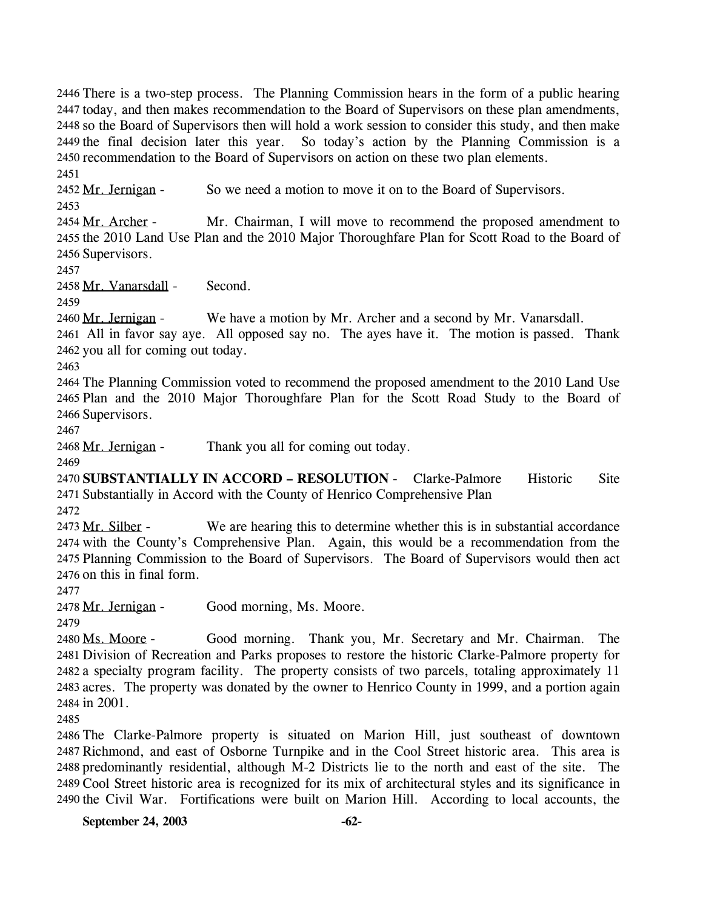There is a two-step process. The Planning Commission hears in the form of a public hearing today, and then makes recommendation to the Board of Supervisors on these plan amendments, so the Board of Supervisors then will hold a work session to consider this study, and then make the final decision later this year. So today's action by the Planning Commission is a recommendation to the Board of Supervisors on action on these two plan elements.

Mr. Jernigan - So we need a motion to move it on to the Board of Supervisors.

Mr. Archer - Mr. Chairman, I will move to recommend the proposed amendment to the 2010 Land Use Plan and the 2010 Major Thoroughfare Plan for Scott Road to the Board of Supervisors.

Mr. Vanarsdall - Second.

Mr. Jernigan - We have a motion by Mr. Archer and a second by Mr. Vanarsdall. All in favor say aye. All opposed say no. The ayes have it. The motion is passed. Thank you all for coming out today.

The Planning Commission voted to recommend the proposed amendment to the 2010 Land Use Plan and the 2010 Major Thoroughfare Plan for the Scott Road Study to the Board of Supervisors.

Mr. Jernigan - Thank you all for coming out today.

**SUBSTANTIALLY IN ACCORD – RESOLUTION** - Clarke-Palmore Historic Site Substantially in Accord with the County of Henrico Comprehensive Plan

Mr. Silber - We are hearing this to determine whether this is in substantial accordance with the County's Comprehensive Plan. Again, this would be a recommendation from the Planning Commission to the Board of Supervisors. The Board of Supervisors would then act on this in final form.

Mr. Jernigan - Good morning, Ms. Moore.

Ms. Moore - Good morning. Thank you, Mr. Secretary and Mr. Chairman. The Division of Recreation and Parks proposes to restore the historic Clarke-Palmore property for a specialty program facility. The property consists of two parcels, totaling approximately 11 acres. The property was donated by the owner to Henrico County in 1999, and a portion again in 2001.

The Clarke-Palmore property is situated on Marion Hill, just southeast of downtown Richmond, and east of Osborne Turnpike and in the Cool Street historic area. This area is predominantly residential, although M-2 Districts lie to the north and east of the site. The Cool Street historic area is recognized for its mix of architectural styles and its significance in the Civil War. Fortifications were built on Marion Hill. According to local accounts, the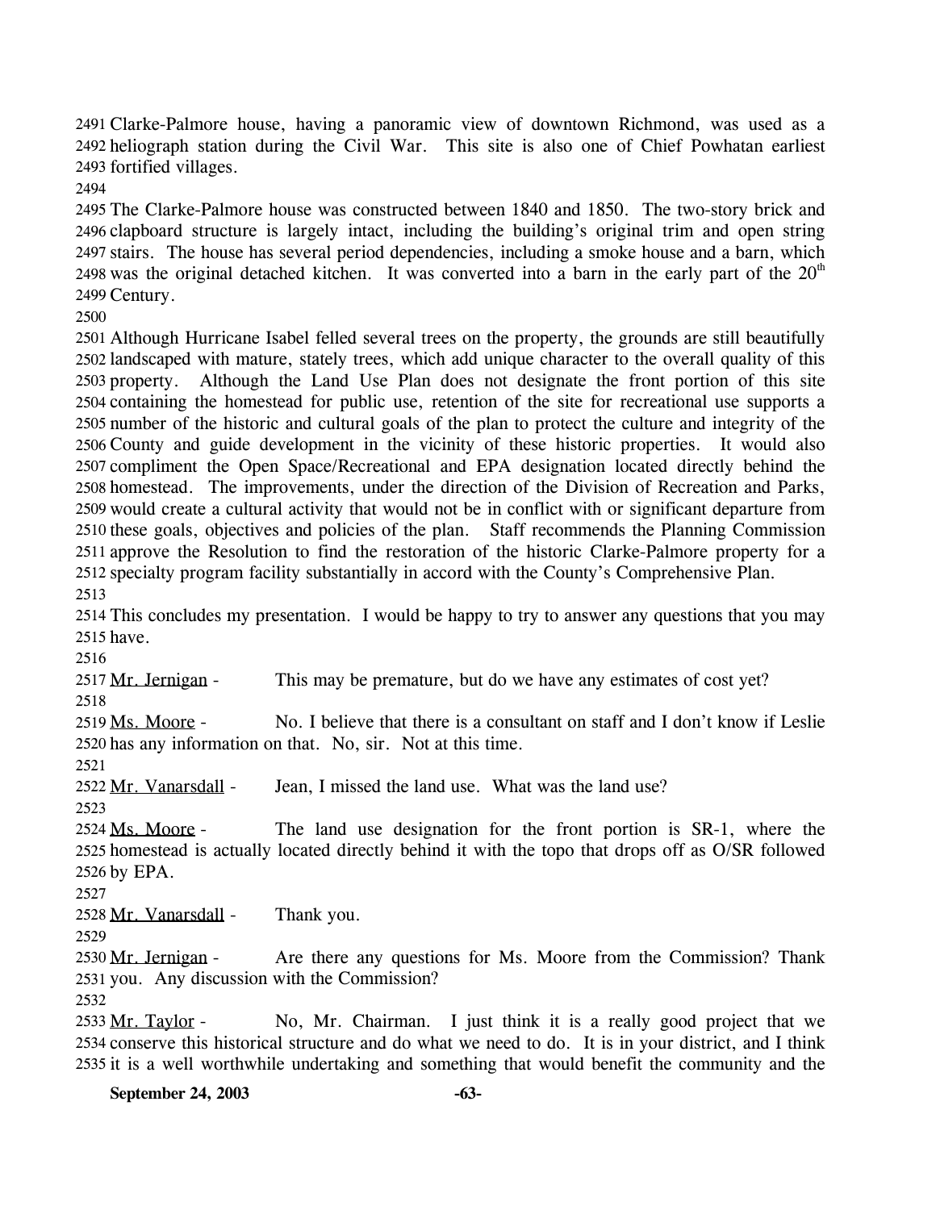Clarke-Palmore house, having a panoramic view of downtown Richmond, was used as a heliograph station during the Civil War. This site is also one of Chief Powhatan earliest fortified villages.

The Clarke-Palmore house was constructed between 1840 and 1850. The two-story brick and clapboard structure is largely intact, including the building's original trim and open string stairs. The house has several period dependencies, including a smoke house and a barn, which was the original detached kitchen. It was converted into a barn in the early part of the 20th Century.

Although Hurricane Isabel felled several trees on the property, the grounds are still beautifully landscaped with mature, stately trees, which add unique character to the overall quality of this property. Although the Land Use Plan does not designate the front portion of this site containing the homestead for public use, retention of the site for recreational use supports a number of the historic and cultural goals of the plan to protect the culture and integrity of the County and guide development in the vicinity of these historic properties. It would also compliment the Open Space/Recreational and EPA designation located directly behind the homestead. The improvements, under the direction of the Division of Recreation and Parks, would create a cultural activity that would not be in conflict with or significant departure from these goals, objectives and policies of the plan. Staff recommends the Planning Commission approve the Resolution to find the restoration of the historic Clarke-Palmore property for a specialty program facility substantially in accord with the County's Comprehensive Plan.

This concludes my presentation. I would be happy to try to answer any questions that you may have.

Mr. Jernigan - This may be premature, but do we have any estimates of cost yet?

Ms. Moore - No. I believe that there is a consultant on staff and I don't know if Leslie has any information on that. No, sir. Not at this time.

Mr. Vanarsdall - Jean, I missed the land use. What was the land use?

Ms. Moore - The land use designation for the front portion is SR-1, where the homestead is actually located directly behind it with the topo that drops off as O/SR followed by EPA.

Mr. Vanarsdall - Thank you.

Mr. Jernigan - Are there any questions for Ms. Moore from the Commission? Thank you. Any discussion with the Commission?

Mr. Taylor - No, Mr. Chairman. I just think it is a really good project that we conserve this historical structure and do what we need to do. It is in your district, and I think it is a well worthwhile undertaking and something that would benefit the community and the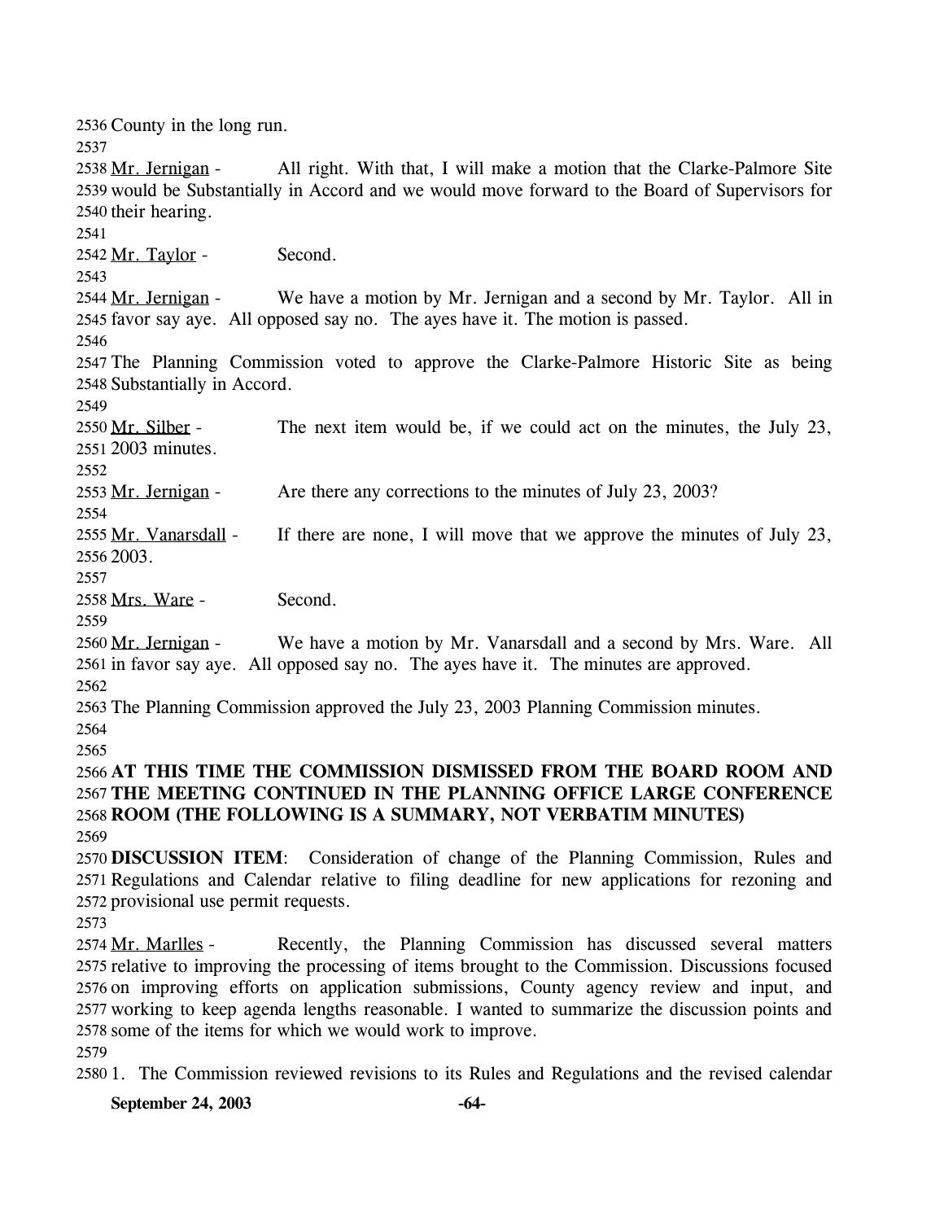County in the long run.

Mr. Jernigan - All right. With that, I will make a motion that the Clarke-Palmore Site would be Substantially in Accord and we would move forward to the Board of Supervisors for their hearing.

Mr. Taylor - Second.

Mr. Jernigan - We have a motion by Mr. Jernigan and a second by Mr. Taylor. All in favor say aye. All opposed say no. The ayes have it. The motion is passed.

The Planning Commission voted to approve the Clarke-Palmore Historic Site as being Substantially in Accord.

Mr. Silber - The next item would be, if we could act on the minutes, the July 23, 2003 minutes.

Mr. Jernigan - Are there any corrections to the minutes of July 23, 2003?

Mr. Vanarsdall - If there are none, I will move that we approve the minutes of July 23, 2003.

Mrs. Ware - Second.

Mr. Jernigan - We have a motion by Mr. Vanarsdall and a second by Mrs. Ware. All in favor say aye. All opposed say no. The ayes have it. The minutes are approved.

The Planning Commission approved the July 23, 2003 Planning Commission minutes.

**AT THIS TIME THE COMMISSION DISMISSED FROM THE BOARD ROOM AND THE MEETING CONTINUED IN THE PLANNING OFFICE LARGE CONFERENCE ROOM (THE FOLLOWING IS A SUMMARY, NOT VERBATIM MINUTES)**

**DISCUSSION ITEM**: Consideration of change of the Planning Commission, Rules and Regulations and Calendar relative to filing deadline for new applications for rezoning and provisional use permit requests.

Mr. Marlles - Recently, the Planning Commission has discussed several matters relative to improving the processing of items brought to the Commission. Discussions focused on improving efforts on application submissions, County agency review and input, and working to keep agenda lengths reasonable. I wanted to summarize the discussion points and some of the items for which we would work to improve.

1. The Commission reviewed revisions to its Rules and Regulations and the revised calendar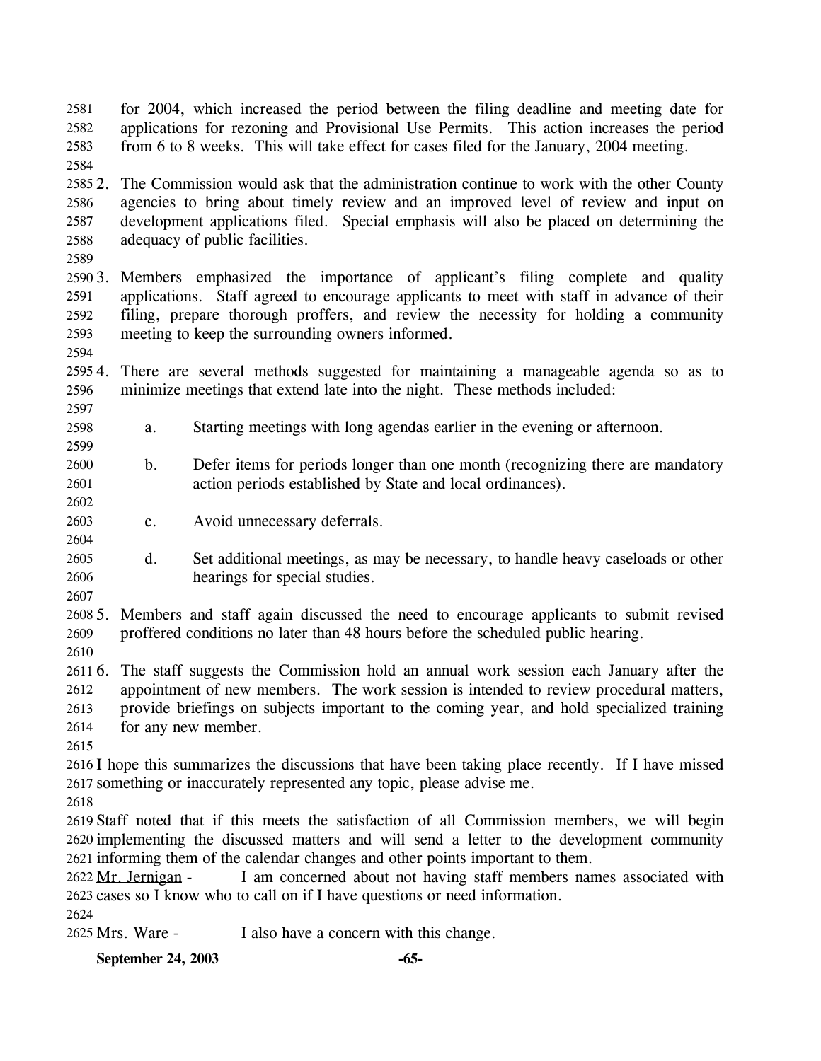for 2004, which increased the period between the filing deadline and meeting date for applications for rezoning and Provisional Use Permits. This action increases the period from 6 to 8 weeks. This will take effect for cases filed for the January, 2004 meeting.

2. The Commission would ask that the administration continue to work with the other County agencies to bring about timely review and an improved level of review and input on development applications filed. Special emphasis will also be placed on determining the adequacy of public facilities.

3. Members emphasized the importance of applicant's filing complete and quality applications. Staff agreed to encourage applicants to meet with staff in advance of their filing, prepare thorough proffers, and review the necessity for holding a community meeting to keep the surrounding owners informed.

4. There are several methods suggested for maintaining a manageable agenda so as to minimize meetings that extend late into the night. These methods included:

   a. Starting meetings with long agendas earlier in the evening or afternoon.

   b. Defer items for periods longer than one month (recognizing there are mandatory action periods established by State and local ordinances).

   c. Avoid unnecessary deferrals.

   d. Set additional meetings, as may be necessary, to handle heavy caseloads or other hearings for special studies.

5. Members and staff again discussed the need to encourage applicants to submit revised proffered conditions no later than 48 hours before the scheduled public hearing.

6. The staff suggests the Commission hold an annual work session each January after the appointment of new members. The work session is intended to review procedural matters, provide briefings on subjects important to the coming year, and hold specialized training for any new member.

I hope this summarizes the discussions that have been taking place recently. If I have missed something or inaccurately represented any topic, please advise me.

Staff noted that if this meets the satisfaction of all Commission members, we will begin implementing the discussed matters and will send a letter to the development community informing them of the calendar changes and other points important to them.

Mr. Jernigan - I am concerned about not having staff members names associated with cases so I know who to call on if I have questions or need information.

Mrs. Ware - I also have a concern with this change.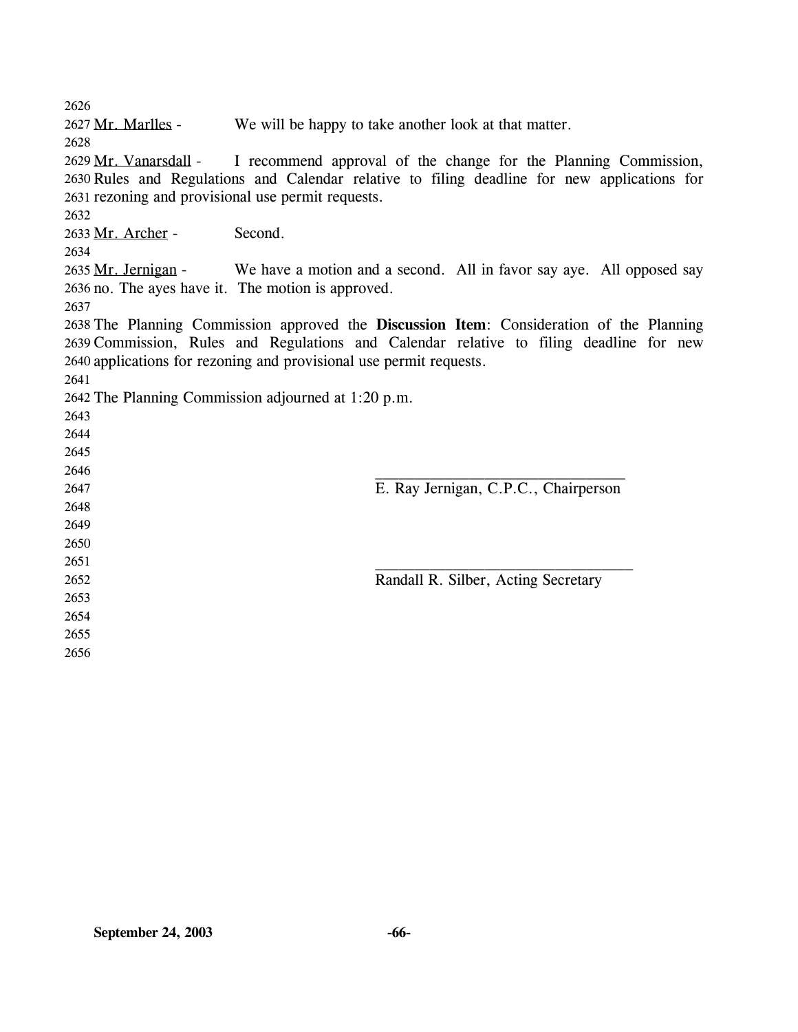Mr. Marlles - We will be happy to take another look at that matter.

Mr. Vanarsdall - I recommend approval of the change for the Planning Commission, Rules and Regulations and Calendar relative to filing deadline for new applications for rezoning and provisional use permit requests.

Mr. Archer - Second.

Mr. Jernigan - We have a motion and a second. All in favor say aye. All opposed say no. The ayes have it. The motion is approved.

The Planning Commission approved the **Discussion Item**: Consideration of the Planning Commission, Rules and Regulations and Calendar relative to filing deadline for new applications for rezoning and provisional use permit requests.

The Planning Commission adjourned at 1:20 p.m.

_________________________________
E. Ray Jernigan, C.P.C., Chairperson

_________________________________
Randall R. Silber, Acting Secretary